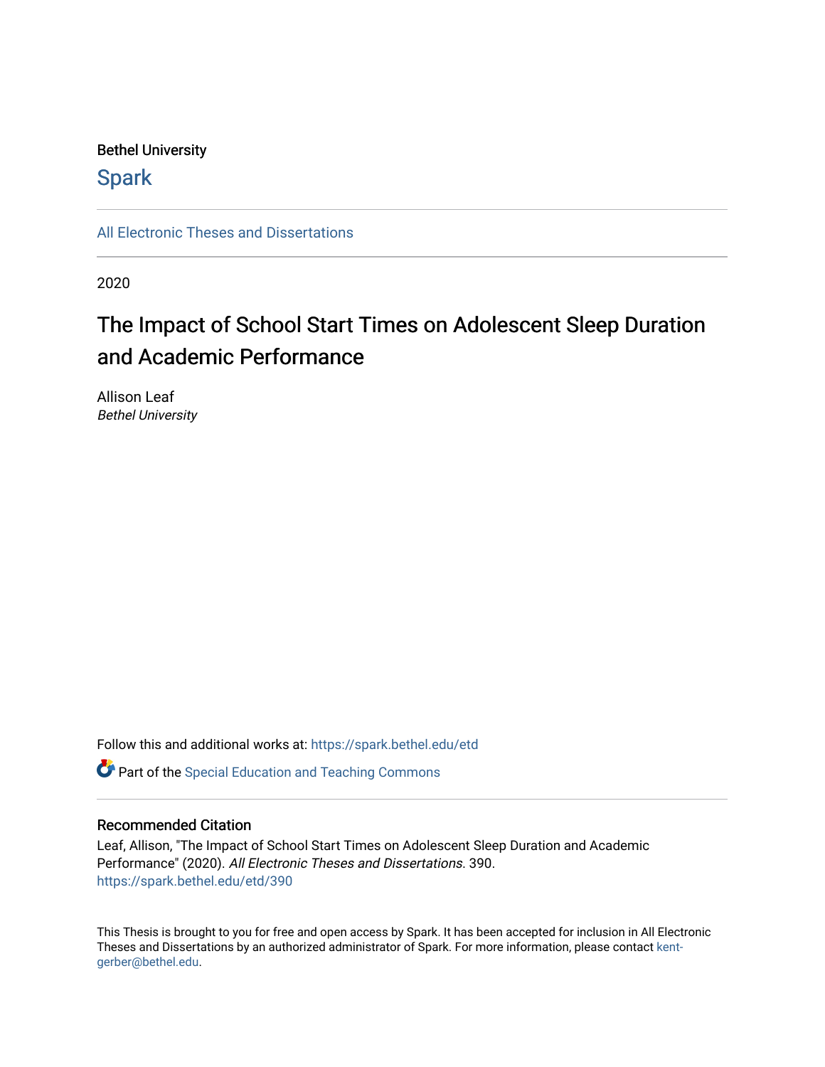Bethel University

**Spark**

All Electronic Theses and Dissertations

2020

# The Impact of School Start Times on Adolescent Sleep Duration and Academic Performance

Allison Leaf
*Bethel University*

Follow this and additional works at: https://spark.bethel.edu/etd

Part of the Special Education and Teaching Commons

## Recommended Citation

Leaf, Allison, "The Impact of School Start Times on Adolescent Sleep Duration and Academic Performance" (2020). *All Electronic Theses and Dissertations*. 390.
https://spark.bethel.edu/etd/390

This Thesis is brought to you for free and open access by Spark. It has been accepted for inclusion in All Electronic Theses and Dissertations by an authorized administrator of Spark. For more information, please contact kent-gerber@bethel.edu.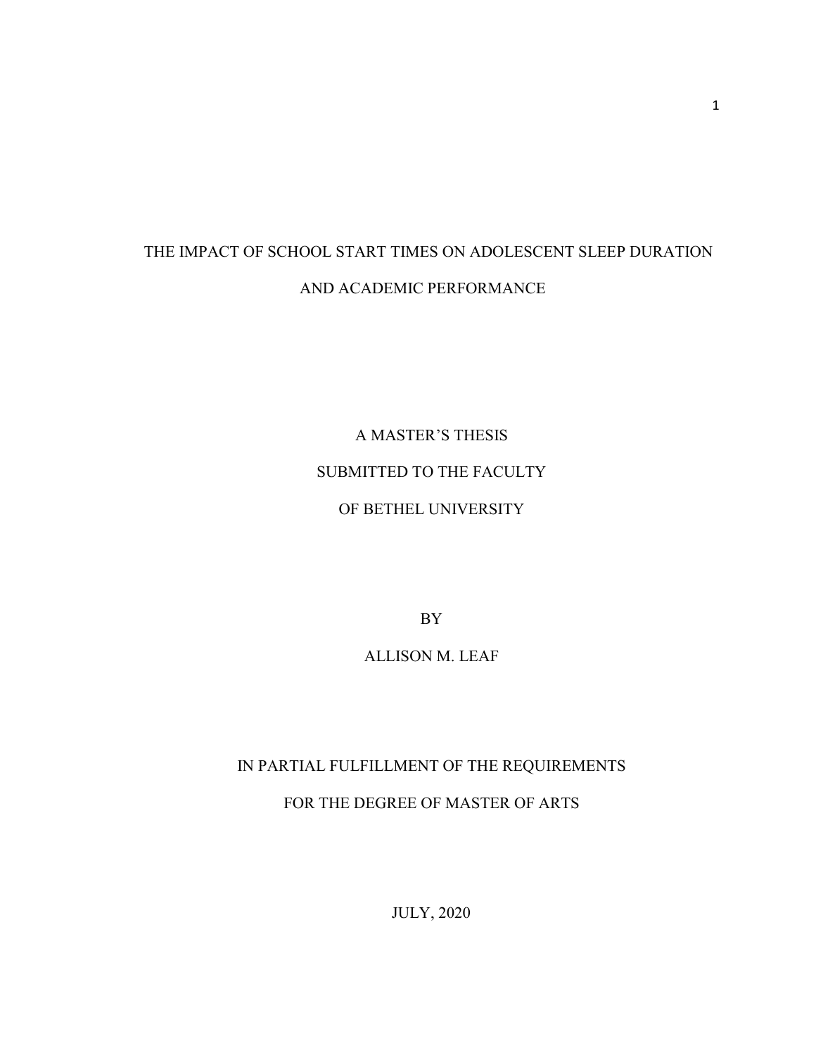# THE IMPACT OF SCHOOL START TIMES ON ADOLESCENT SLEEP DURATION AND ACADEMIC PERFORMANCE

A MASTER'S THESIS

SUBMITTED TO THE FACULTY

OF BETHEL UNIVERSITY

BY

ALLISON M. LEAF

IN PARTIAL FULFILLMENT OF THE REQUIREMENTS

FOR THE DEGREE OF MASTER OF ARTS

JULY, 2020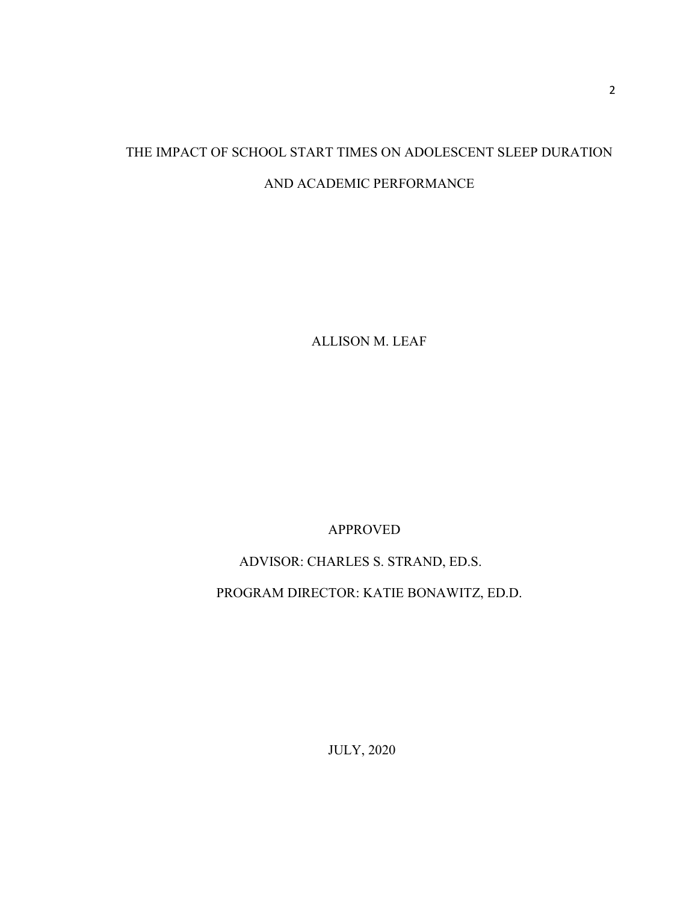# THE IMPACT OF SCHOOL START TIMES ON ADOLESCENT SLEEP DURATION AND ACADEMIC PERFORMANCE

ALLISON M. LEAF

APPROVED

ADVISOR: CHARLES S. STRAND, ED.S.

PROGRAM DIRECTOR: KATIE BONAWITZ, ED.D.

JULY, 2020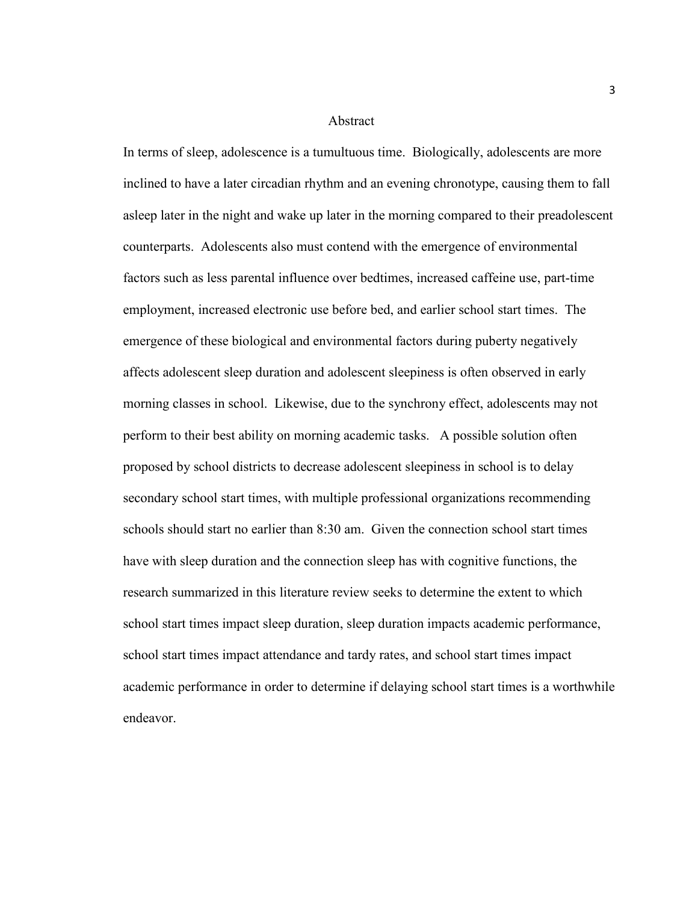# Abstract

In terms of sleep, adolescence is a tumultuous time. Biologically, adolescents are more inclined to have a later circadian rhythm and an evening chronotype, causing them to fall asleep later in the night and wake up later in the morning compared to their preadolescent counterparts. Adolescents also must contend with the emergence of environmental factors such as less parental influence over bedtimes, increased caffeine use, part-time employment, increased electronic use before bed, and earlier school start times. The emergence of these biological and environmental factors during puberty negatively affects adolescent sleep duration and adolescent sleepiness is often observed in early morning classes in school. Likewise, due to the synchrony effect, adolescents may not perform to their best ability on morning academic tasks. A possible solution often proposed by school districts to decrease adolescent sleepiness in school is to delay secondary school start times, with multiple professional organizations recommending schools should start no earlier than 8:30 am. Given the connection school start times have with sleep duration and the connection sleep has with cognitive functions, the research summarized in this literature review seeks to determine the extent to which school start times impact sleep duration, sleep duration impacts academic performance, school start times impact attendance and tardy rates, and school start times impact academic performance in order to determine if delaying school start times is a worthwhile endeavor.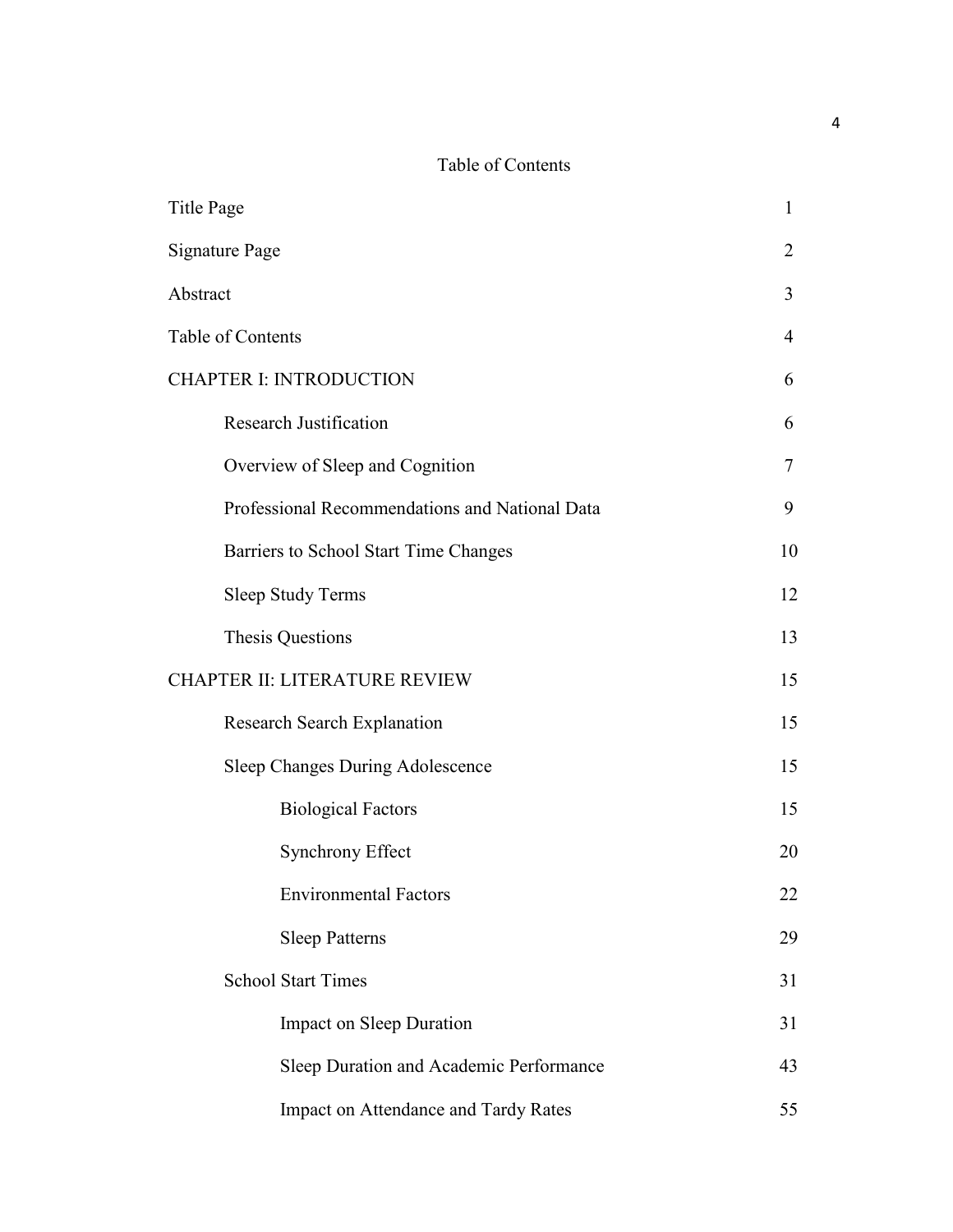# Table of Contents

| | |
|---|---|
| Title Page | 1 |
| Signature Page | 2 |
| Abstract | 3 |
| Table of Contents | 4 |
| CHAPTER I: INTRODUCTION | 6 |
| Research Justification | 6 |
| Overview of Sleep and Cognition | 7 |
| Professional Recommendations and National Data | 9 |
| Barriers to School Start Time Changes | 10 |
| Sleep Study Terms | 12 |
| Thesis Questions | 13 |
| CHAPTER II: LITERATURE REVIEW | 15 |
| Research Search Explanation | 15 |
| Sleep Changes During Adolescence | 15 |
| Biological Factors | 15 |
| Synchrony Effect | 20 |
| Environmental Factors | 22 |
| Sleep Patterns | 29 |
| School Start Times | 31 |
| Impact on Sleep Duration | 31 |
| Sleep Duration and Academic Performance | 43 |
| Impact on Attendance and Tardy Rates | 55 |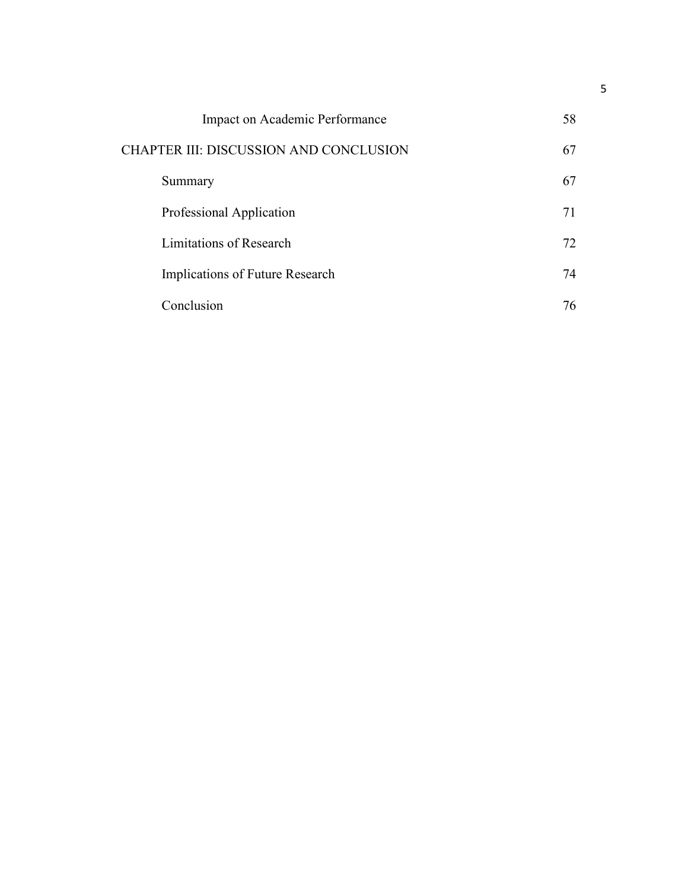| | |
|---|---|
| Impact on Academic Performance | 58 |
| CHAPTER III: DISCUSSION AND CONCLUSION | 67 |
| Summary | 67 |
| Professional Application | 71 |
| Limitations of Research | 72 |
| Implications of Future Research | 74 |
| Conclusion | 76 |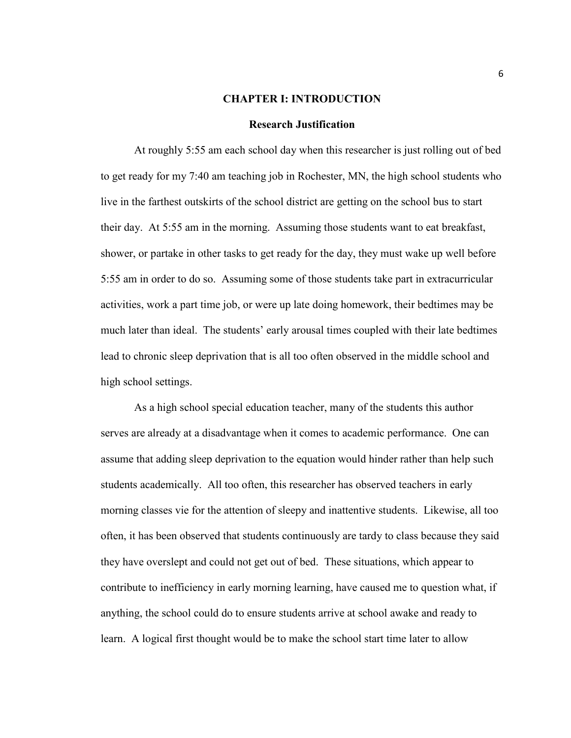# CHAPTER I: INTRODUCTION

## Research Justification

At roughly 5:55 am each school day when this researcher is just rolling out of bed to get ready for my 7:40 am teaching job in Rochester, MN, the high school students who live in the farthest outskirts of the school district are getting on the school bus to start their day. At 5:55 am in the morning. Assuming those students want to eat breakfast, shower, or partake in other tasks to get ready for the day, they must wake up well before 5:55 am in order to do so. Assuming some of those students take part in extracurricular activities, work a part time job, or were up late doing homework, their bedtimes may be much later than ideal. The students' early arousal times coupled with their late bedtimes lead to chronic sleep deprivation that is all too often observed in the middle school and high school settings.

As a high school special education teacher, many of the students this author serves are already at a disadvantage when it comes to academic performance. One can assume that adding sleep deprivation to the equation would hinder rather than help such students academically. All too often, this researcher has observed teachers in early morning classes vie for the attention of sleepy and inattentive students. Likewise, all too often, it has been observed that students continuously are tardy to class because they said they have overslept and could not get out of bed. These situations, which appear to contribute to inefficiency in early morning learning, have caused me to question what, if anything, the school could do to ensure students arrive at school awake and ready to learn. A logical first thought would be to make the school start time later to allow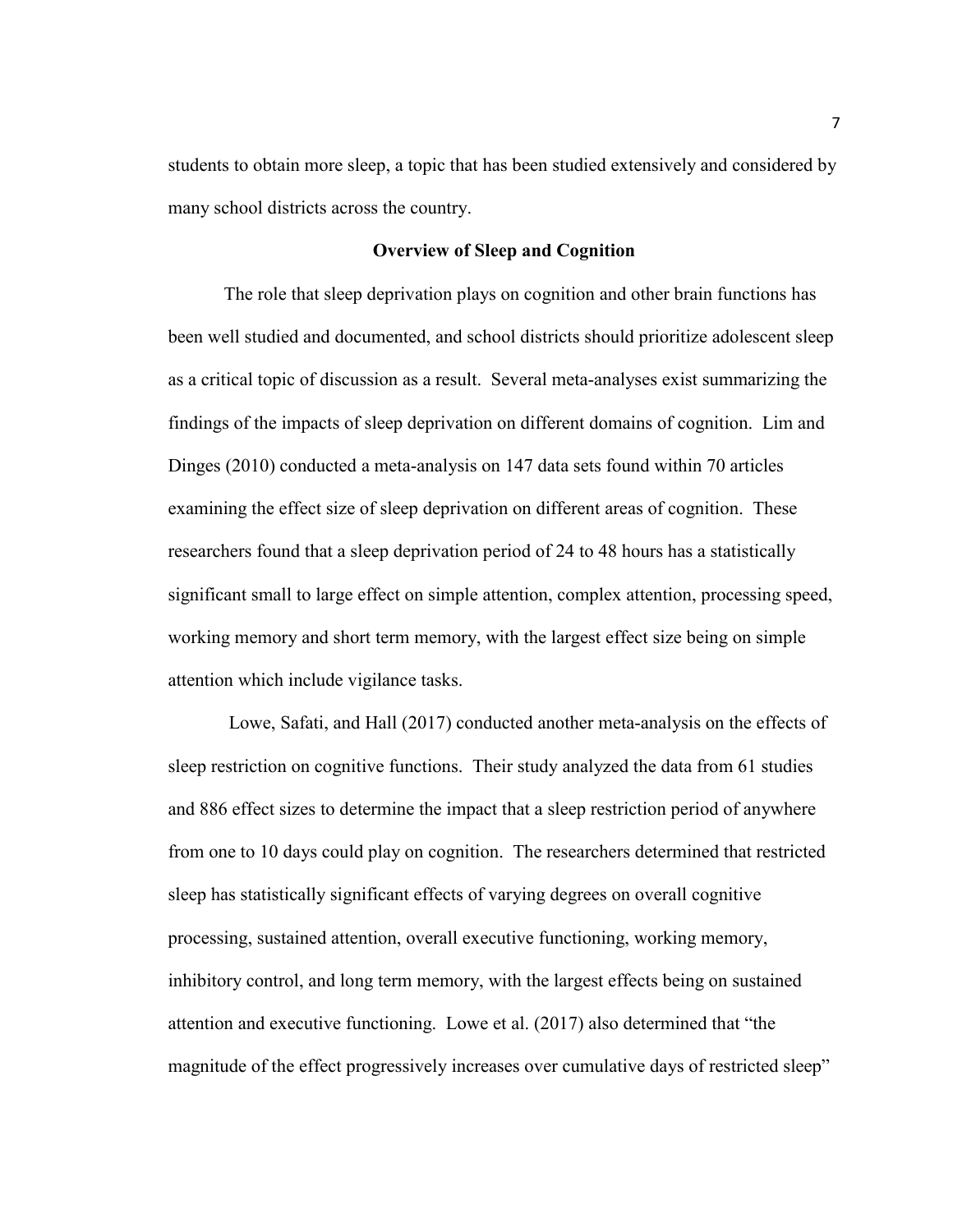students to obtain more sleep, a topic that has been studied extensively and considered by many school districts across the country.

## Overview of Sleep and Cognition

The role that sleep deprivation plays on cognition and other brain functions has been well studied and documented, and school districts should prioritize adolescent sleep as a critical topic of discussion as a result. Several meta-analyses exist summarizing the findings of the impacts of sleep deprivation on different domains of cognition. Lim and Dinges (2010) conducted a meta-analysis on 147 data sets found within 70 articles examining the effect size of sleep deprivation on different areas of cognition. These researchers found that a sleep deprivation period of 24 to 48 hours has a statistically significant small to large effect on simple attention, complex attention, processing speed, working memory and short term memory, with the largest effect size being on simple attention which include vigilance tasks.

Lowe, Safati, and Hall (2017) conducted another meta-analysis on the effects of sleep restriction on cognitive functions. Their study analyzed the data from 61 studies and 886 effect sizes to determine the impact that a sleep restriction period of anywhere from one to 10 days could play on cognition. The researchers determined that restricted sleep has statistically significant effects of varying degrees on overall cognitive processing, sustained attention, overall executive functioning, working memory, inhibitory control, and long term memory, with the largest effects being on sustained attention and executive functioning. Lowe et al. (2017) also determined that "the magnitude of the effect progressively increases over cumulative days of restricted sleep"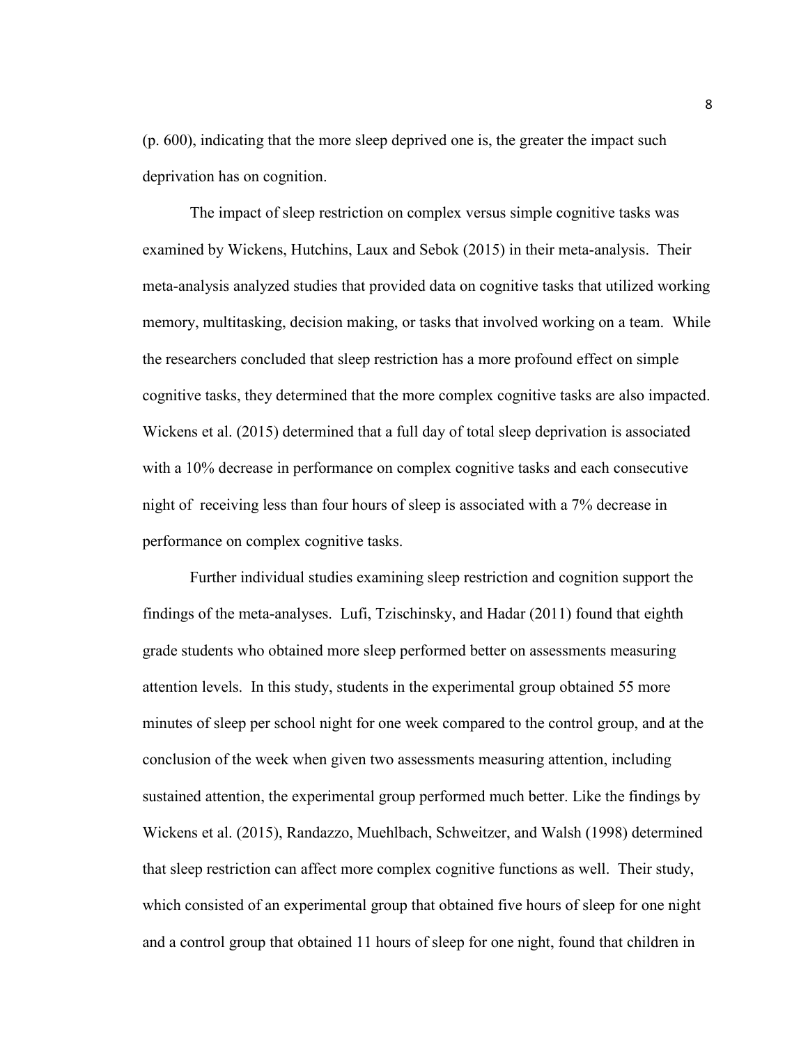(p. 600), indicating that the more sleep deprived one is, the greater the impact such deprivation has on cognition.

The impact of sleep restriction on complex versus simple cognitive tasks was examined by Wickens, Hutchins, Laux and Sebok (2015) in their meta-analysis. Their meta-analysis analyzed studies that provided data on cognitive tasks that utilized working memory, multitasking, decision making, or tasks that involved working on a team. While the researchers concluded that sleep restriction has a more profound effect on simple cognitive tasks, they determined that the more complex cognitive tasks are also impacted. Wickens et al. (2015) determined that a full day of total sleep deprivation is associated with a 10% decrease in performance on complex cognitive tasks and each consecutive night of receiving less than four hours of sleep is associated with a 7% decrease in performance on complex cognitive tasks.

Further individual studies examining sleep restriction and cognition support the findings of the meta-analyses. Lufi, Tzischinsky, and Hadar (2011) found that eighth grade students who obtained more sleep performed better on assessments measuring attention levels. In this study, students in the experimental group obtained 55 more minutes of sleep per school night for one week compared to the control group, and at the conclusion of the week when given two assessments measuring attention, including sustained attention, the experimental group performed much better. Like the findings by Wickens et al. (2015), Randazzo, Muehlbach, Schweitzer, and Walsh (1998) determined that sleep restriction can affect more complex cognitive functions as well. Their study, which consisted of an experimental group that obtained five hours of sleep for one night and a control group that obtained 11 hours of sleep for one night, found that children in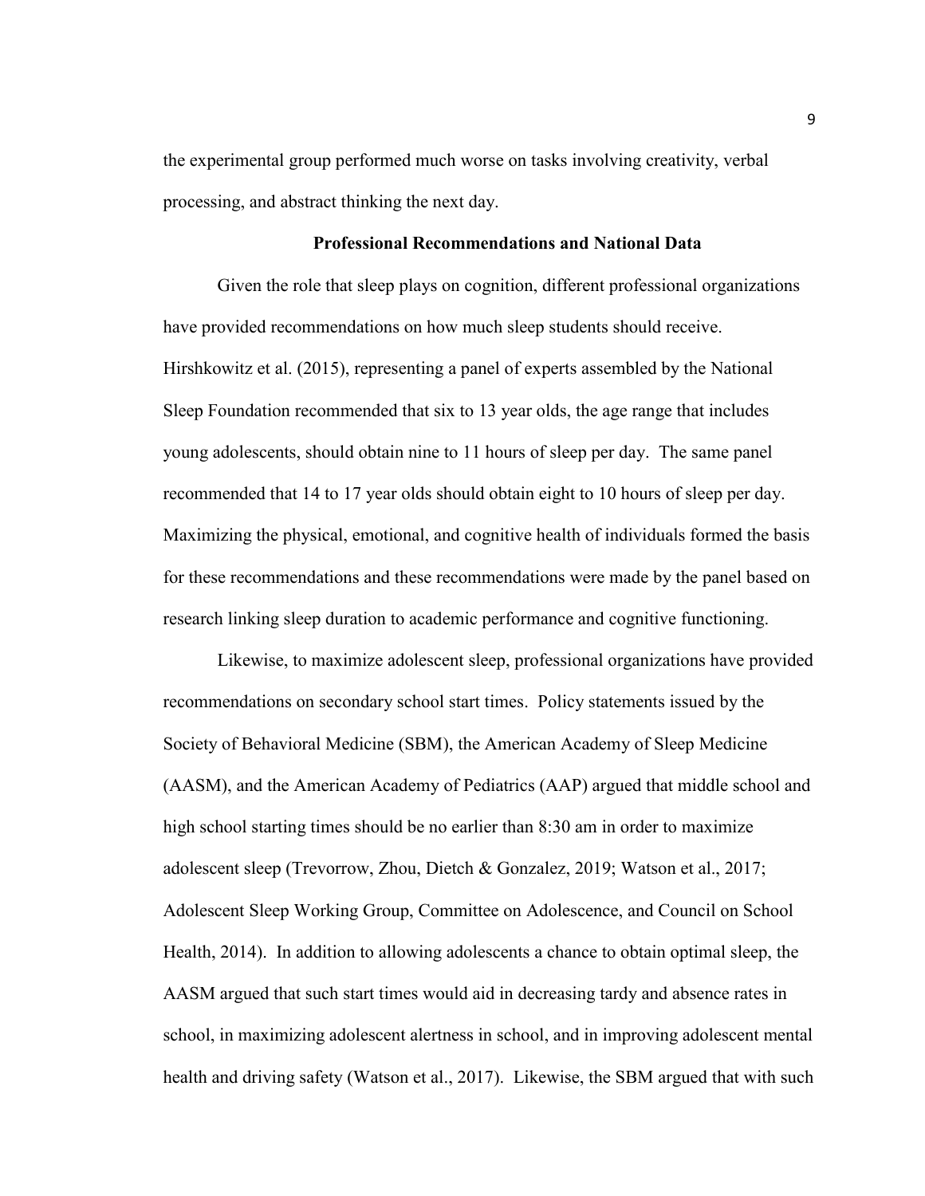the experimental group performed much worse on tasks involving creativity, verbal processing, and abstract thinking the next day.

## Professional Recommendations and National Data

Given the role that sleep plays on cognition, different professional organizations have provided recommendations on how much sleep students should receive. Hirshkowitz et al. (2015), representing a panel of experts assembled by the National Sleep Foundation recommended that six to 13 year olds, the age range that includes young adolescents, should obtain nine to 11 hours of sleep per day. The same panel recommended that 14 to 17 year olds should obtain eight to 10 hours of sleep per day. Maximizing the physical, emotional, and cognitive health of individuals formed the basis for these recommendations and these recommendations were made by the panel based on research linking sleep duration to academic performance and cognitive functioning.

Likewise, to maximize adolescent sleep, professional organizations have provided recommendations on secondary school start times. Policy statements issued by the Society of Behavioral Medicine (SBM), the American Academy of Sleep Medicine (AASM), and the American Academy of Pediatrics (AAP) argued that middle school and high school starting times should be no earlier than 8:30 am in order to maximize adolescent sleep (Trevorrow, Zhou, Dietch & Gonzalez, 2019; Watson et al., 2017; Adolescent Sleep Working Group, Committee on Adolescence, and Council on School Health, 2014). In addition to allowing adolescents a chance to obtain optimal sleep, the AASM argued that such start times would aid in decreasing tardy and absence rates in school, in maximizing adolescent alertness in school, and in improving adolescent mental health and driving safety (Watson et al., 2017). Likewise, the SBM argued that with such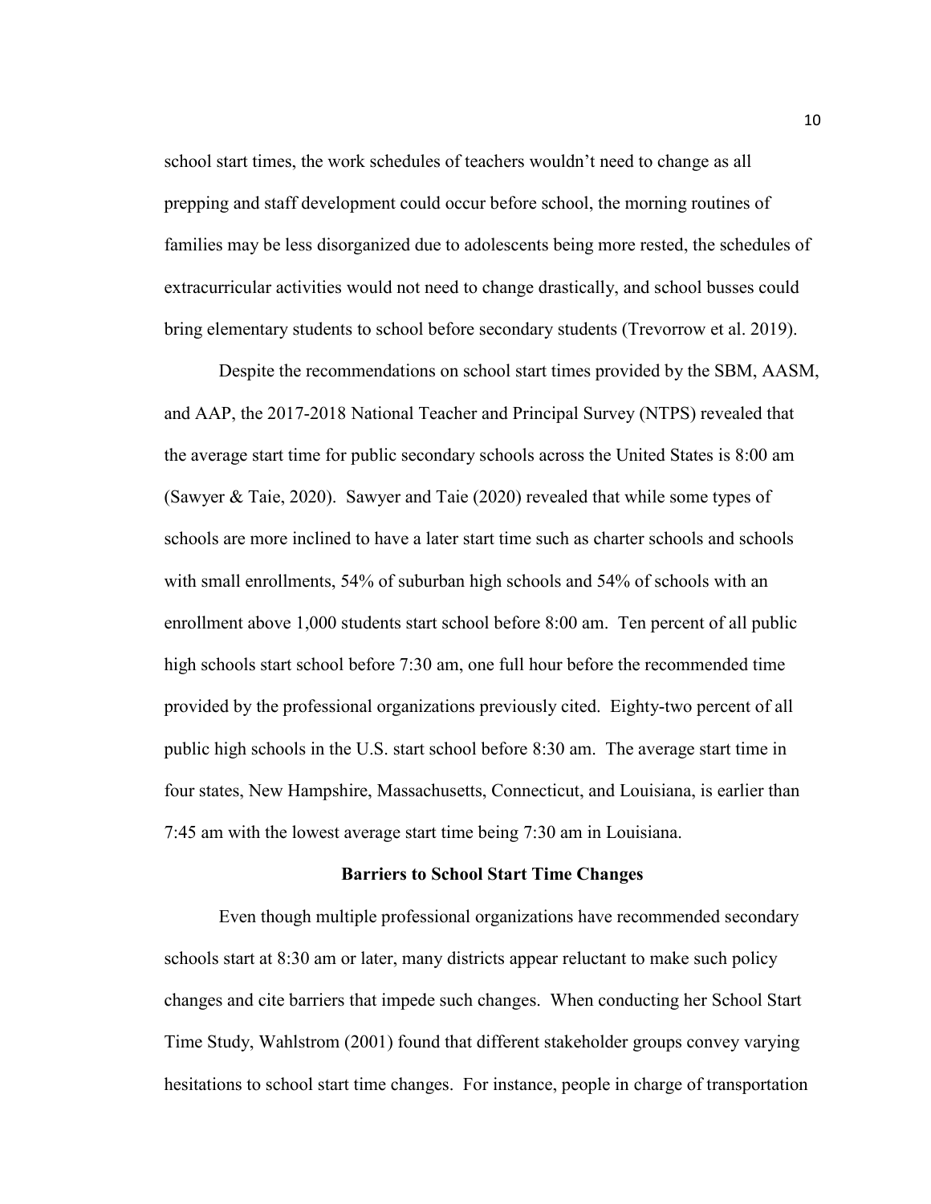school start times, the work schedules of teachers wouldn't need to change as all prepping and staff development could occur before school, the morning routines of families may be less disorganized due to adolescents being more rested, the schedules of extracurricular activities would not need to change drastically, and school busses could bring elementary students to school before secondary students (Trevorrow et al. 2019).

Despite the recommendations on school start times provided by the SBM, AASM, and AAP, the 2017-2018 National Teacher and Principal Survey (NTPS) revealed that the average start time for public secondary schools across the United States is 8:00 am (Sawyer & Taie, 2020). Sawyer and Taie (2020) revealed that while some types of schools are more inclined to have a later start time such as charter schools and schools with small enrollments, 54% of suburban high schools and 54% of schools with an enrollment above 1,000 students start school before 8:00 am. Ten percent of all public high schools start school before 7:30 am, one full hour before the recommended time provided by the professional organizations previously cited. Eighty-two percent of all public high schools in the U.S. start school before 8:30 am. The average start time in four states, New Hampshire, Massachusetts, Connecticut, and Louisiana, is earlier than 7:45 am with the lowest average start time being 7:30 am in Louisiana.

## Barriers to School Start Time Changes

Even though multiple professional organizations have recommended secondary schools start at 8:30 am or later, many districts appear reluctant to make such policy changes and cite barriers that impede such changes. When conducting her School Start Time Study, Wahlstrom (2001) found that different stakeholder groups convey varying hesitations to school start time changes. For instance, people in charge of transportation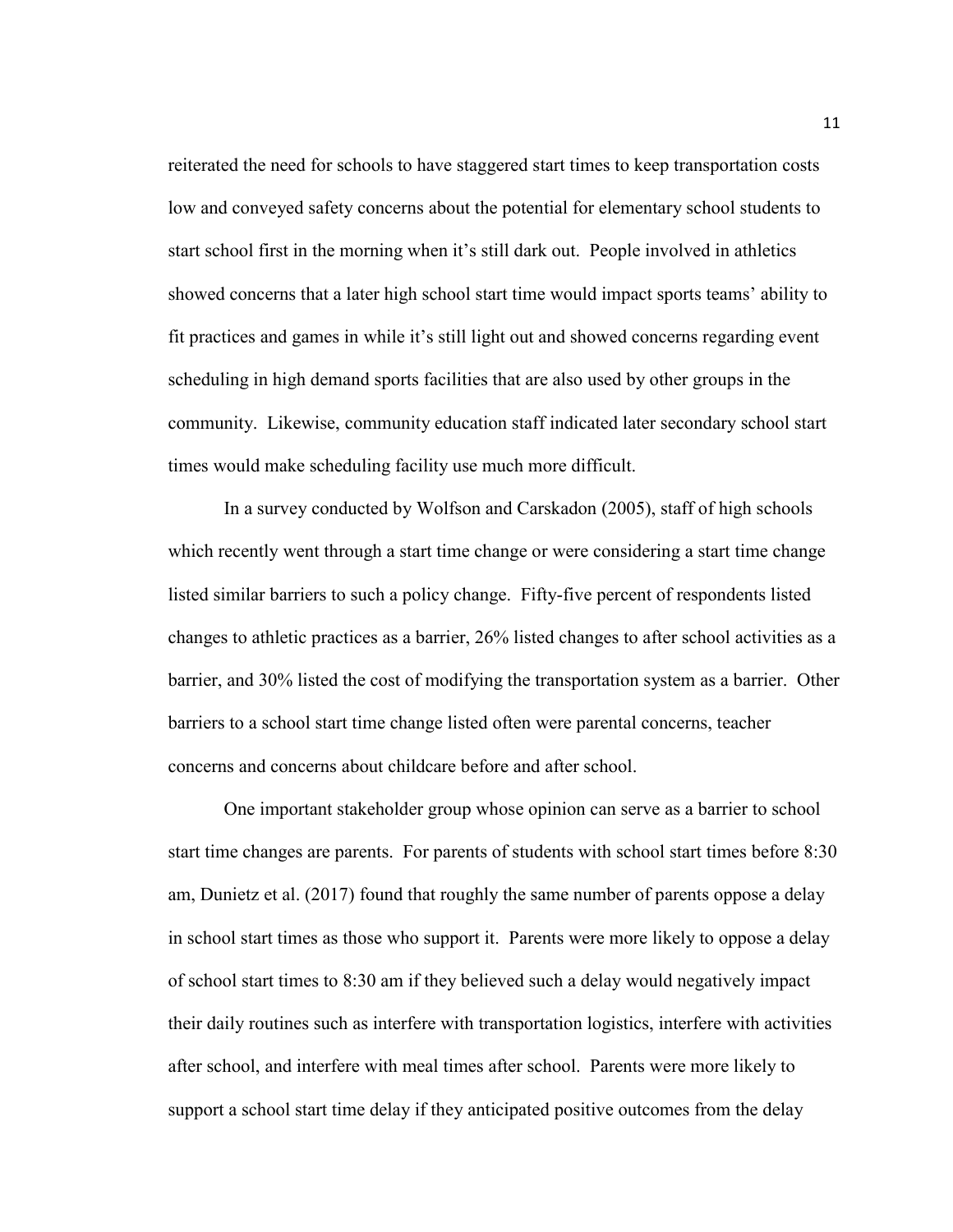reiterated the need for schools to have staggered start times to keep transportation costs low and conveyed safety concerns about the potential for elementary school students to start school first in the morning when it's still dark out. People involved in athletics showed concerns that a later high school start time would impact sports teams' ability to fit practices and games in while it's still light out and showed concerns regarding event scheduling in high demand sports facilities that are also used by other groups in the community. Likewise, community education staff indicated later secondary school start times would make scheduling facility use much more difficult.

In a survey conducted by Wolfson and Carskadon (2005), staff of high schools which recently went through a start time change or were considering a start time change listed similar barriers to such a policy change. Fifty-five percent of respondents listed changes to athletic practices as a barrier, 26% listed changes to after school activities as a barrier, and 30% listed the cost of modifying the transportation system as a barrier. Other barriers to a school start time change listed often were parental concerns, teacher concerns and concerns about childcare before and after school.

One important stakeholder group whose opinion can serve as a barrier to school start time changes are parents. For parents of students with school start times before 8:30 am, Dunietz et al. (2017) found that roughly the same number of parents oppose a delay in school start times as those who support it. Parents were more likely to oppose a delay of school start times to 8:30 am if they believed such a delay would negatively impact their daily routines such as interfere with transportation logistics, interfere with activities after school, and interfere with meal times after school. Parents were more likely to support a school start time delay if they anticipated positive outcomes from the delay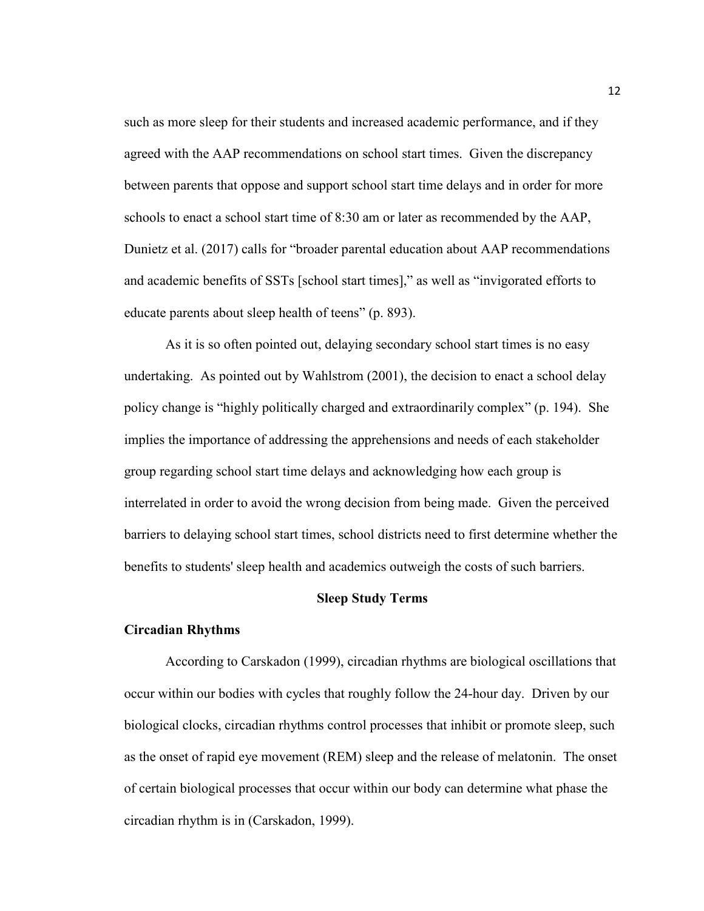such as more sleep for their students and increased academic performance, and if they agreed with the AAP recommendations on school start times. Given the discrepancy between parents that oppose and support school start time delays and in order for more schools to enact a school start time of 8:30 am or later as recommended by the AAP, Dunietz et al. (2017) calls for "broader parental education about AAP recommendations and academic benefits of SSTs [school start times]," as well as "invigorated efforts to educate parents about sleep health of teens" (p. 893).

As it is so often pointed out, delaying secondary school start times is no easy undertaking. As pointed out by Wahlstrom (2001), the decision to enact a school delay policy change is "highly politically charged and extraordinarily complex" (p. 194). She implies the importance of addressing the apprehensions and needs of each stakeholder group regarding school start time delays and acknowledging how each group is interrelated in order to avoid the wrong decision from being made. Given the perceived barriers to delaying school start times, school districts need to first determine whether the benefits to students' sleep health and academics outweigh the costs of such barriers.

## Sleep Study Terms

### Circadian Rhythms

According to Carskadon (1999), circadian rhythms are biological oscillations that occur within our bodies with cycles that roughly follow the 24-hour day. Driven by our biological clocks, circadian rhythms control processes that inhibit or promote sleep, such as the onset of rapid eye movement (REM) sleep and the release of melatonin. The onset of certain biological processes that occur within our body can determine what phase the circadian rhythm is in (Carskadon, 1999).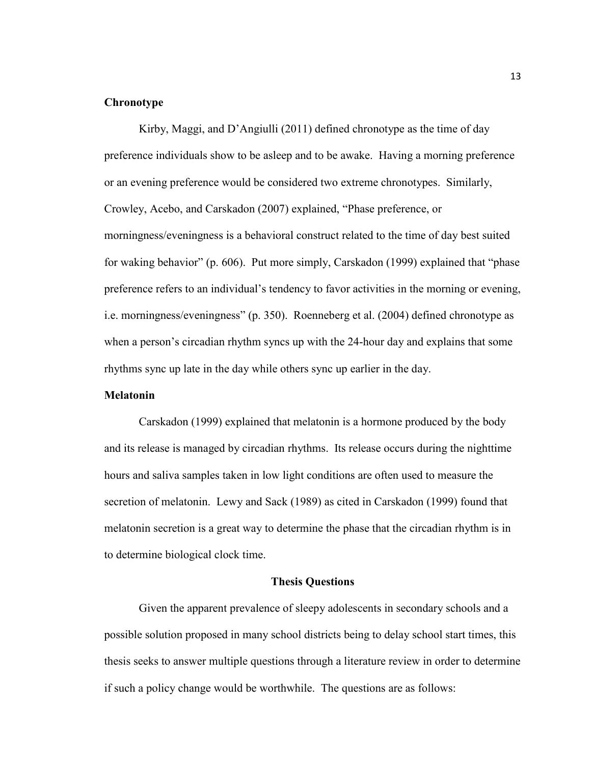### Chronotype

Kirby, Maggi, and D'Angiulli (2011) defined chronotype as the time of day preference individuals show to be asleep and to be awake. Having a morning preference or an evening preference would be considered two extreme chronotypes. Similarly, Crowley, Acebo, and Carskadon (2007) explained, "Phase preference, or morningness/eveningness is a behavioral construct related to the time of day best suited for waking behavior" (p. 606). Put more simply, Carskadon (1999) explained that "phase preference refers to an individual's tendency to favor activities in the morning or evening, i.e. morningness/eveningness" (p. 350). Roenneberg et al. (2004) defined chronotype as when a person's circadian rhythm syncs up with the 24-hour day and explains that some rhythms sync up late in the day while others sync up earlier in the day.

### Melatonin

Carskadon (1999) explained that melatonin is a hormone produced by the body and its release is managed by circadian rhythms. Its release occurs during the nighttime hours and saliva samples taken in low light conditions are often used to measure the secretion of melatonin. Lewy and Sack (1989) as cited in Carskadon (1999) found that melatonin secretion is a great way to determine the phase that the circadian rhythm is in to determine biological clock time.

## Thesis Questions

Given the apparent prevalence of sleepy adolescents in secondary schools and a possible solution proposed in many school districts being to delay school start times, this thesis seeks to answer multiple questions through a literature review in order to determine if such a policy change would be worthwhile. The questions are as follows: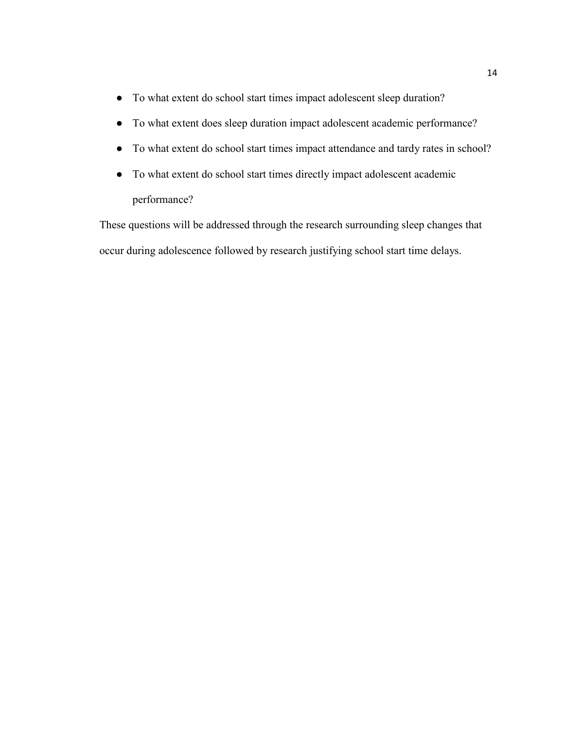- To what extent do school start times impact adolescent sleep duration?
- To what extent does sleep duration impact adolescent academic performance?
- To what extent do school start times impact attendance and tardy rates in school?
- To what extent do school start times directly impact adolescent academic performance?

These questions will be addressed through the research surrounding sleep changes that occur during adolescence followed by research justifying school start time delays.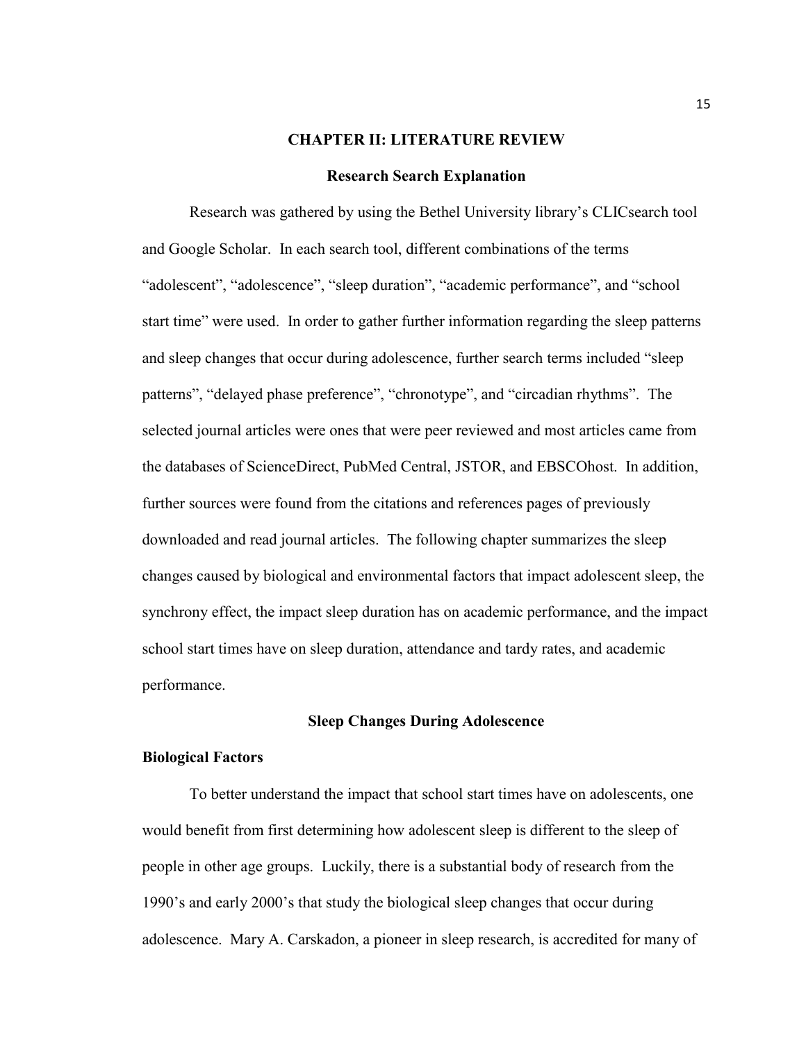# CHAPTER II: LITERATURE REVIEW

## Research Search Explanation

Research was gathered by using the Bethel University library's CLICsearch tool and Google Scholar. In each search tool, different combinations of the terms "adolescent", "adolescence", "sleep duration", "academic performance", and "school start time" were used. In order to gather further information regarding the sleep patterns and sleep changes that occur during adolescence, further search terms included "sleep patterns", "delayed phase preference", "chronotype", and "circadian rhythms". The selected journal articles were ones that were peer reviewed and most articles came from the databases of ScienceDirect, PubMed Central, JSTOR, and EBSCOhost. In addition, further sources were found from the citations and references pages of previously downloaded and read journal articles. The following chapter summarizes the sleep changes caused by biological and environmental factors that impact adolescent sleep, the synchrony effect, the impact sleep duration has on academic performance, and the impact school start times have on sleep duration, attendance and tardy rates, and academic performance.

## Sleep Changes During Adolescence

### Biological Factors

To better understand the impact that school start times have on adolescents, one would benefit from first determining how adolescent sleep is different to the sleep of people in other age groups. Luckily, there is a substantial body of research from the 1990's and early 2000's that study the biological sleep changes that occur during adolescence. Mary A. Carskadon, a pioneer in sleep research, is accredited for many of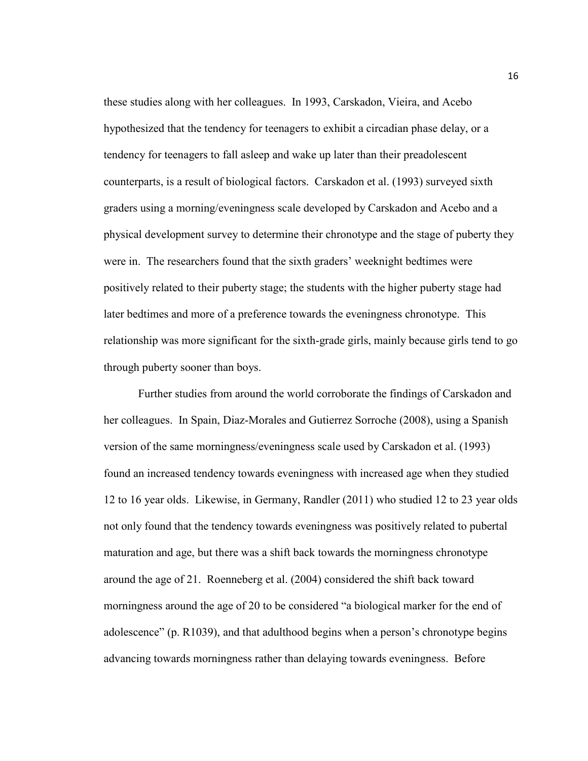these studies along with her colleagues. In 1993, Carskadon, Vieira, and Acebo hypothesized that the tendency for teenagers to exhibit a circadian phase delay, or a tendency for teenagers to fall asleep and wake up later than their preadolescent counterparts, is a result of biological factors. Carskadon et al. (1993) surveyed sixth graders using a morning/eveningness scale developed by Carskadon and Acebo and a physical development survey to determine their chronotype and the stage of puberty they were in. The researchers found that the sixth graders' weeknight bedtimes were positively related to their puberty stage; the students with the higher puberty stage had later bedtimes and more of a preference towards the eveningness chronotype. This relationship was more significant for the sixth-grade girls, mainly because girls tend to go through puberty sooner than boys.

Further studies from around the world corroborate the findings of Carskadon and her colleagues. In Spain, Diaz-Morales and Gutierrez Sorroche (2008), using a Spanish version of the same morningness/eveningness scale used by Carskadon et al. (1993) found an increased tendency towards eveningness with increased age when they studied 12 to 16 year olds. Likewise, in Germany, Randler (2011) who studied 12 to 23 year olds not only found that the tendency towards eveningness was positively related to pubertal maturation and age, but there was a shift back towards the morningness chronotype around the age of 21. Roenneberg et al. (2004) considered the shift back toward morningness around the age of 20 to be considered "a biological marker for the end of adolescence" (p. R1039), and that adulthood begins when a person's chronotype begins advancing towards morningness rather than delaying towards eveningness. Before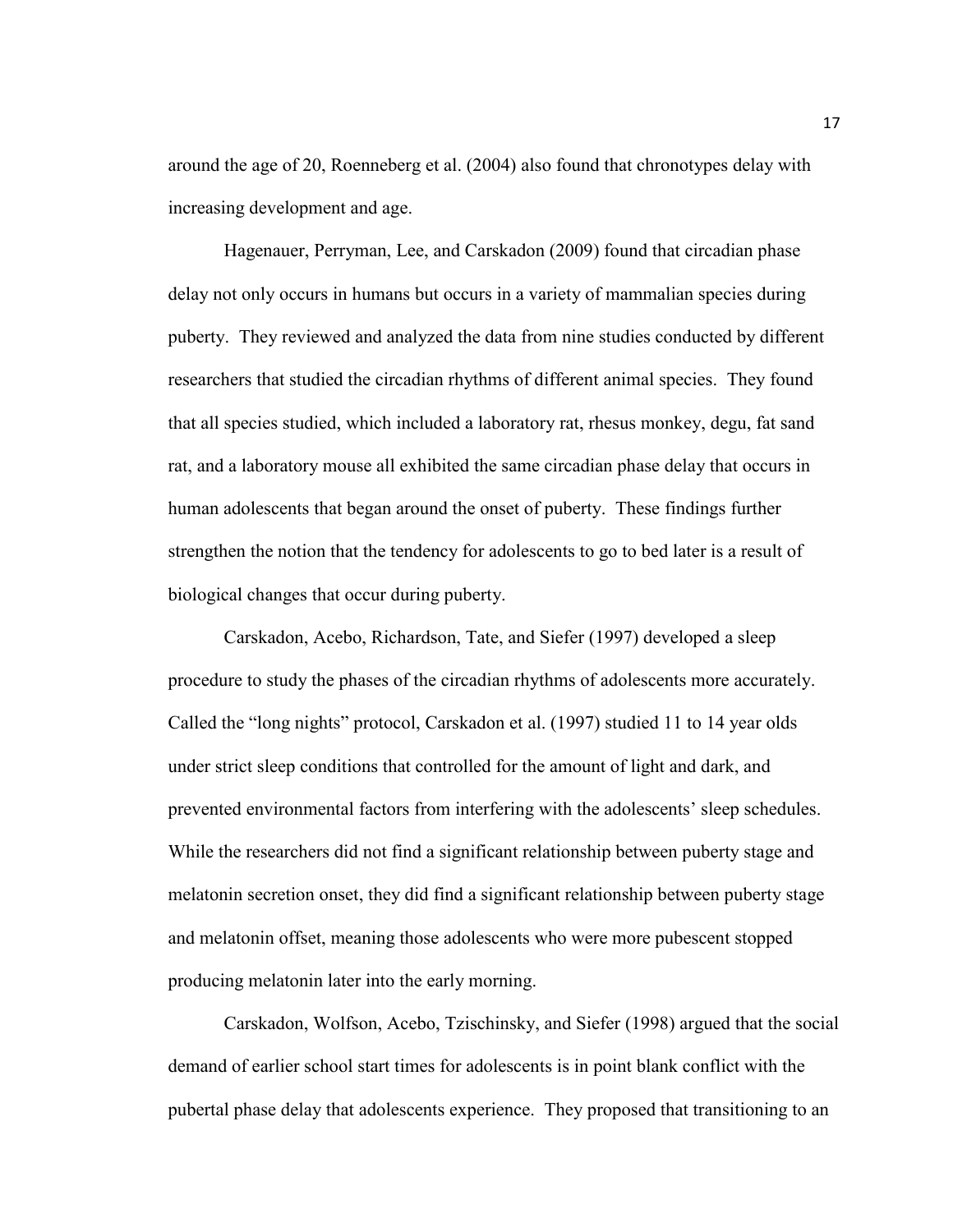around the age of 20, Roenneberg et al. (2004) also found that chronotypes delay with increasing development and age.

Hagenauer, Perryman, Lee, and Carskadon (2009) found that circadian phase delay not only occurs in humans but occurs in a variety of mammalian species during puberty. They reviewed and analyzed the data from nine studies conducted by different researchers that studied the circadian rhythms of different animal species. They found that all species studied, which included a laboratory rat, rhesus monkey, degu, fat sand rat, and a laboratory mouse all exhibited the same circadian phase delay that occurs in human adolescents that began around the onset of puberty. These findings further strengthen the notion that the tendency for adolescents to go to bed later is a result of biological changes that occur during puberty.

Carskadon, Acebo, Richardson, Tate, and Siefer (1997) developed a sleep procedure to study the phases of the circadian rhythms of adolescents more accurately. Called the "long nights" protocol, Carskadon et al. (1997) studied 11 to 14 year olds under strict sleep conditions that controlled for the amount of light and dark, and prevented environmental factors from interfering with the adolescents' sleep schedules. While the researchers did not find a significant relationship between puberty stage and melatonin secretion onset, they did find a significant relationship between puberty stage and melatonin offset, meaning those adolescents who were more pubescent stopped producing melatonin later into the early morning.

Carskadon, Wolfson, Acebo, Tzischinsky, and Siefer (1998) argued that the social demand of earlier school start times for adolescents is in point blank conflict with the pubertal phase delay that adolescents experience. They proposed that transitioning to an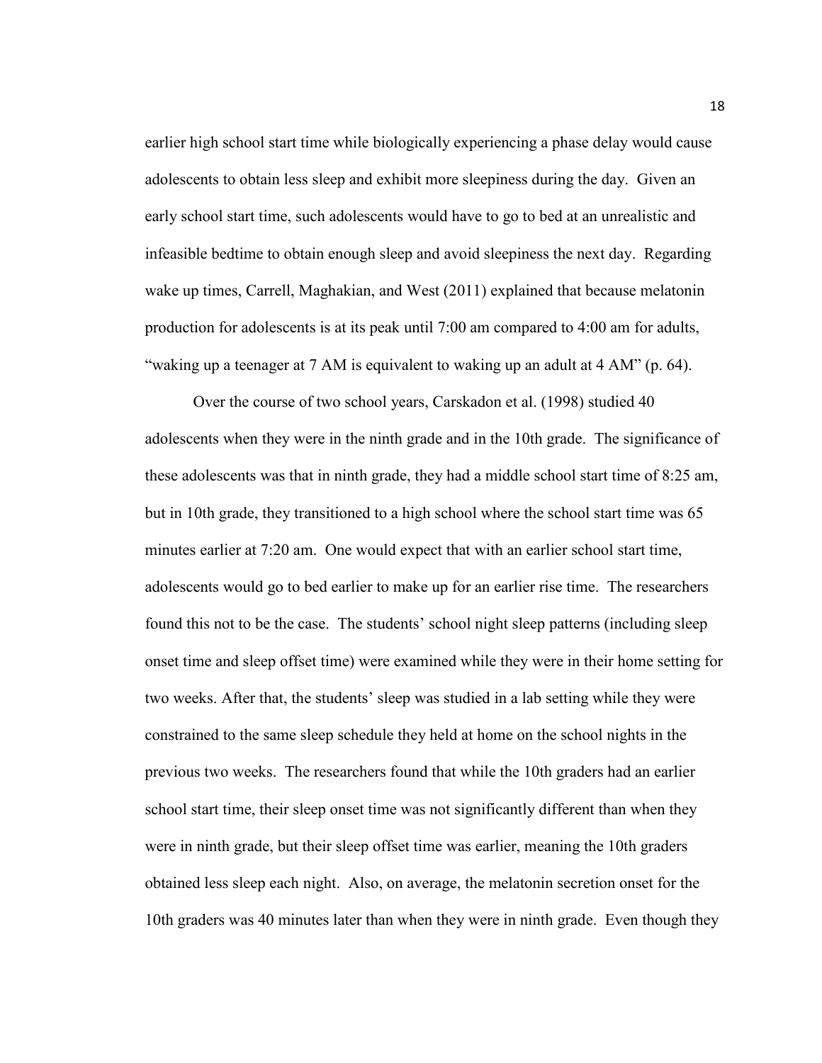earlier high school start time while biologically experiencing a phase delay would cause adolescents to obtain less sleep and exhibit more sleepiness during the day. Given an early school start time, such adolescents would have to go to bed at an unrealistic and infeasible bedtime to obtain enough sleep and avoid sleepiness the next day. Regarding wake up times, Carrell, Maghakian, and West (2011) explained that because melatonin production for adolescents is at its peak until 7:00 am compared to 4:00 am for adults, "waking up a teenager at 7 AM is equivalent to waking up an adult at 4 AM" (p. 64).

Over the course of two school years, Carskadon et al. (1998) studied 40 adolescents when they were in the ninth grade and in the 10th grade. The significance of these adolescents was that in ninth grade, they had a middle school start time of 8:25 am, but in 10th grade, they transitioned to a high school where the school start time was 65 minutes earlier at 7:20 am. One would expect that with an earlier school start time, adolescents would go to bed earlier to make up for an earlier rise time. The researchers found this not to be the case. The students' school night sleep patterns (including sleep onset time and sleep offset time) were examined while they were in their home setting for two weeks. After that, the students' sleep was studied in a lab setting while they were constrained to the same sleep schedule they held at home on the school nights in the previous two weeks. The researchers found that while the 10th graders had an earlier school start time, their sleep onset time was not significantly different than when they were in ninth grade, but their sleep offset time was earlier, meaning the 10th graders obtained less sleep each night. Also, on average, the melatonin secretion onset for the 10th graders was 40 minutes later than when they were in ninth grade. Even though they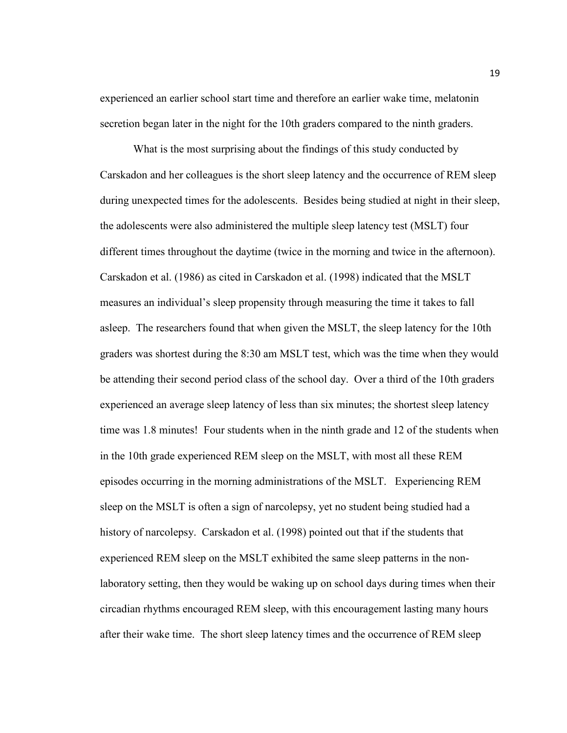experienced an earlier school start time and therefore an earlier wake time, melatonin secretion began later in the night for the 10th graders compared to the ninth graders.

What is the most surprising about the findings of this study conducted by Carskadon and her colleagues is the short sleep latency and the occurrence of REM sleep during unexpected times for the adolescents. Besides being studied at night in their sleep, the adolescents were also administered the multiple sleep latency test (MSLT) four different times throughout the daytime (twice in the morning and twice in the afternoon). Carskadon et al. (1986) as cited in Carskadon et al. (1998) indicated that the MSLT measures an individual's sleep propensity through measuring the time it takes to fall asleep. The researchers found that when given the MSLT, the sleep latency for the 10th graders was shortest during the 8:30 am MSLT test, which was the time when they would be attending their second period class of the school day. Over a third of the 10th graders experienced an average sleep latency of less than six minutes; the shortest sleep latency time was 1.8 minutes! Four students when in the ninth grade and 12 of the students when in the 10th grade experienced REM sleep on the MSLT, with most all these REM episodes occurring in the morning administrations of the MSLT. Experiencing REM sleep on the MSLT is often a sign of narcolepsy, yet no student being studied had a history of narcolepsy. Carskadon et al. (1998) pointed out that if the students that experienced REM sleep on the MSLT exhibited the same sleep patterns in the non-laboratory setting, then they would be waking up on school days during times when their circadian rhythms encouraged REM sleep, with this encouragement lasting many hours after their wake time. The short sleep latency times and the occurrence of REM sleep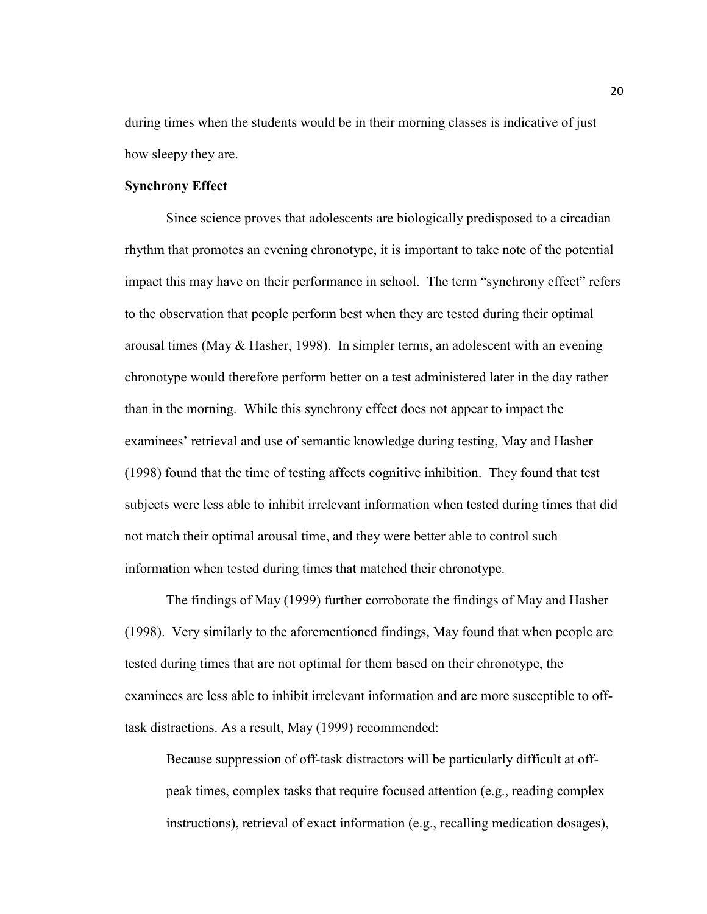during times when the students would be in their morning classes is indicative of just how sleepy they are.

**Synchrony Effect**

Since science proves that adolescents are biologically predisposed to a circadian rhythm that promotes an evening chronotype, it is important to take note of the potential impact this may have on their performance in school. The term "synchrony effect" refers to the observation that people perform best when they are tested during their optimal arousal times (May & Hasher, 1998). In simpler terms, an adolescent with an evening chronotype would therefore perform better on a test administered later in the day rather than in the morning. While this synchrony effect does not appear to impact the examinees' retrieval and use of semantic knowledge during testing, May and Hasher (1998) found that the time of testing affects cognitive inhibition. They found that test subjects were less able to inhibit irrelevant information when tested during times that did not match their optimal arousal time, and they were better able to control such information when tested during times that matched their chronotype.

The findings of May (1999) further corroborate the findings of May and Hasher (1998). Very similarly to the aforementioned findings, May found that when people are tested during times that are not optimal for them based on their chronotype, the examinees are less able to inhibit irrelevant information and are more susceptible to off-task distractions. As a result, May (1999) recommended:

> Because suppression of off-task distractors will be particularly difficult at off-peak times, complex tasks that require focused attention (e.g., reading complex instructions), retrieval of exact information (e.g., recalling medication dosages),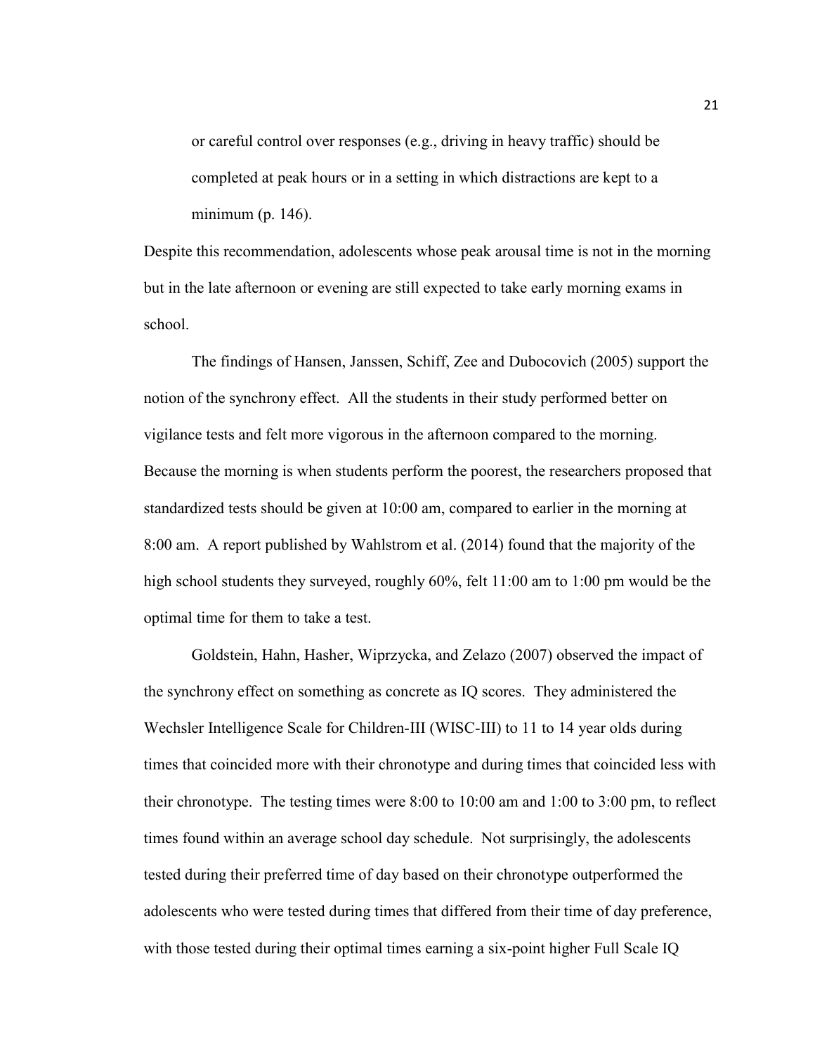> or careful control over responses (e.g., driving in heavy traffic) should be completed at peak hours or in a setting in which distractions are kept to a minimum (p. 146).

Despite this recommendation, adolescents whose peak arousal time is not in the morning but in the late afternoon or evening are still expected to take early morning exams in school.

The findings of Hansen, Janssen, Schiff, Zee and Dubocovich (2005) support the notion of the synchrony effect. All the students in their study performed better on vigilance tests and felt more vigorous in the afternoon compared to the morning. Because the morning is when students perform the poorest, the researchers proposed that standardized tests should be given at 10:00 am, compared to earlier in the morning at 8:00 am. A report published by Wahlstrom et al. (2014) found that the majority of the high school students they surveyed, roughly 60%, felt 11:00 am to 1:00 pm would be the optimal time for them to take a test.

Goldstein, Hahn, Hasher, Wiprzycka, and Zelazo (2007) observed the impact of the synchrony effect on something as concrete as IQ scores. They administered the Wechsler Intelligence Scale for Children-III (WISC-III) to 11 to 14 year olds during times that coincided more with their chronotype and during times that coincided less with their chronotype. The testing times were 8:00 to 10:00 am and 1:00 to 3:00 pm, to reflect times found within an average school day schedule. Not surprisingly, the adolescents tested during their preferred time of day based on their chronotype outperformed the adolescents who were tested during times that differed from their time of day preference, with those tested during their optimal times earning a six-point higher Full Scale IQ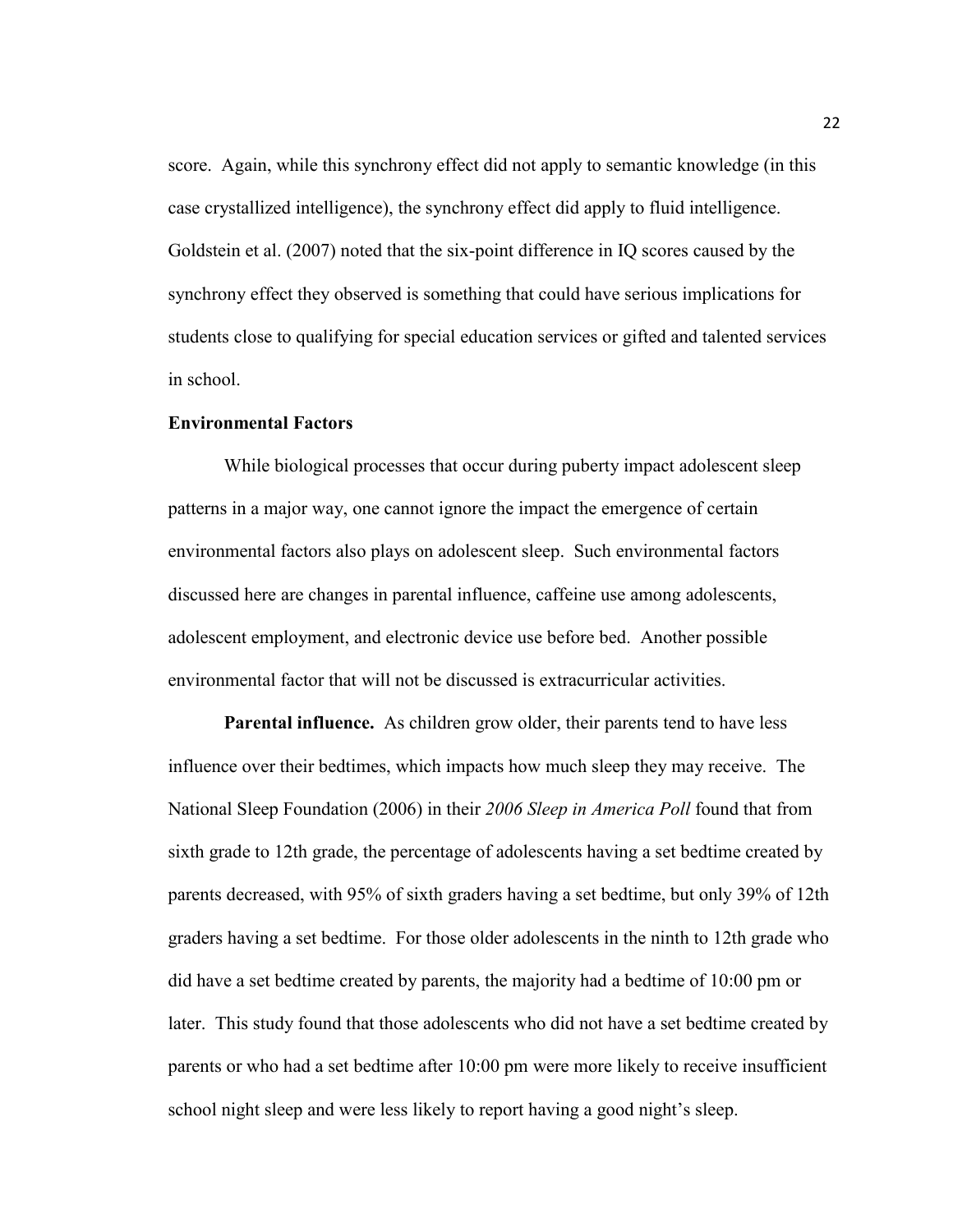score. Again, while this synchrony effect did not apply to semantic knowledge (in this case crystallized intelligence), the synchrony effect did apply to fluid intelligence. Goldstein et al. (2007) noted that the six-point difference in IQ scores caused by the synchrony effect they observed is something that could have serious implications for students close to qualifying for special education services or gifted and talented services in school.

## Environmental Factors

While biological processes that occur during puberty impact adolescent sleep patterns in a major way, one cannot ignore the impact the emergence of certain environmental factors also plays on adolescent sleep. Such environmental factors discussed here are changes in parental influence, caffeine use among adolescents, adolescent employment, and electronic device use before bed. Another possible environmental factor that will not be discussed is extracurricular activities.

**Parental influence.** As children grow older, their parents tend to have less influence over their bedtimes, which impacts how much sleep they may receive. The National Sleep Foundation (2006) in their *2006 Sleep in America Poll* found that from sixth grade to 12th grade, the percentage of adolescents having a set bedtime created by parents decreased, with 95% of sixth graders having a set bedtime, but only 39% of 12th graders having a set bedtime. For those older adolescents in the ninth to 12th grade who did have a set bedtime created by parents, the majority had a bedtime of 10:00 pm or later. This study found that those adolescents who did not have a set bedtime created by parents or who had a set bedtime after 10:00 pm were more likely to receive insufficient school night sleep and were less likely to report having a good night's sleep.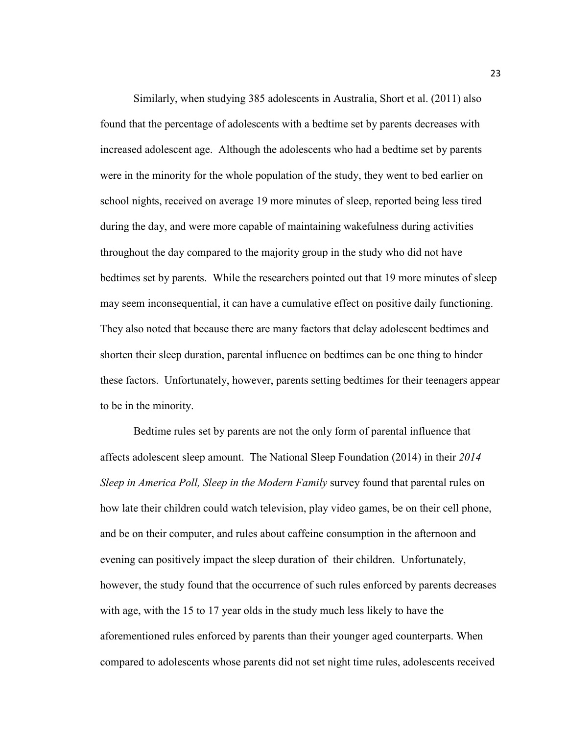Similarly, when studying 385 adolescents in Australia, Short et al. (2011) also found that the percentage of adolescents with a bedtime set by parents decreases with increased adolescent age. Although the adolescents who had a bedtime set by parents were in the minority for the whole population of the study, they went to bed earlier on school nights, received on average 19 more minutes of sleep, reported being less tired during the day, and were more capable of maintaining wakefulness during activities throughout the day compared to the majority group in the study who did not have bedtimes set by parents. While the researchers pointed out that 19 more minutes of sleep may seem inconsequential, it can have a cumulative effect on positive daily functioning. They also noted that because there are many factors that delay adolescent bedtimes and shorten their sleep duration, parental influence on bedtimes can be one thing to hinder these factors. Unfortunately, however, parents setting bedtimes for their teenagers appear to be in the minority.

Bedtime rules set by parents are not the only form of parental influence that affects adolescent sleep amount. The National Sleep Foundation (2014) in their *2014 Sleep in America Poll, Sleep in the Modern Family* survey found that parental rules on how late their children could watch television, play video games, be on their cell phone, and be on their computer, and rules about caffeine consumption in the afternoon and evening can positively impact the sleep duration of their children. Unfortunately, however, the study found that the occurrence of such rules enforced by parents decreases with age, with the 15 to 17 year olds in the study much less likely to have the aforementioned rules enforced by parents than their younger aged counterparts. When compared to adolescents whose parents did not set night time rules, adolescents received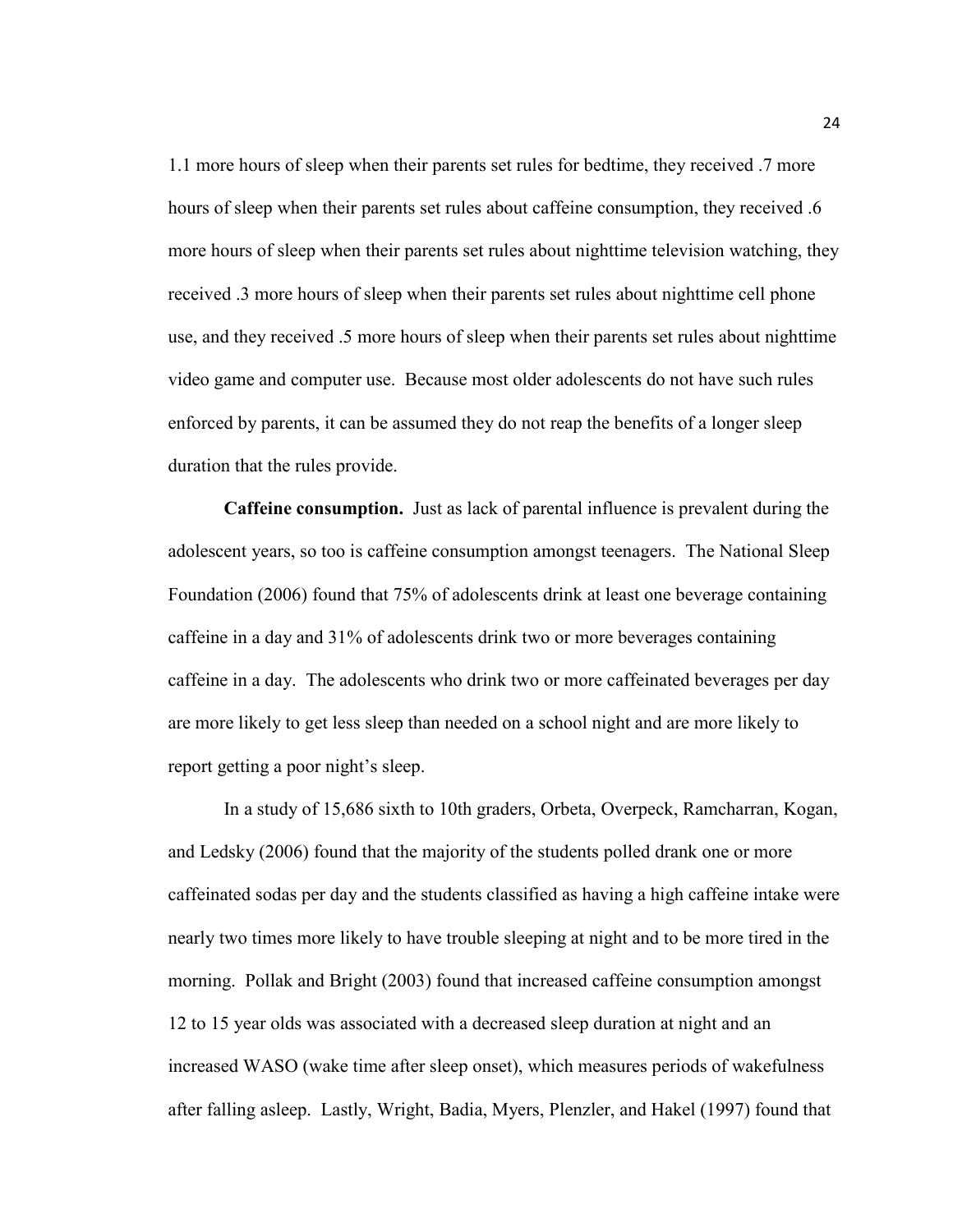1.1 more hours of sleep when their parents set rules for bedtime, they received .7 more hours of sleep when their parents set rules about caffeine consumption, they received .6 more hours of sleep when their parents set rules about nighttime television watching, they received .3 more hours of sleep when their parents set rules about nighttime cell phone use, and they received .5 more hours of sleep when their parents set rules about nighttime video game and computer use. Because most older adolescents do not have such rules enforced by parents, it can be assumed they do not reap the benefits of a longer sleep duration that the rules provide.

**Caffeine consumption.** Just as lack of parental influence is prevalent during the adolescent years, so too is caffeine consumption amongst teenagers. The National Sleep Foundation (2006) found that 75% of adolescents drink at least one beverage containing caffeine in a day and 31% of adolescents drink two or more beverages containing caffeine in a day. The adolescents who drink two or more caffeinated beverages per day are more likely to get less sleep than needed on a school night and are more likely to report getting a poor night's sleep.

In a study of 15,686 sixth to 10th graders, Orbeta, Overpeck, Ramcharran, Kogan, and Ledsky (2006) found that the majority of the students polled drank one or more caffeinated sodas per day and the students classified as having a high caffeine intake were nearly two times more likely to have trouble sleeping at night and to be more tired in the morning. Pollak and Bright (2003) found that increased caffeine consumption amongst 12 to 15 year olds was associated with a decreased sleep duration at night and an increased WASO (wake time after sleep onset), which measures periods of wakefulness after falling asleep. Lastly, Wright, Badia, Myers, Plenzler, and Hakel (1997) found that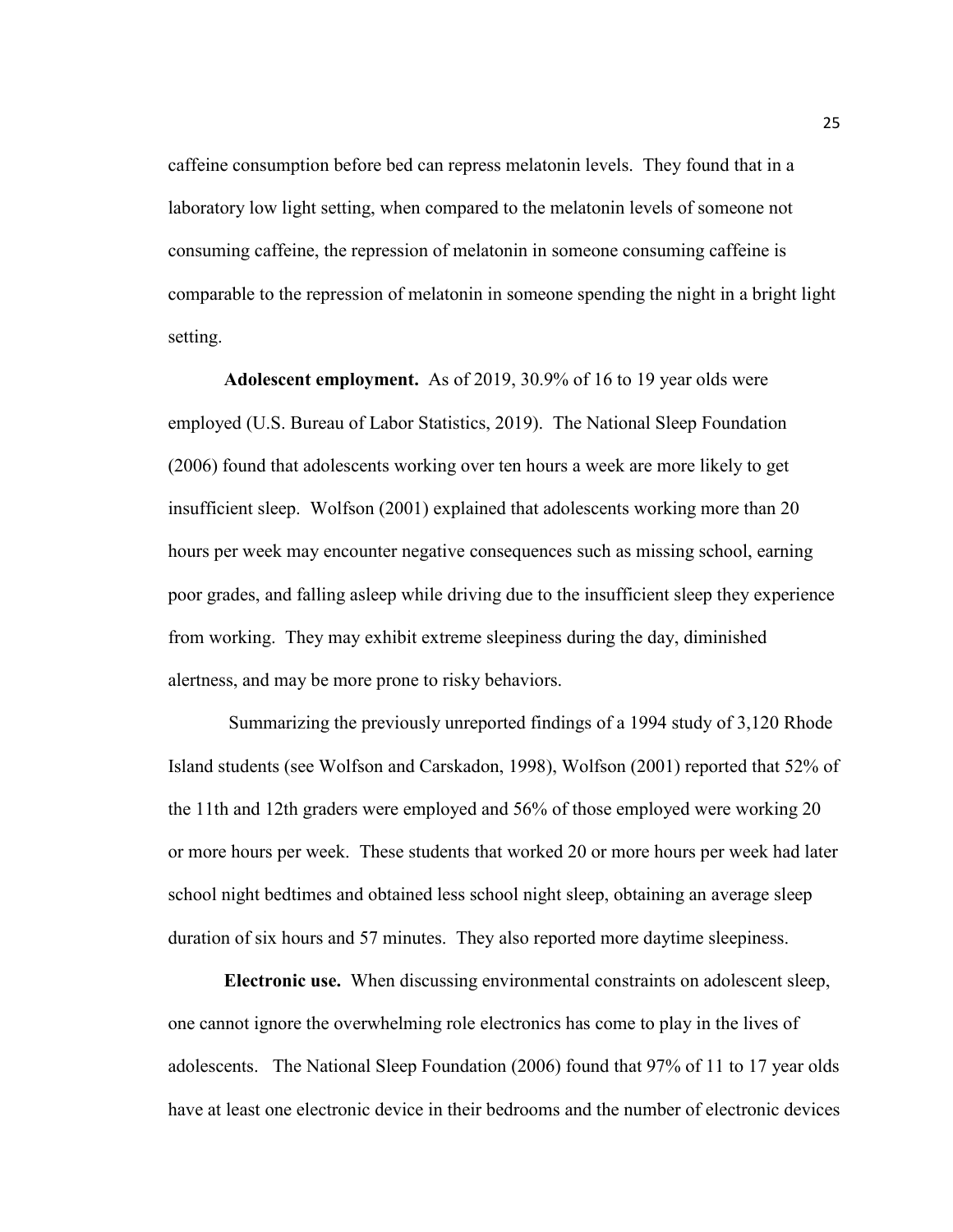caffeine consumption before bed can repress melatonin levels. They found that in a laboratory low light setting, when compared to the melatonin levels of someone not consuming caffeine, the repression of melatonin in someone consuming caffeine is comparable to the repression of melatonin in someone spending the night in a bright light setting.

**Adolescent employment.** As of 2019, 30.9% of 16 to 19 year olds were employed (U.S. Bureau of Labor Statistics, 2019). The National Sleep Foundation (2006) found that adolescents working over ten hours a week are more likely to get insufficient sleep. Wolfson (2001) explained that adolescents working more than 20 hours per week may encounter negative consequences such as missing school, earning poor grades, and falling asleep while driving due to the insufficient sleep they experience from working. They may exhibit extreme sleepiness during the day, diminished alertness, and may be more prone to risky behaviors.

Summarizing the previously unreported findings of a 1994 study of 3,120 Rhode Island students (see Wolfson and Carskadon, 1998), Wolfson (2001) reported that 52% of the 11th and 12th graders were employed and 56% of those employed were working 20 or more hours per week. These students that worked 20 or more hours per week had later school night bedtimes and obtained less school night sleep, obtaining an average sleep duration of six hours and 57 minutes. They also reported more daytime sleepiness.

**Electronic use.** When discussing environmental constraints on adolescent sleep, one cannot ignore the overwhelming role electronics has come to play in the lives of adolescents. The National Sleep Foundation (2006) found that 97% of 11 to 17 year olds have at least one electronic device in their bedrooms and the number of electronic devices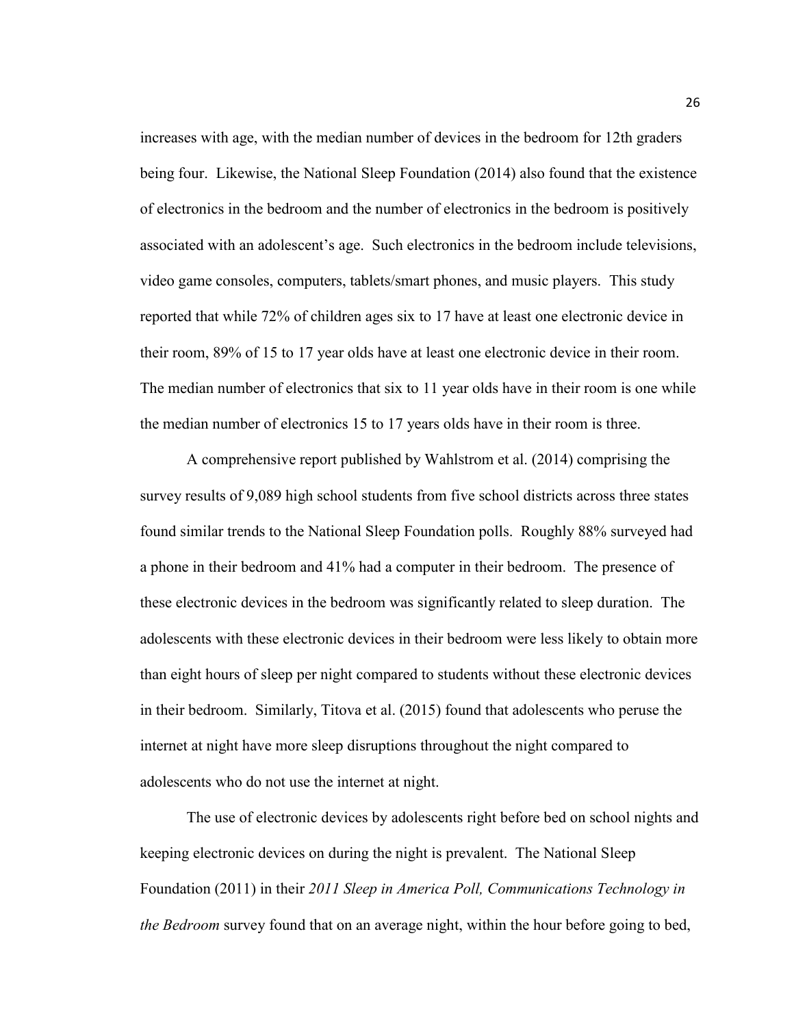increases with age, with the median number of devices in the bedroom for 12th graders being four. Likewise, the National Sleep Foundation (2014) also found that the existence of electronics in the bedroom and the number of electronics in the bedroom is positively associated with an adolescent's age. Such electronics in the bedroom include televisions, video game consoles, computers, tablets/smart phones, and music players. This study reported that while 72% of children ages six to 17 have at least one electronic device in their room, 89% of 15 to 17 year olds have at least one electronic device in their room. The median number of electronics that six to 11 year olds have in their room is one while the median number of electronics 15 to 17 years olds have in their room is three.

A comprehensive report published by Wahlstrom et al. (2014) comprising the survey results of 9,089 high school students from five school districts across three states found similar trends to the National Sleep Foundation polls. Roughly 88% surveyed had a phone in their bedroom and 41% had a computer in their bedroom. The presence of these electronic devices in the bedroom was significantly related to sleep duration. The adolescents with these electronic devices in their bedroom were less likely to obtain more than eight hours of sleep per night compared to students without these electronic devices in their bedroom. Similarly, Titova et al. (2015) found that adolescents who peruse the internet at night have more sleep disruptions throughout the night compared to adolescents who do not use the internet at night.

The use of electronic devices by adolescents right before bed on school nights and keeping electronic devices on during the night is prevalent. The National Sleep Foundation (2011) in their *2011 Sleep in America Poll, Communications Technology in the Bedroom* survey found that on an average night, within the hour before going to bed,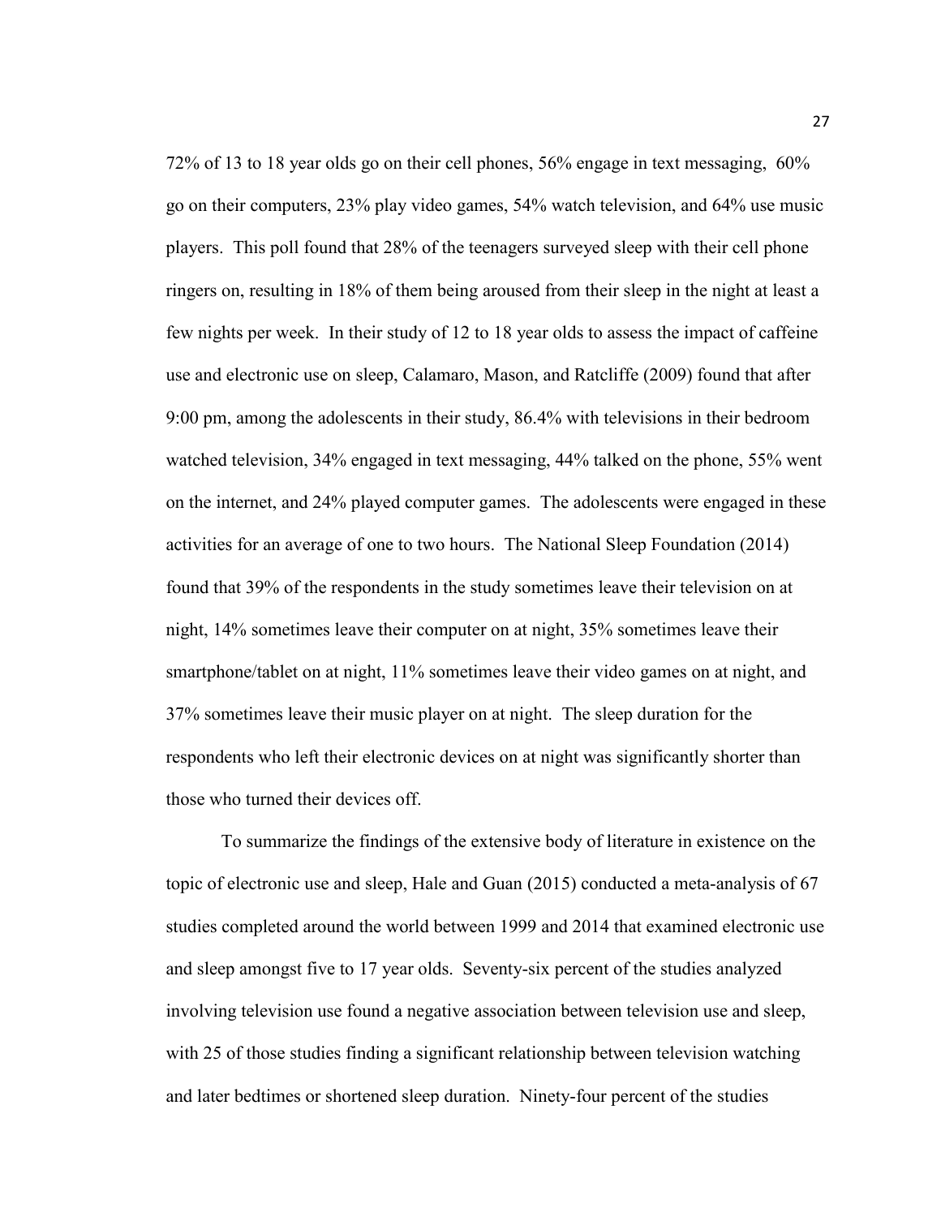72% of 13 to 18 year olds go on their cell phones, 56% engage in text messaging, 60% go on their computers, 23% play video games, 54% watch television, and 64% use music players. This poll found that 28% of the teenagers surveyed sleep with their cell phone ringers on, resulting in 18% of them being aroused from their sleep in the night at least a few nights per week. In their study of 12 to 18 year olds to assess the impact of caffeine use and electronic use on sleep, Calamaro, Mason, and Ratcliffe (2009) found that after 9:00 pm, among the adolescents in their study, 86.4% with televisions in their bedroom watched television, 34% engaged in text messaging, 44% talked on the phone, 55% went on the internet, and 24% played computer games. The adolescents were engaged in these activities for an average of one to two hours. The National Sleep Foundation (2014) found that 39% of the respondents in the study sometimes leave their television on at night, 14% sometimes leave their computer on at night, 35% sometimes leave their smartphone/tablet on at night, 11% sometimes leave their video games on at night, and 37% sometimes leave their music player on at night. The sleep duration for the respondents who left their electronic devices on at night was significantly shorter than those who turned their devices off.

To summarize the findings of the extensive body of literature in existence on the topic of electronic use and sleep, Hale and Guan (2015) conducted a meta-analysis of 67 studies completed around the world between 1999 and 2014 that examined electronic use and sleep amongst five to 17 year olds. Seventy-six percent of the studies analyzed involving television use found a negative association between television use and sleep, with 25 of those studies finding a significant relationship between television watching and later bedtimes or shortened sleep duration. Ninety-four percent of the studies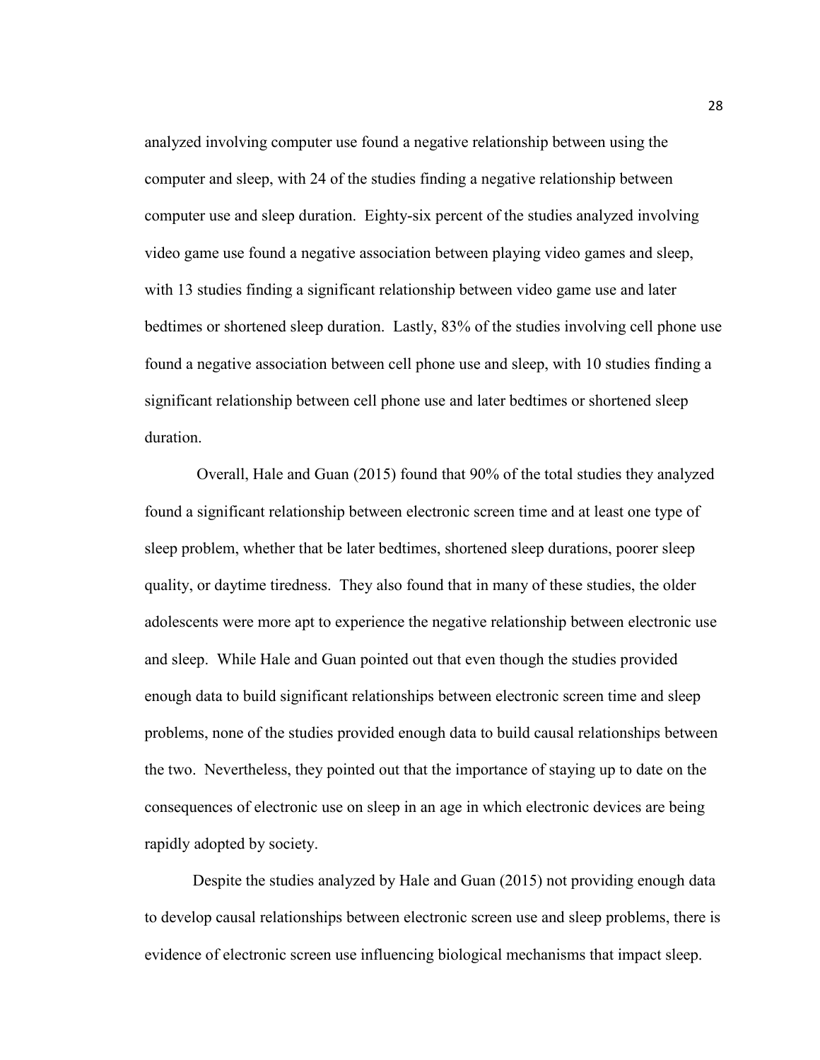analyzed involving computer use found a negative relationship between using the computer and sleep, with 24 of the studies finding a negative relationship between computer use and sleep duration. Eighty-six percent of the studies analyzed involving video game use found a negative association between playing video games and sleep, with 13 studies finding a significant relationship between video game use and later bedtimes or shortened sleep duration. Lastly, 83% of the studies involving cell phone use found a negative association between cell phone use and sleep, with 10 studies finding a significant relationship between cell phone use and later bedtimes or shortened sleep duration.

Overall, Hale and Guan (2015) found that 90% of the total studies they analyzed found a significant relationship between electronic screen time and at least one type of sleep problem, whether that be later bedtimes, shortened sleep durations, poorer sleep quality, or daytime tiredness. They also found that in many of these studies, the older adolescents were more apt to experience the negative relationship between electronic use and sleep. While Hale and Guan pointed out that even though the studies provided enough data to build significant relationships between electronic screen time and sleep problems, none of the studies provided enough data to build causal relationships between the two. Nevertheless, they pointed out that the importance of staying up to date on the consequences of electronic use on sleep in an age in which electronic devices are being rapidly adopted by society.

Despite the studies analyzed by Hale and Guan (2015) not providing enough data to develop causal relationships between electronic screen use and sleep problems, there is evidence of electronic screen use influencing biological mechanisms that impact sleep.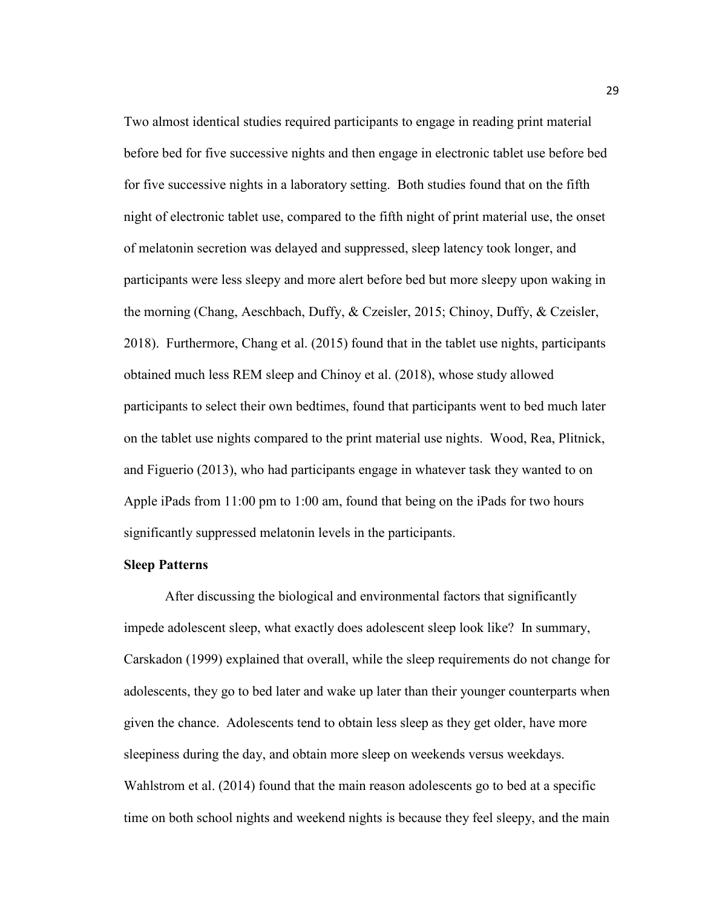Two almost identical studies required participants to engage in reading print material before bed for five successive nights and then engage in electronic tablet use before bed for five successive nights in a laboratory setting. Both studies found that on the fifth night of electronic tablet use, compared to the fifth night of print material use, the onset of melatonin secretion was delayed and suppressed, sleep latency took longer, and participants were less sleepy and more alert before bed but more sleepy upon waking in the morning (Chang, Aeschbach, Duffy, & Czeisler, 2015; Chinoy, Duffy, & Czeisler, 2018). Furthermore, Chang et al. (2015) found that in the tablet use nights, participants obtained much less REM sleep and Chinoy et al. (2018), whose study allowed participants to select their own bedtimes, found that participants went to bed much later on the tablet use nights compared to the print material use nights. Wood, Rea, Plitnick, and Figuerio (2013), who had participants engage in whatever task they wanted to on Apple iPads from 11:00 pm to 1:00 am, found that being on the iPads for two hours significantly suppressed melatonin levels in the participants.

**Sleep Patterns**

After discussing the biological and environmental factors that significantly impede adolescent sleep, what exactly does adolescent sleep look like? In summary, Carskadon (1999) explained that overall, while the sleep requirements do not change for adolescents, they go to bed later and wake up later than their younger counterparts when given the chance. Adolescents tend to obtain less sleep as they get older, have more sleepiness during the day, and obtain more sleep on weekends versus weekdays. Wahlstrom et al. (2014) found that the main reason adolescents go to bed at a specific time on both school nights and weekend nights is because they feel sleepy, and the main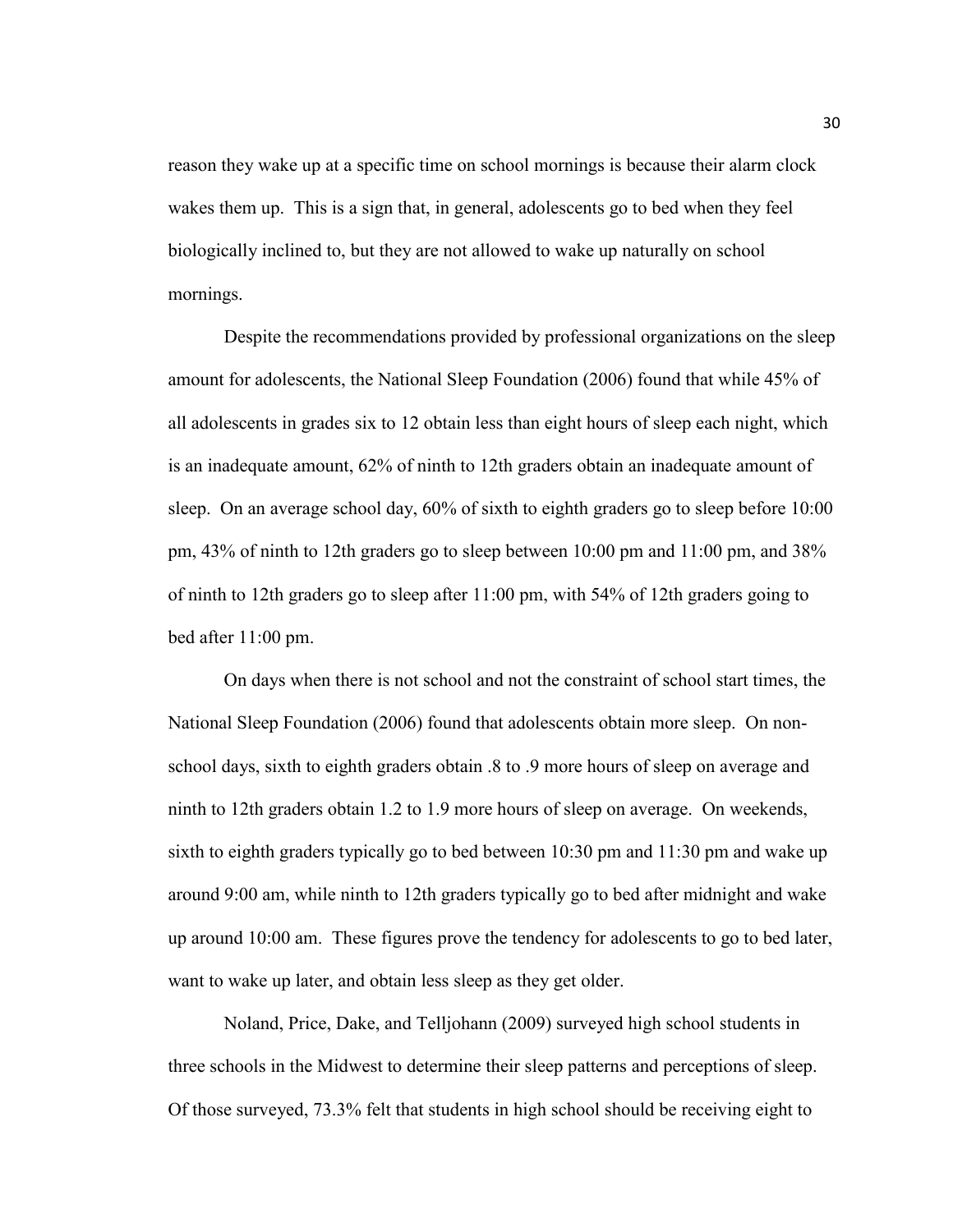reason they wake up at a specific time on school mornings is because their alarm clock wakes them up. This is a sign that, in general, adolescents go to bed when they feel biologically inclined to, but they are not allowed to wake up naturally on school mornings.

Despite the recommendations provided by professional organizations on the sleep amount for adolescents, the National Sleep Foundation (2006) found that while 45% of all adolescents in grades six to 12 obtain less than eight hours of sleep each night, which is an inadequate amount, 62% of ninth to 12th graders obtain an inadequate amount of sleep. On an average school day, 60% of sixth to eighth graders go to sleep before 10:00 pm, 43% of ninth to 12th graders go to sleep between 10:00 pm and 11:00 pm, and 38% of ninth to 12th graders go to sleep after 11:00 pm, with 54% of 12th graders going to bed after 11:00 pm.

On days when there is not school and not the constraint of school start times, the National Sleep Foundation (2006) found that adolescents obtain more sleep. On non-school days, sixth to eighth graders obtain .8 to .9 more hours of sleep on average and ninth to 12th graders obtain 1.2 to 1.9 more hours of sleep on average. On weekends, sixth to eighth graders typically go to bed between 10:30 pm and 11:30 pm and wake up around 9:00 am, while ninth to 12th graders typically go to bed after midnight and wake up around 10:00 am. These figures prove the tendency for adolescents to go to bed later, want to wake up later, and obtain less sleep as they get older.

Noland, Price, Dake, and Telljohann (2009) surveyed high school students in three schools in the Midwest to determine their sleep patterns and perceptions of sleep. Of those surveyed, 73.3% felt that students in high school should be receiving eight to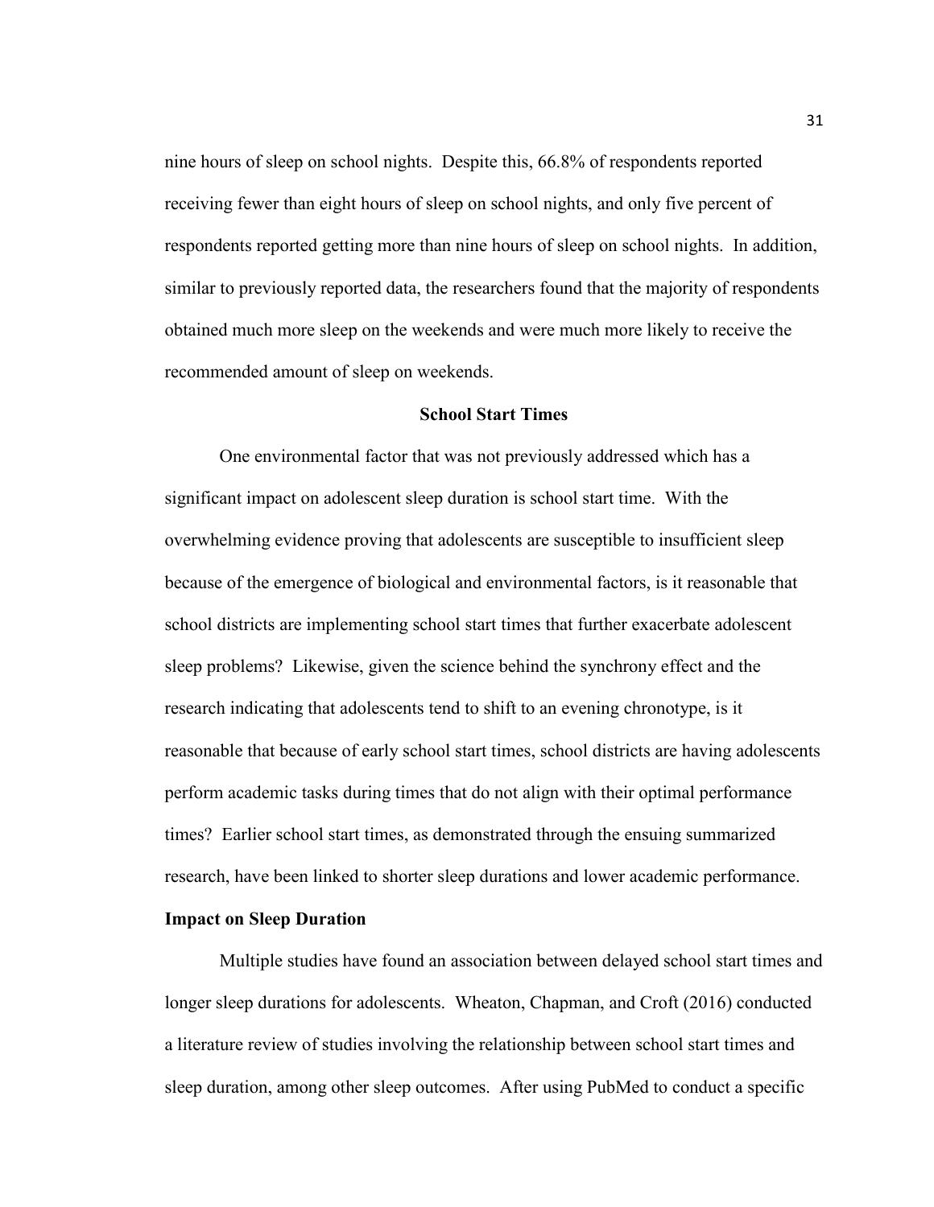nine hours of sleep on school nights. Despite this, 66.8% of respondents reported receiving fewer than eight hours of sleep on school nights, and only five percent of respondents reported getting more than nine hours of sleep on school nights. In addition, similar to previously reported data, the researchers found that the majority of respondents obtained much more sleep on the weekends and were much more likely to receive the recommended amount of sleep on weekends.

## School Start Times

One environmental factor that was not previously addressed which has a significant impact on adolescent sleep duration is school start time. With the overwhelming evidence proving that adolescents are susceptible to insufficient sleep because of the emergence of biological and environmental factors, is it reasonable that school districts are implementing school start times that further exacerbate adolescent sleep problems? Likewise, given the science behind the synchrony effect and the research indicating that adolescents tend to shift to an evening chronotype, is it reasonable that because of early school start times, school districts are having adolescents perform academic tasks during times that do not align with their optimal performance times? Earlier school start times, as demonstrated through the ensuing summarized research, have been linked to shorter sleep durations and lower academic performance.

### Impact on Sleep Duration

Multiple studies have found an association between delayed school start times and longer sleep durations for adolescents. Wheaton, Chapman, and Croft (2016) conducted a literature review of studies involving the relationship between school start times and sleep duration, among other sleep outcomes. After using PubMed to conduct a specific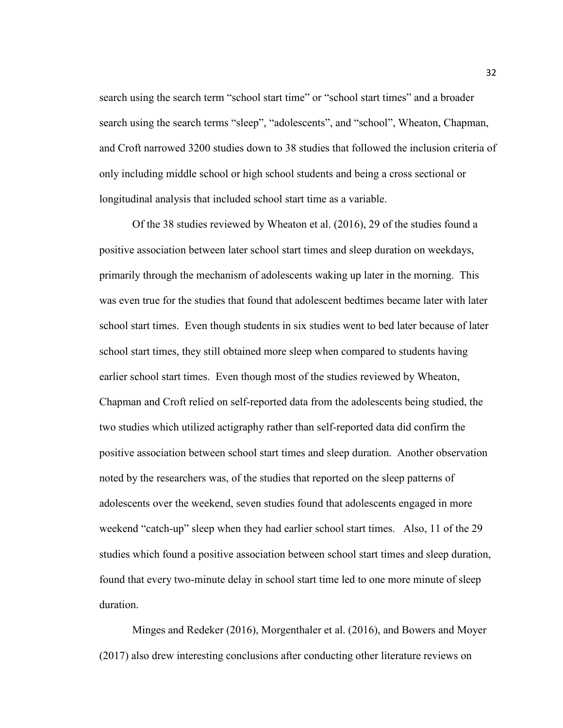search using the search term "school start time" or "school start times" and a broader search using the search terms "sleep", "adolescents", and "school", Wheaton, Chapman, and Croft narrowed 3200 studies down to 38 studies that followed the inclusion criteria of only including middle school or high school students and being a cross sectional or longitudinal analysis that included school start time as a variable.

Of the 38 studies reviewed by Wheaton et al. (2016), 29 of the studies found a positive association between later school start times and sleep duration on weekdays, primarily through the mechanism of adolescents waking up later in the morning. This was even true for the studies that found that adolescent bedtimes became later with later school start times. Even though students in six studies went to bed later because of later school start times, they still obtained more sleep when compared to students having earlier school start times. Even though most of the studies reviewed by Wheaton, Chapman and Croft relied on self-reported data from the adolescents being studied, the two studies which utilized actigraphy rather than self-reported data did confirm the positive association between school start times and sleep duration. Another observation noted by the researchers was, of the studies that reported on the sleep patterns of adolescents over the weekend, seven studies found that adolescents engaged in more weekend "catch-up" sleep when they had earlier school start times. Also, 11 of the 29 studies which found a positive association between school start times and sleep duration, found that every two-minute delay in school start time led to one more minute of sleep duration.

Minges and Redeker (2016), Morgenthaler et al. (2016), and Bowers and Moyer (2017) also drew interesting conclusions after conducting other literature reviews on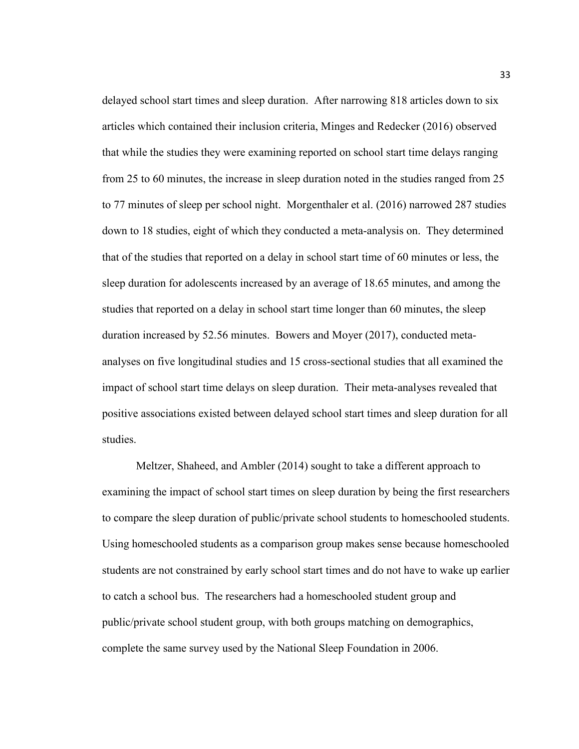delayed school start times and sleep duration. After narrowing 818 articles down to six articles which contained their inclusion criteria, Minges and Redecker (2016) observed that while the studies they were examining reported on school start time delays ranging from 25 to 60 minutes, the increase in sleep duration noted in the studies ranged from 25 to 77 minutes of sleep per school night. Morgenthaler et al. (2016) narrowed 287 studies down to 18 studies, eight of which they conducted a meta-analysis on. They determined that of the studies that reported on a delay in school start time of 60 minutes or less, the sleep duration for adolescents increased by an average of 18.65 minutes, and among the studies that reported on a delay in school start time longer than 60 minutes, the sleep duration increased by 52.56 minutes. Bowers and Moyer (2017), conducted meta-analyses on five longitudinal studies and 15 cross-sectional studies that all examined the impact of school start time delays on sleep duration. Their meta-analyses revealed that positive associations existed between delayed school start times and sleep duration for all studies.

Meltzer, Shaheed, and Ambler (2014) sought to take a different approach to examining the impact of school start times on sleep duration by being the first researchers to compare the sleep duration of public/private school students to homeschooled students. Using homeschooled students as a comparison group makes sense because homeschooled students are not constrained by early school start times and do not have to wake up earlier to catch a school bus. The researchers had a homeschooled student group and public/private school student group, with both groups matching on demographics, complete the same survey used by the National Sleep Foundation in 2006.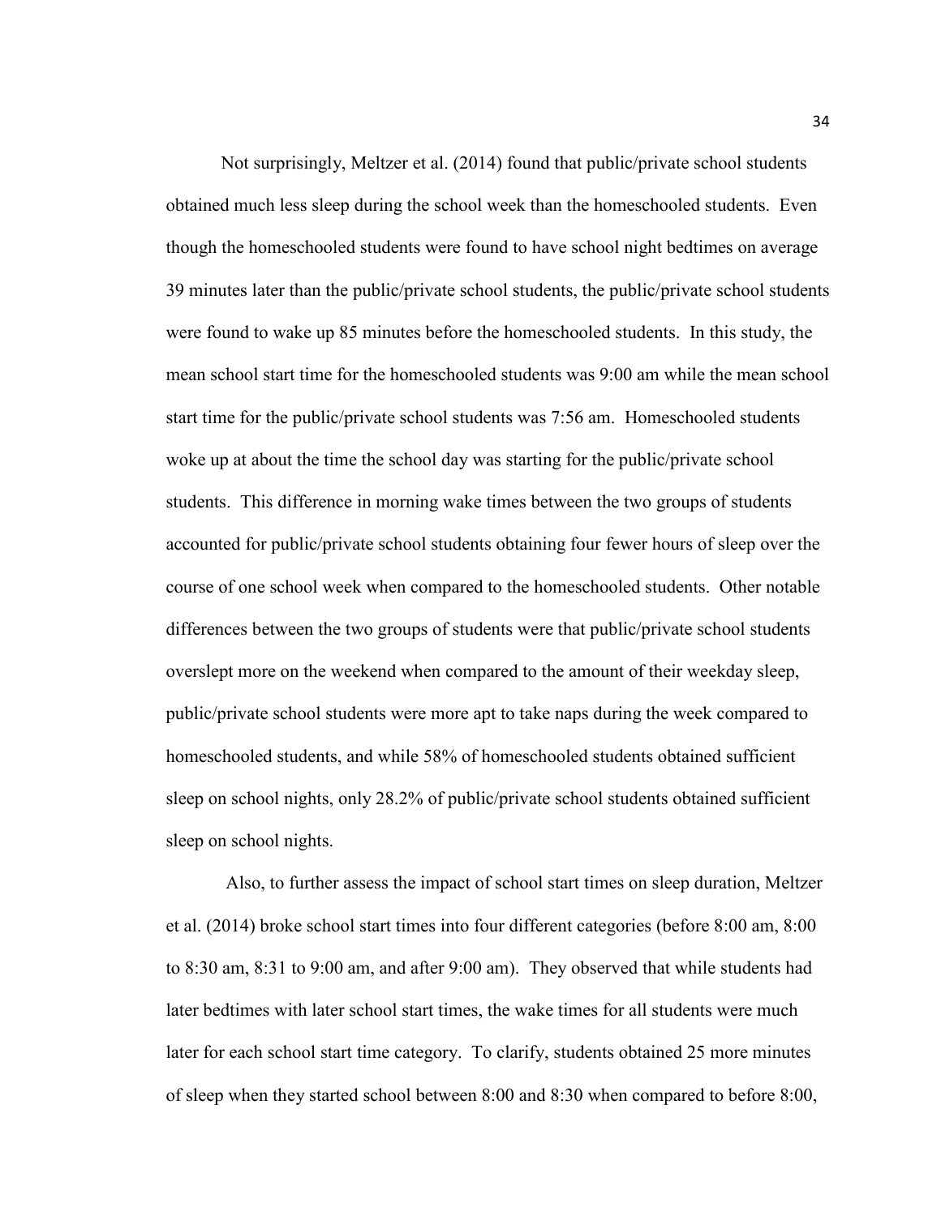Not surprisingly, Meltzer et al. (2014) found that public/private school students obtained much less sleep during the school week than the homeschooled students. Even though the homeschooled students were found to have school night bedtimes on average 39 minutes later than the public/private school students, the public/private school students were found to wake up 85 minutes before the homeschooled students. In this study, the mean school start time for the homeschooled students was 9:00 am while the mean school start time for the public/private school students was 7:56 am. Homeschooled students woke up at about the time the school day was starting for the public/private school students. This difference in morning wake times between the two groups of students accounted for public/private school students obtaining four fewer hours of sleep over the course of one school week when compared to the homeschooled students. Other notable differences between the two groups of students were that public/private school students overslept more on the weekend when compared to the amount of their weekday sleep, public/private school students were more apt to take naps during the week compared to homeschooled students, and while 58% of homeschooled students obtained sufficient sleep on school nights, only 28.2% of public/private school students obtained sufficient sleep on school nights.

Also, to further assess the impact of school start times on sleep duration, Meltzer et al. (2014) broke school start times into four different categories (before 8:00 am, 8:00 to 8:30 am, 8:31 to 9:00 am, and after 9:00 am). They observed that while students had later bedtimes with later school start times, the wake times for all students were much later for each school start time category. To clarify, students obtained 25 more minutes of sleep when they started school between 8:00 and 8:30 when compared to before 8:00,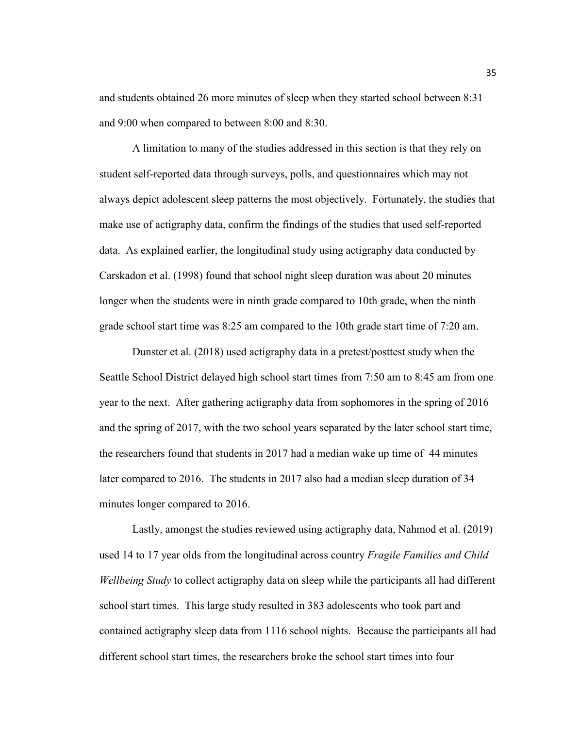and students obtained 26 more minutes of sleep when they started school between 8:31 and 9:00 when compared to between 8:00 and 8:30.

A limitation to many of the studies addressed in this section is that they rely on student self-reported data through surveys, polls, and questionnaires which may not always depict adolescent sleep patterns the most objectively. Fortunately, the studies that make use of actigraphy data, confirm the findings of the studies that used self-reported data. As explained earlier, the longitudinal study using actigraphy data conducted by Carskadon et al. (1998) found that school night sleep duration was about 20 minutes longer when the students were in ninth grade compared to 10th grade, when the ninth grade school start time was 8:25 am compared to the 10th grade start time of 7:20 am.

Dunster et al. (2018) used actigraphy data in a pretest/posttest study when the Seattle School District delayed high school start times from 7:50 am to 8:45 am from one year to the next. After gathering actigraphy data from sophomores in the spring of 2016 and the spring of 2017, with the two school years separated by the later school start time, the researchers found that students in 2017 had a median wake up time of 44 minutes later compared to 2016. The students in 2017 also had a median sleep duration of 34 minutes longer compared to 2016.

Lastly, amongst the studies reviewed using actigraphy data, Nahmod et al. (2019) used 14 to 17 year olds from the longitudinal across country *Fragile Families and Child Wellbeing Study* to collect actigraphy data on sleep while the participants all had different school start times. This large study resulted in 383 adolescents who took part and contained actigraphy sleep data from 1116 school nights. Because the participants all had different school start times, the researchers broke the school start times into four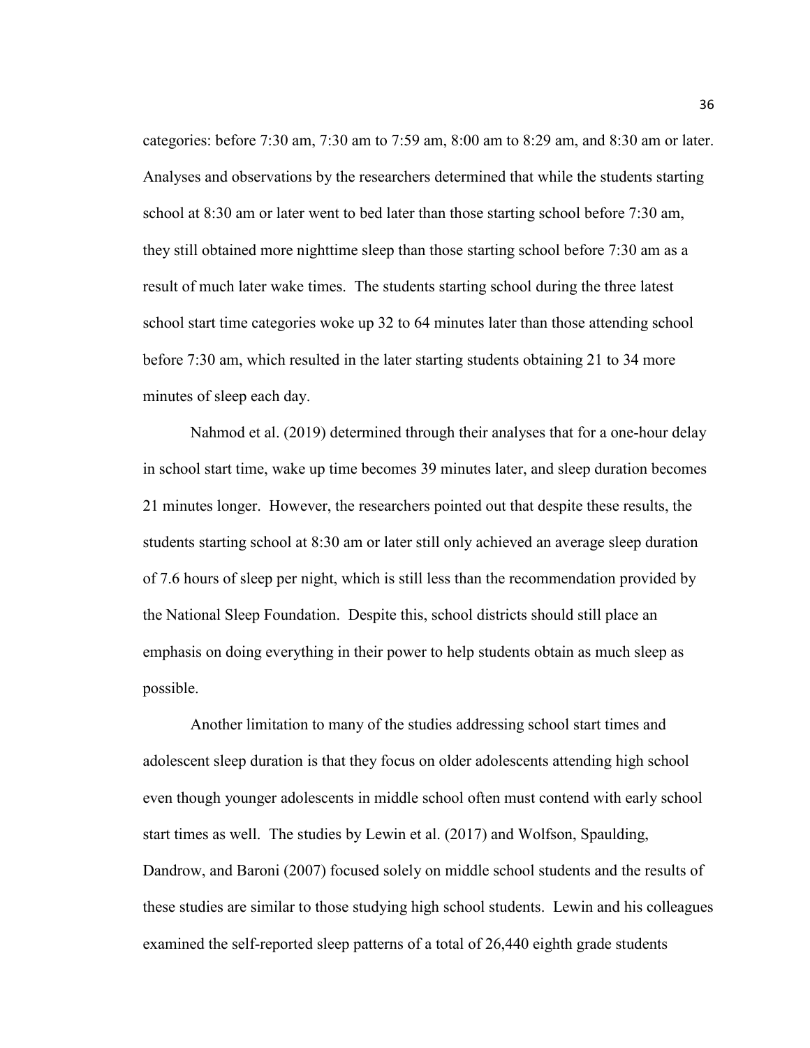categories: before 7:30 am, 7:30 am to 7:59 am, 8:00 am to 8:29 am, and 8:30 am or later. Analyses and observations by the researchers determined that while the students starting school at 8:30 am or later went to bed later than those starting school before 7:30 am, they still obtained more nighttime sleep than those starting school before 7:30 am as a result of much later wake times. The students starting school during the three latest school start time categories woke up 32 to 64 minutes later than those attending school before 7:30 am, which resulted in the later starting students obtaining 21 to 34 more minutes of sleep each day.

Nahmod et al. (2019) determined through their analyses that for a one-hour delay in school start time, wake up time becomes 39 minutes later, and sleep duration becomes 21 minutes longer. However, the researchers pointed out that despite these results, the students starting school at 8:30 am or later still only achieved an average sleep duration of 7.6 hours of sleep per night, which is still less than the recommendation provided by the National Sleep Foundation. Despite this, school districts should still place an emphasis on doing everything in their power to help students obtain as much sleep as possible.

Another limitation to many of the studies addressing school start times and adolescent sleep duration is that they focus on older adolescents attending high school even though younger adolescents in middle school often must contend with early school start times as well. The studies by Lewin et al. (2017) and Wolfson, Spaulding, Dandrow, and Baroni (2007) focused solely on middle school students and the results of these studies are similar to those studying high school students. Lewin and his colleagues examined the self-reported sleep patterns of a total of 26,440 eighth grade students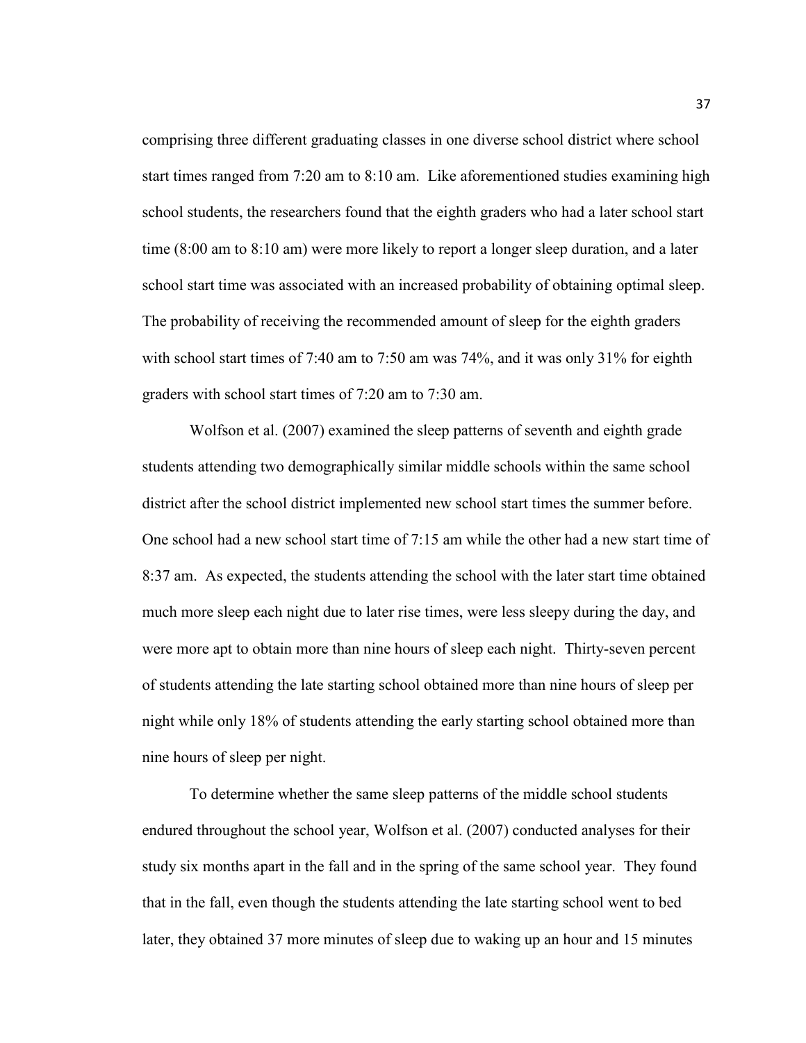comprising three different graduating classes in one diverse school district where school start times ranged from 7:20 am to 8:10 am. Like aforementioned studies examining high school students, the researchers found that the eighth graders who had a later school start time (8:00 am to 8:10 am) were more likely to report a longer sleep duration, and a later school start time was associated with an increased probability of obtaining optimal sleep. The probability of receiving the recommended amount of sleep for the eighth graders with school start times of 7:40 am to 7:50 am was 74%, and it was only 31% for eighth graders with school start times of 7:20 am to 7:30 am.

Wolfson et al. (2007) examined the sleep patterns of seventh and eighth grade students attending two demographically similar middle schools within the same school district after the school district implemented new school start times the summer before. One school had a new school start time of 7:15 am while the other had a new start time of 8:37 am. As expected, the students attending the school with the later start time obtained much more sleep each night due to later rise times, were less sleepy during the day, and were more apt to obtain more than nine hours of sleep each night. Thirty-seven percent of students attending the late starting school obtained more than nine hours of sleep per night while only 18% of students attending the early starting school obtained more than nine hours of sleep per night.

To determine whether the same sleep patterns of the middle school students endured throughout the school year, Wolfson et al. (2007) conducted analyses for their study six months apart in the fall and in the spring of the same school year. They found that in the fall, even though the students attending the late starting school went to bed later, they obtained 37 more minutes of sleep due to waking up an hour and 15 minutes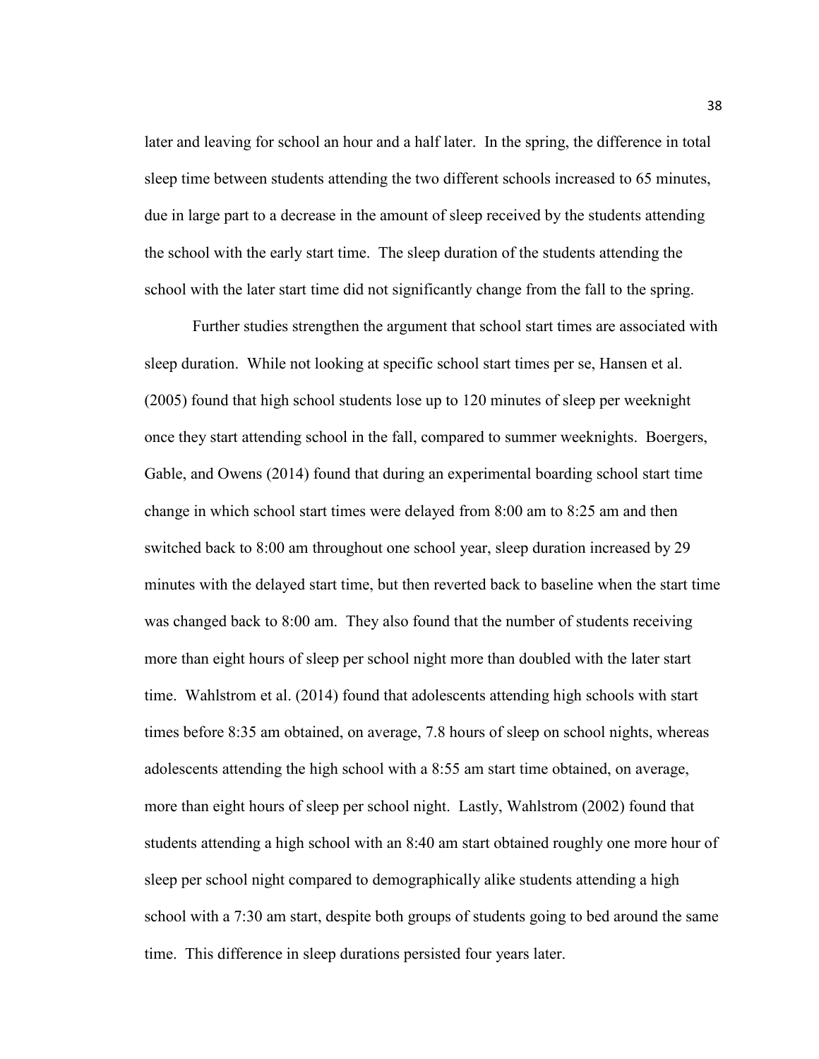later and leaving for school an hour and a half later. In the spring, the difference in total sleep time between students attending the two different schools increased to 65 minutes, due in large part to a decrease in the amount of sleep received by the students attending the school with the early start time. The sleep duration of the students attending the school with the later start time did not significantly change from the fall to the spring.

Further studies strengthen the argument that school start times are associated with sleep duration. While not looking at specific school start times per se, Hansen et al. (2005) found that high school students lose up to 120 minutes of sleep per weeknight once they start attending school in the fall, compared to summer weeknights. Boergers, Gable, and Owens (2014) found that during an experimental boarding school start time change in which school start times were delayed from 8:00 am to 8:25 am and then switched back to 8:00 am throughout one school year, sleep duration increased by 29 minutes with the delayed start time, but then reverted back to baseline when the start time was changed back to 8:00 am. They also found that the number of students receiving more than eight hours of sleep per school night more than doubled with the later start time. Wahlstrom et al. (2014) found that adolescents attending high schools with start times before 8:35 am obtained, on average, 7.8 hours of sleep on school nights, whereas adolescents attending the high school with a 8:55 am start time obtained, on average, more than eight hours of sleep per school night. Lastly, Wahlstrom (2002) found that students attending a high school with an 8:40 am start obtained roughly one more hour of sleep per school night compared to demographically alike students attending a high school with a 7:30 am start, despite both groups of students going to bed around the same time. This difference in sleep durations persisted four years later.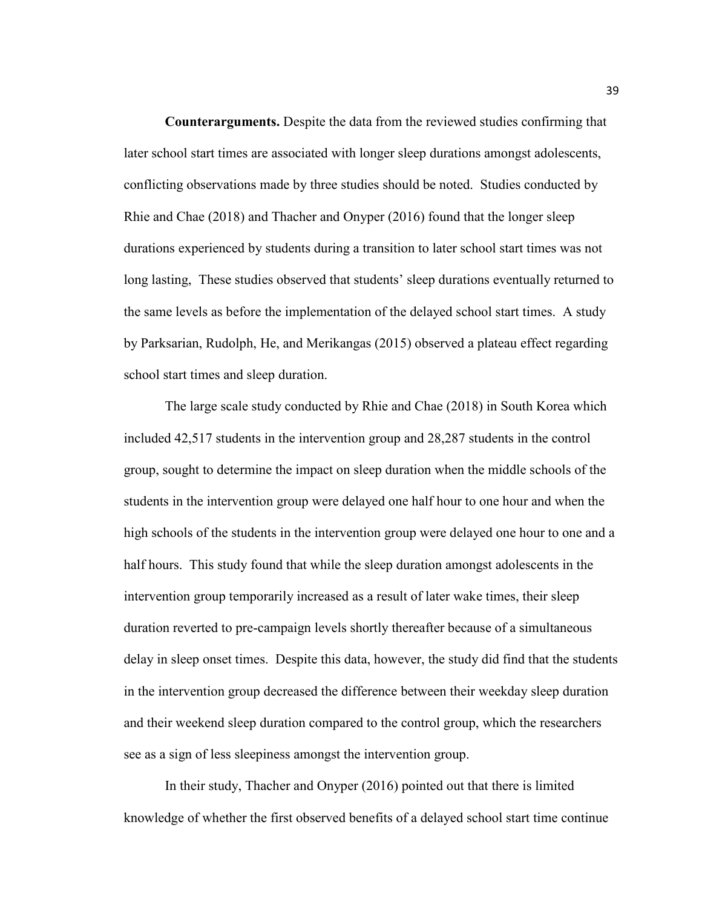**Counterarguments.** Despite the data from the reviewed studies confirming that later school start times are associated with longer sleep durations amongst adolescents, conflicting observations made by three studies should be noted. Studies conducted by Rhie and Chae (2018) and Thacher and Onyper (2016) found that the longer sleep durations experienced by students during a transition to later school start times was not long lasting, These studies observed that students' sleep durations eventually returned to the same levels as before the implementation of the delayed school start times. A study by Parksarian, Rudolph, He, and Merikangas (2015) observed a plateau effect regarding school start times and sleep duration.

The large scale study conducted by Rhie and Chae (2018) in South Korea which included 42,517 students in the intervention group and 28,287 students in the control group, sought to determine the impact on sleep duration when the middle schools of the students in the intervention group were delayed one half hour to one hour and when the high schools of the students in the intervention group were delayed one hour to one and a half hours. This study found that while the sleep duration amongst adolescents in the intervention group temporarily increased as a result of later wake times, their sleep duration reverted to pre-campaign levels shortly thereafter because of a simultaneous delay in sleep onset times. Despite this data, however, the study did find that the students in the intervention group decreased the difference between their weekday sleep duration and their weekend sleep duration compared to the control group, which the researchers see as a sign of less sleepiness amongst the intervention group.

In their study, Thacher and Onyper (2016) pointed out that there is limited knowledge of whether the first observed benefits of a delayed school start time continue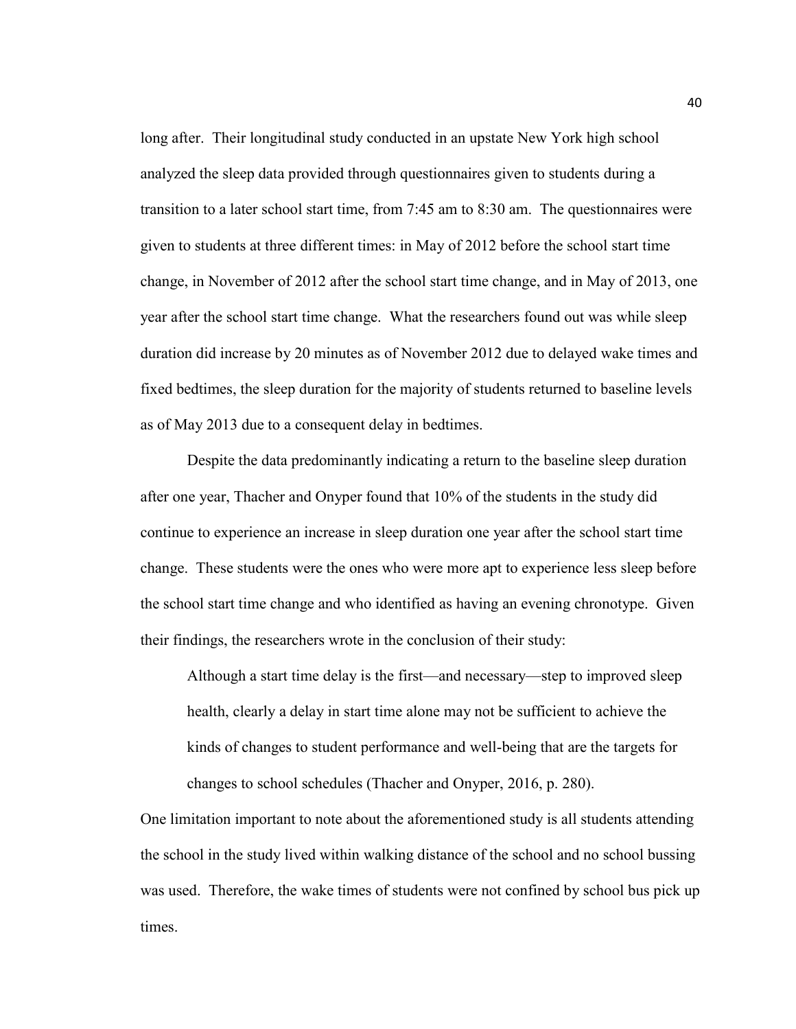long after. Their longitudinal study conducted in an upstate New York high school analyzed the sleep data provided through questionnaires given to students during a transition to a later school start time, from 7:45 am to 8:30 am. The questionnaires were given to students at three different times: in May of 2012 before the school start time change, in November of 2012 after the school start time change, and in May of 2013, one year after the school start time change. What the researchers found out was while sleep duration did increase by 20 minutes as of November 2012 due to delayed wake times and fixed bedtimes, the sleep duration for the majority of students returned to baseline levels as of May 2013 due to a consequent delay in bedtimes.

Despite the data predominantly indicating a return to the baseline sleep duration after one year, Thacher and Onyper found that 10% of the students in the study did continue to experience an increase in sleep duration one year after the school start time change. These students were the ones who were more apt to experience less sleep before the school start time change and who identified as having an evening chronotype. Given their findings, the researchers wrote in the conclusion of their study:

> Although a start time delay is the first—and necessary—step to improved sleep health, clearly a delay in start time alone may not be sufficient to achieve the kinds of changes to student performance and well-being that are the targets for changes to school schedules (Thacher and Onyper, 2016, p. 280).

One limitation important to note about the aforementioned study is all students attending the school in the study lived within walking distance of the school and no school bussing was used. Therefore, the wake times of students were not confined by school bus pick up times.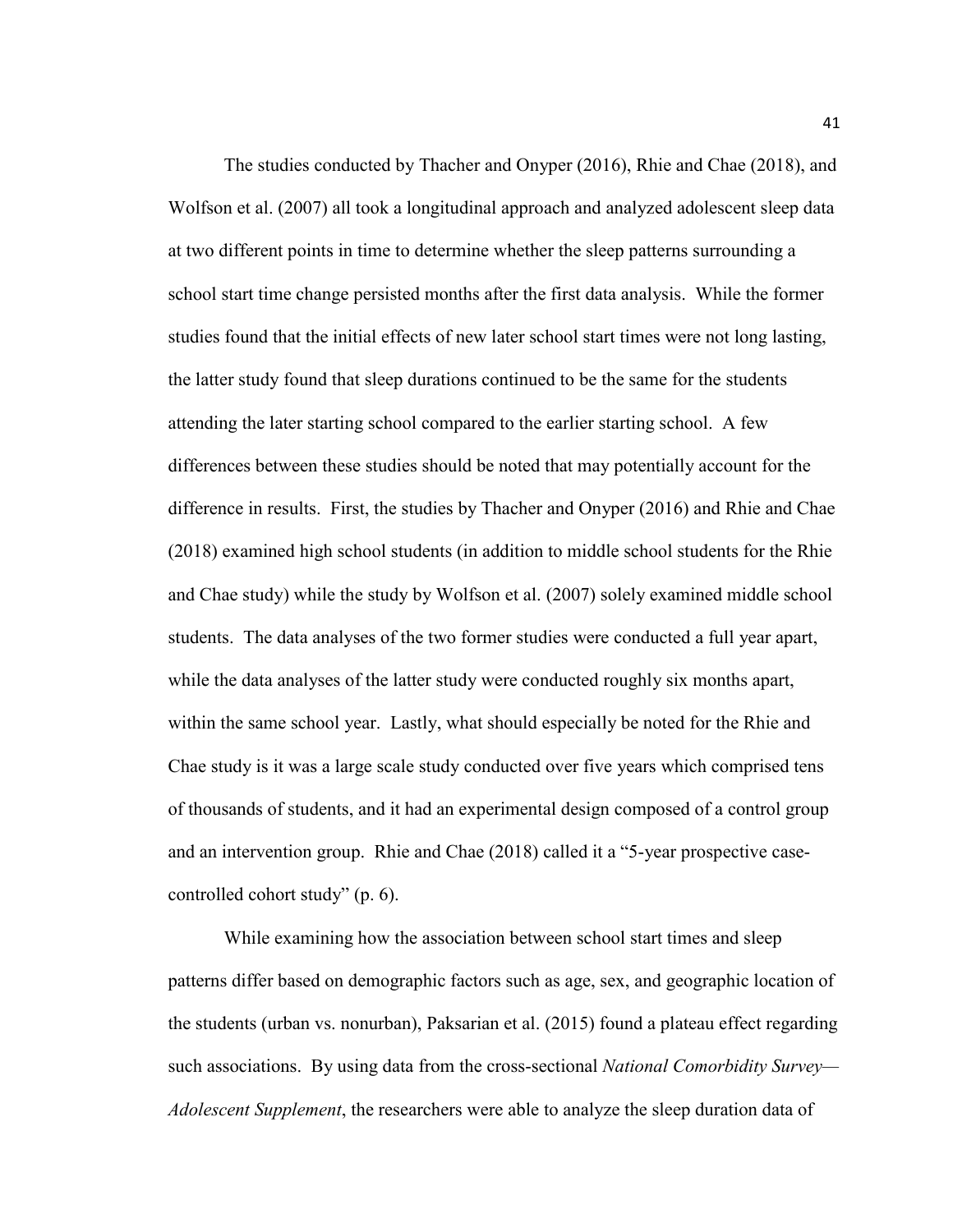The studies conducted by Thacher and Onyper (2016), Rhie and Chae (2018), and Wolfson et al. (2007) all took a longitudinal approach and analyzed adolescent sleep data at two different points in time to determine whether the sleep patterns surrounding a school start time change persisted months after the first data analysis. While the former studies found that the initial effects of new later school start times were not long lasting, the latter study found that sleep durations continued to be the same for the students attending the later starting school compared to the earlier starting school. A few differences between these studies should be noted that may potentially account for the difference in results. First, the studies by Thacher and Onyper (2016) and Rhie and Chae (2018) examined high school students (in addition to middle school students for the Rhie and Chae study) while the study by Wolfson et al. (2007) solely examined middle school students. The data analyses of the two former studies were conducted a full year apart, while the data analyses of the latter study were conducted roughly six months apart, within the same school year. Lastly, what should especially be noted for the Rhie and Chae study is it was a large scale study conducted over five years which comprised tens of thousands of students, and it had an experimental design composed of a control group and an intervention group. Rhie and Chae (2018) called it a "5-year prospective case-controlled cohort study" (p. 6).

While examining how the association between school start times and sleep patterns differ based on demographic factors such as age, sex, and geographic location of the students (urban vs. nonurban), Paksarian et al. (2015) found a plateau effect regarding such associations. By using data from the cross-sectional *National Comorbidity Survey—Adolescent Supplement*, the researchers were able to analyze the sleep duration data of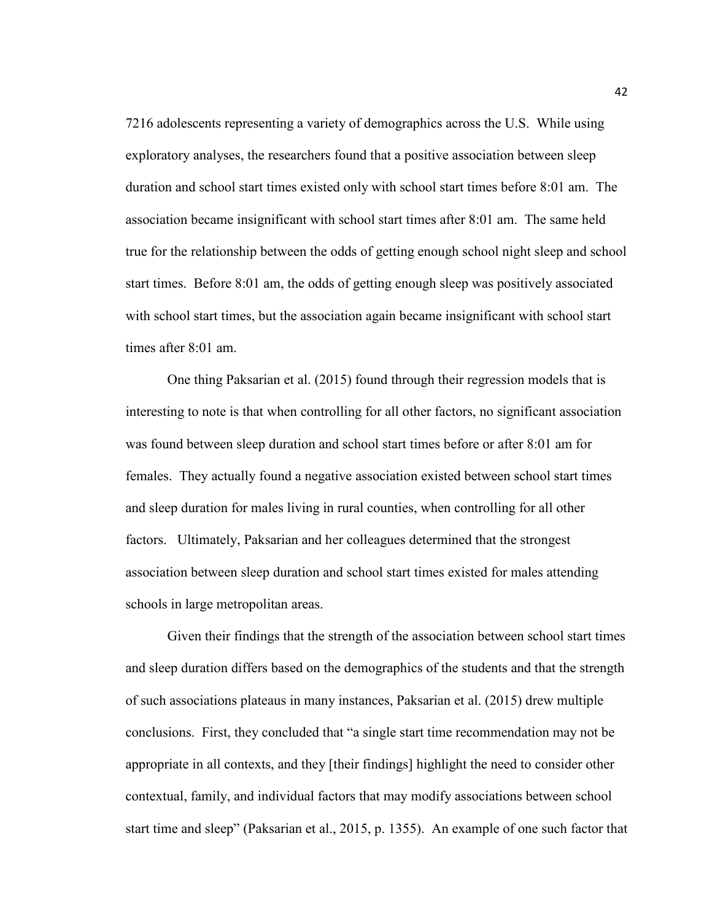7216 adolescents representing a variety of demographics across the U.S. While using exploratory analyses, the researchers found that a positive association between sleep duration and school start times existed only with school start times before 8:01 am. The association became insignificant with school start times after 8:01 am. The same held true for the relationship between the odds of getting enough school night sleep and school start times. Before 8:01 am, the odds of getting enough sleep was positively associated with school start times, but the association again became insignificant with school start times after 8:01 am.

One thing Paksarian et al. (2015) found through their regression models that is interesting to note is that when controlling for all other factors, no significant association was found between sleep duration and school start times before or after 8:01 am for females. They actually found a negative association existed between school start times and sleep duration for males living in rural counties, when controlling for all other factors. Ultimately, Paksarian and her colleagues determined that the strongest association between sleep duration and school start times existed for males attending schools in large metropolitan areas.

Given their findings that the strength of the association between school start times and sleep duration differs based on the demographics of the students and that the strength of such associations plateaus in many instances, Paksarian et al. (2015) drew multiple conclusions. First, they concluded that "a single start time recommendation may not be appropriate in all contexts, and they [their findings] highlight the need to consider other contextual, family, and individual factors that may modify associations between school start time and sleep" (Paksarian et al., 2015, p. 1355). An example of one such factor that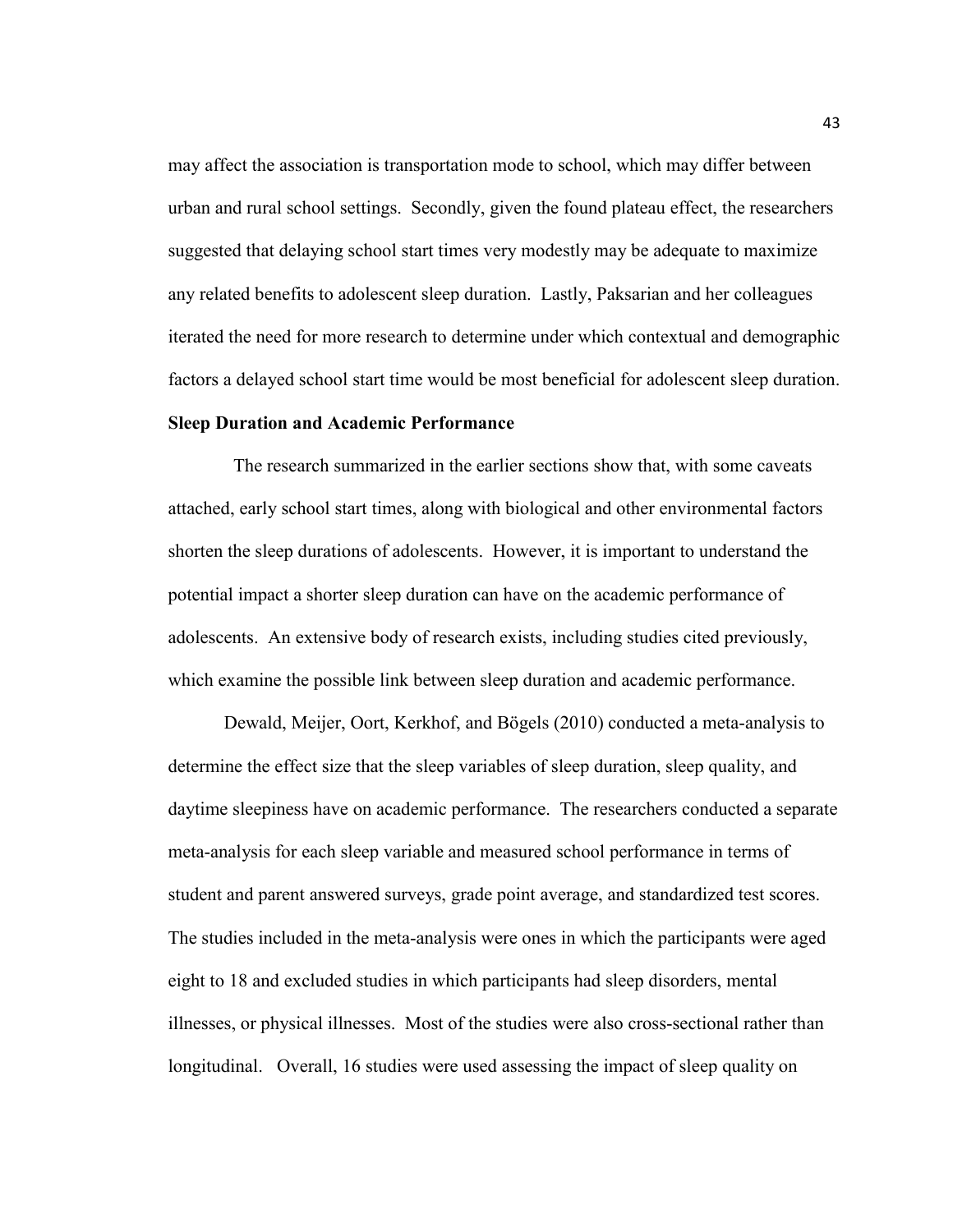may affect the association is transportation mode to school, which may differ between urban and rural school settings. Secondly, given the found plateau effect, the researchers suggested that delaying school start times very modestly may be adequate to maximize any related benefits to adolescent sleep duration. Lastly, Paksarian and her colleagues iterated the need for more research to determine under which contextual and demographic factors a delayed school start time would be most beneficial for adolescent sleep duration.

**Sleep Duration and Academic Performance**

The research summarized in the earlier sections show that, with some caveats attached, early school start times, along with biological and other environmental factors shorten the sleep durations of adolescents. However, it is important to understand the potential impact a shorter sleep duration can have on the academic performance of adolescents. An extensive body of research exists, including studies cited previously, which examine the possible link between sleep duration and academic performance.

Dewald, Meijer, Oort, Kerkhof, and Bögels (2010) conducted a meta-analysis to determine the effect size that the sleep variables of sleep duration, sleep quality, and daytime sleepiness have on academic performance. The researchers conducted a separate meta-analysis for each sleep variable and measured school performance in terms of student and parent answered surveys, grade point average, and standardized test scores. The studies included in the meta-analysis were ones in which the participants were aged eight to 18 and excluded studies in which participants had sleep disorders, mental illnesses, or physical illnesses. Most of the studies were also cross-sectional rather than longitudinal. Overall, 16 studies were used assessing the impact of sleep quality on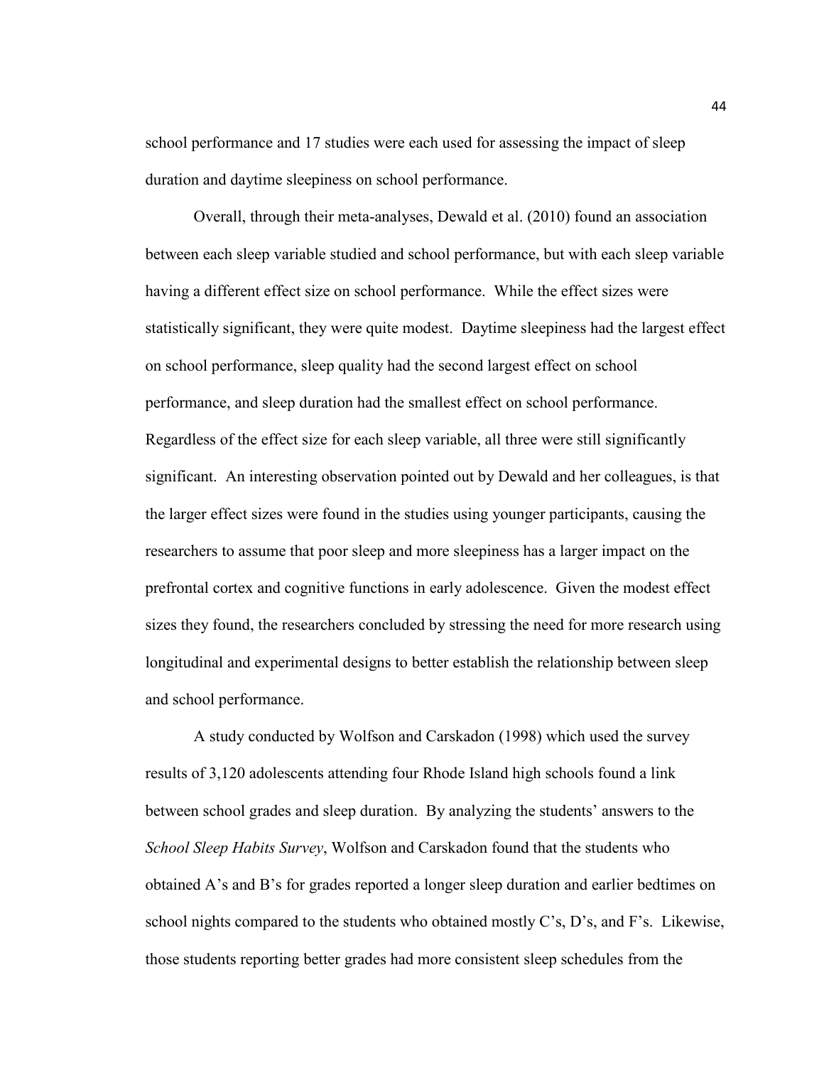school performance and 17 studies were each used for assessing the impact of sleep duration and daytime sleepiness on school performance.

Overall, through their meta-analyses, Dewald et al. (2010) found an association between each sleep variable studied and school performance, but with each sleep variable having a different effect size on school performance. While the effect sizes were statistically significant, they were quite modest. Daytime sleepiness had the largest effect on school performance, sleep quality had the second largest effect on school performance, and sleep duration had the smallest effect on school performance. Regardless of the effect size for each sleep variable, all three were still significantly significant. An interesting observation pointed out by Dewald and her colleagues, is that the larger effect sizes were found in the studies using younger participants, causing the researchers to assume that poor sleep and more sleepiness has a larger impact on the prefrontal cortex and cognitive functions in early adolescence. Given the modest effect sizes they found, the researchers concluded by stressing the need for more research using longitudinal and experimental designs to better establish the relationship between sleep and school performance.

A study conducted by Wolfson and Carskadon (1998) which used the survey results of 3,120 adolescents attending four Rhode Island high schools found a link between school grades and sleep duration. By analyzing the students' answers to the *School Sleep Habits Survey*, Wolfson and Carskadon found that the students who obtained A's and B's for grades reported a longer sleep duration and earlier bedtimes on school nights compared to the students who obtained mostly C's, D's, and F's. Likewise, those students reporting better grades had more consistent sleep schedules from the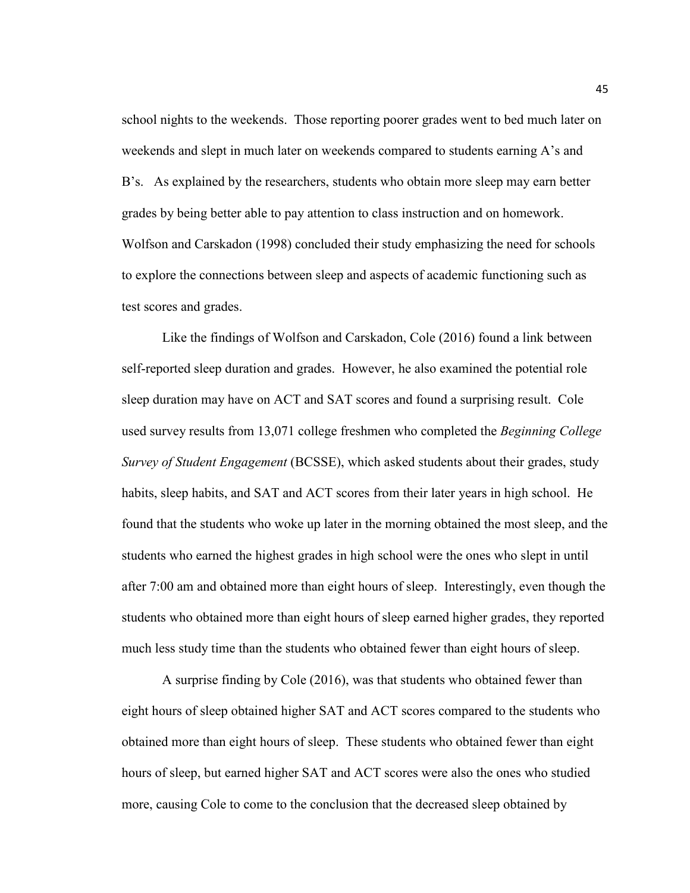school nights to the weekends. Those reporting poorer grades went to bed much later on weekends and slept in much later on weekends compared to students earning A's and B's. As explained by the researchers, students who obtain more sleep may earn better grades by being better able to pay attention to class instruction and on homework. Wolfson and Carskadon (1998) concluded their study emphasizing the need for schools to explore the connections between sleep and aspects of academic functioning such as test scores and grades.

Like the findings of Wolfson and Carskadon, Cole (2016) found a link between self-reported sleep duration and grades. However, he also examined the potential role sleep duration may have on ACT and SAT scores and found a surprising result. Cole used survey results from 13,071 college freshmen who completed the *Beginning College Survey of Student Engagement* (BCSSE), which asked students about their grades, study habits, sleep habits, and SAT and ACT scores from their later years in high school. He found that the students who woke up later in the morning obtained the most sleep, and the students who earned the highest grades in high school were the ones who slept in until after 7:00 am and obtained more than eight hours of sleep. Interestingly, even though the students who obtained more than eight hours of sleep earned higher grades, they reported much less study time than the students who obtained fewer than eight hours of sleep.

A surprise finding by Cole (2016), was that students who obtained fewer than eight hours of sleep obtained higher SAT and ACT scores compared to the students who obtained more than eight hours of sleep. These students who obtained fewer than eight hours of sleep, but earned higher SAT and ACT scores were also the ones who studied more, causing Cole to come to the conclusion that the decreased sleep obtained by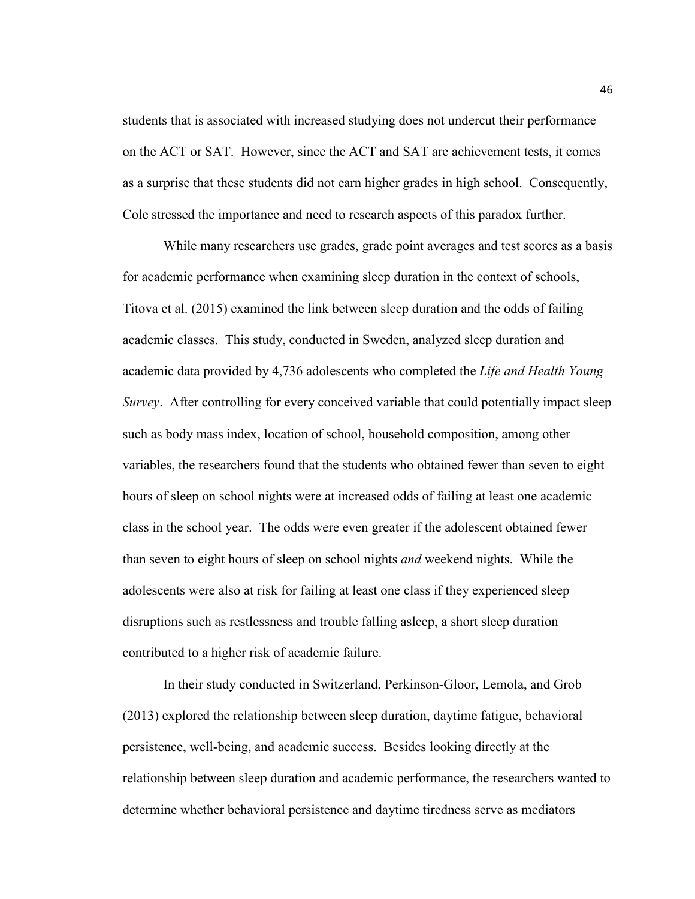students that is associated with increased studying does not undercut their performance on the ACT or SAT. However, since the ACT and SAT are achievement tests, it comes as a surprise that these students did not earn higher grades in high school. Consequently, Cole stressed the importance and need to research aspects of this paradox further.

While many researchers use grades, grade point averages and test scores as a basis for academic performance when examining sleep duration in the context of schools, Titova et al. (2015) examined the link between sleep duration and the odds of failing academic classes. This study, conducted in Sweden, analyzed sleep duration and academic data provided by 4,736 adolescents who completed the *Life and Health Young Survey*. After controlling for every conceived variable that could potentially impact sleep such as body mass index, location of school, household composition, among other variables, the researchers found that the students who obtained fewer than seven to eight hours of sleep on school nights were at increased odds of failing at least one academic class in the school year. The odds were even greater if the adolescent obtained fewer than seven to eight hours of sleep on school nights *and* weekend nights. While the adolescents were also at risk for failing at least one class if they experienced sleep disruptions such as restlessness and trouble falling asleep, a short sleep duration contributed to a higher risk of academic failure.

In their study conducted in Switzerland, Perkinson-Gloor, Lemola, and Grob (2013) explored the relationship between sleep duration, daytime fatigue, behavioral persistence, well-being, and academic success. Besides looking directly at the relationship between sleep duration and academic performance, the researchers wanted to determine whether behavioral persistence and daytime tiredness serve as mediators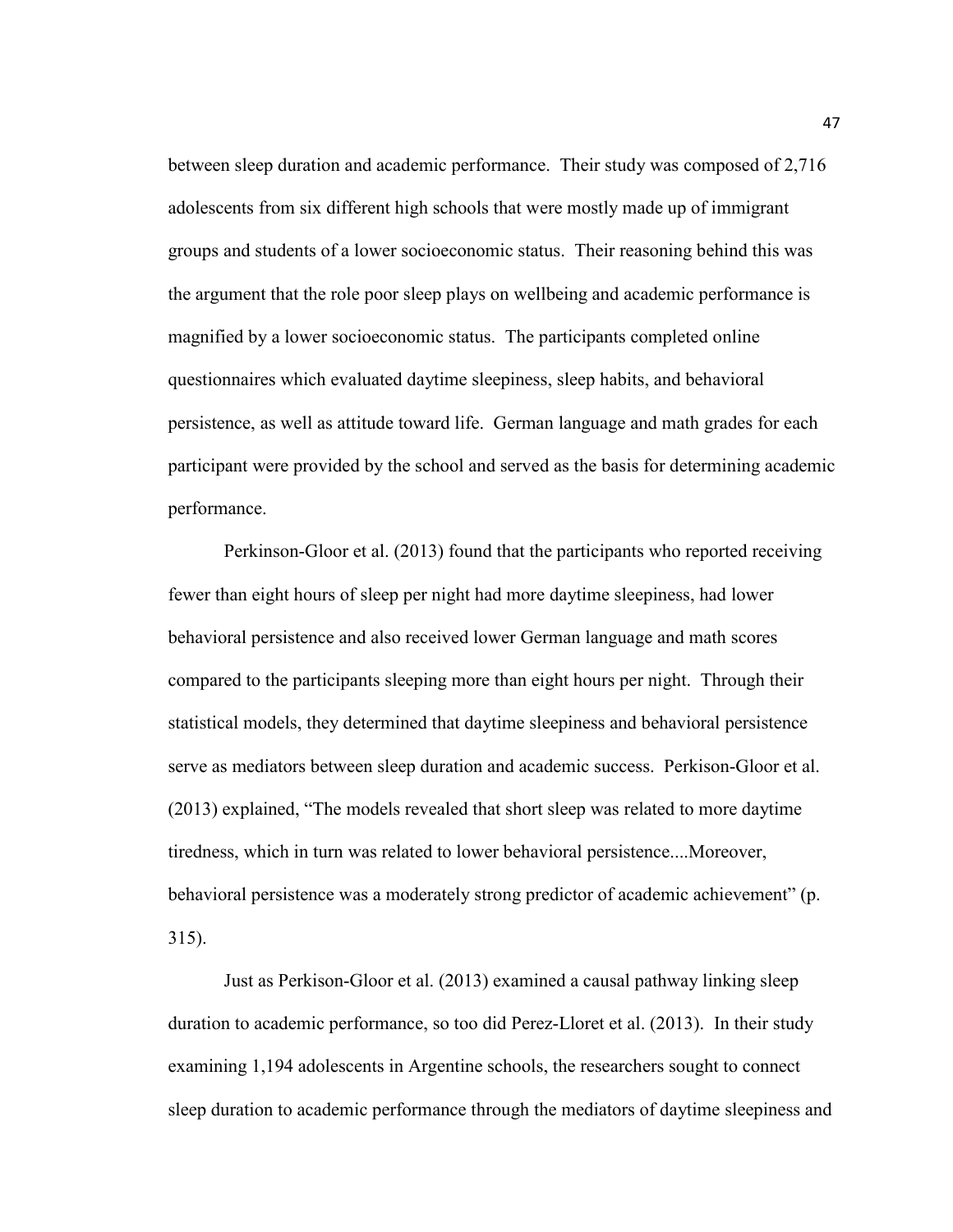between sleep duration and academic performance. Their study was composed of 2,716 adolescents from six different high schools that were mostly made up of immigrant groups and students of a lower socioeconomic status. Their reasoning behind this was the argument that the role poor sleep plays on wellbeing and academic performance is magnified by a lower socioeconomic status. The participants completed online questionnaires which evaluated daytime sleepiness, sleep habits, and behavioral persistence, as well as attitude toward life. German language and math grades for each participant were provided by the school and served as the basis for determining academic performance.

Perkinson-Gloor et al. (2013) found that the participants who reported receiving fewer than eight hours of sleep per night had more daytime sleepiness, had lower behavioral persistence and also received lower German language and math scores compared to the participants sleeping more than eight hours per night. Through their statistical models, they determined that daytime sleepiness and behavioral persistence serve as mediators between sleep duration and academic success. Perkison-Gloor et al. (2013) explained, “The models revealed that short sleep was related to more daytime tiredness, which in turn was related to lower behavioral persistence....Moreover, behavioral persistence was a moderately strong predictor of academic achievement” (p. 315).

Just as Perkison-Gloor et al. (2013) examined a causal pathway linking sleep duration to academic performance, so too did Perez-Lloret et al. (2013). In their study examining 1,194 adolescents in Argentine schools, the researchers sought to connect sleep duration to academic performance through the mediators of daytime sleepiness and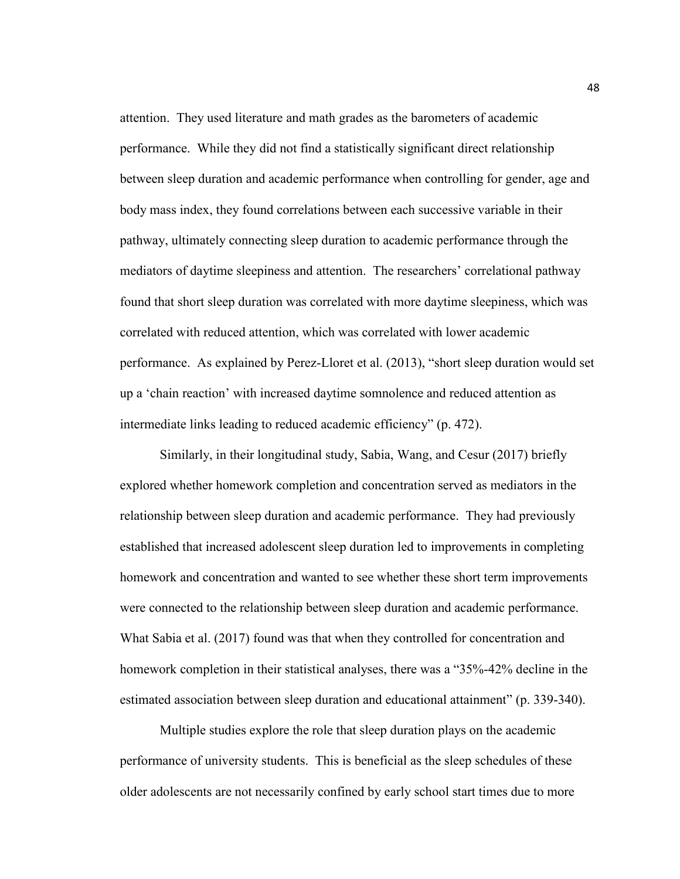attention. They used literature and math grades as the barometers of academic performance. While they did not find a statistically significant direct relationship between sleep duration and academic performance when controlling for gender, age and body mass index, they found correlations between each successive variable in their pathway, ultimately connecting sleep duration to academic performance through the mediators of daytime sleepiness and attention. The researchers' correlational pathway found that short sleep duration was correlated with more daytime sleepiness, which was correlated with reduced attention, which was correlated with lower academic performance. As explained by Perez-Lloret et al. (2013), "short sleep duration would set up a 'chain reaction' with increased daytime somnolence and reduced attention as intermediate links leading to reduced academic efficiency" (p. 472).

Similarly, in their longitudinal study, Sabia, Wang, and Cesur (2017) briefly explored whether homework completion and concentration served as mediators in the relationship between sleep duration and academic performance. They had previously established that increased adolescent sleep duration led to improvements in completing homework and concentration and wanted to see whether these short term improvements were connected to the relationship between sleep duration and academic performance. What Sabia et al. (2017) found was that when they controlled for concentration and homework completion in their statistical analyses, there was a "35%-42% decline in the estimated association between sleep duration and educational attainment" (p. 339-340).

Multiple studies explore the role that sleep duration plays on the academic performance of university students. This is beneficial as the sleep schedules of these older adolescents are not necessarily confined by early school start times due to more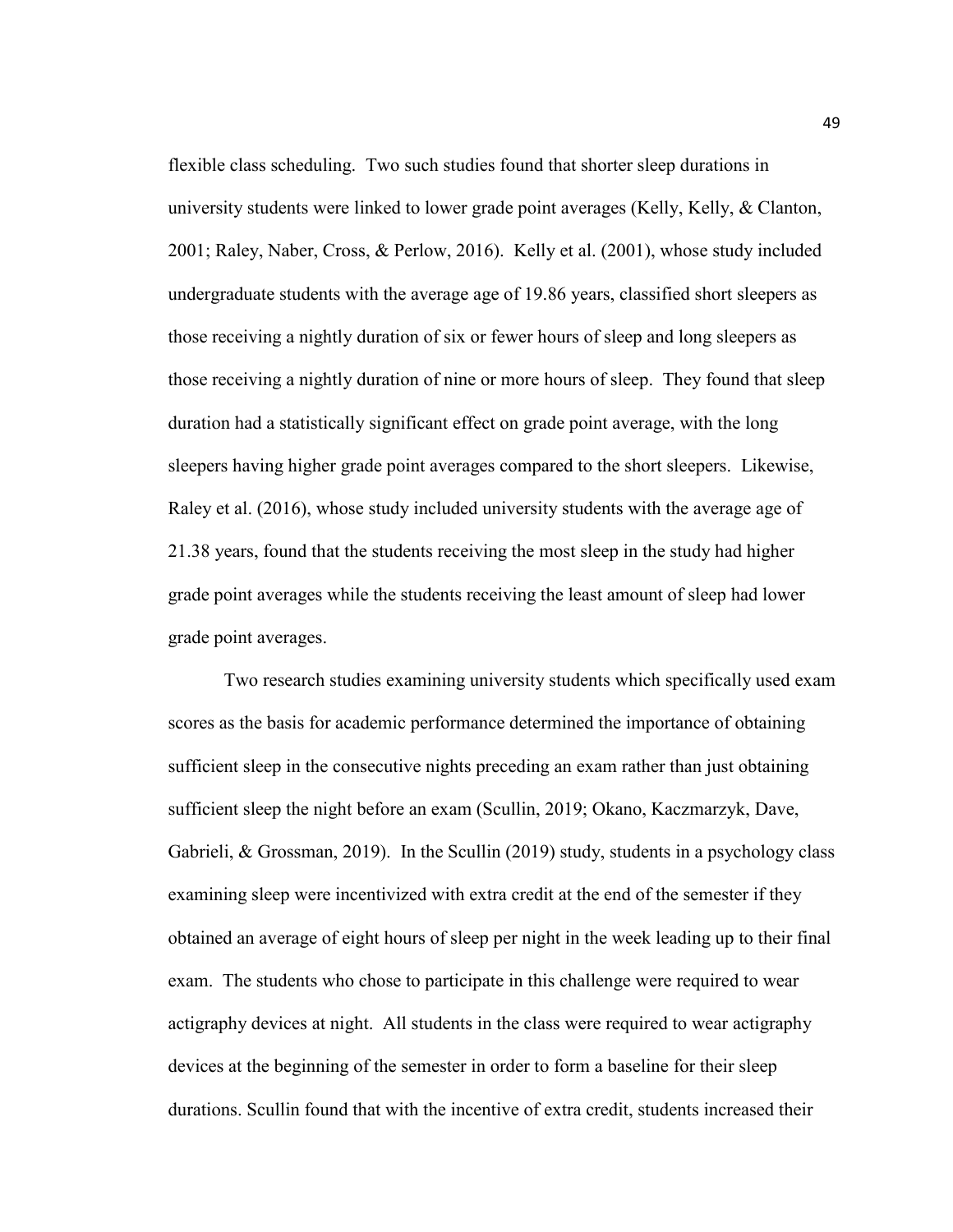flexible class scheduling. Two such studies found that shorter sleep durations in university students were linked to lower grade point averages (Kelly, Kelly, & Clanton, 2001; Raley, Naber, Cross, & Perlow, 2016). Kelly et al. (2001), whose study included undergraduate students with the average age of 19.86 years, classified short sleepers as those receiving a nightly duration of six or fewer hours of sleep and long sleepers as those receiving a nightly duration of nine or more hours of sleep. They found that sleep duration had a statistically significant effect on grade point average, with the long sleepers having higher grade point averages compared to the short sleepers. Likewise, Raley et al. (2016), whose study included university students with the average age of 21.38 years, found that the students receiving the most sleep in the study had higher grade point averages while the students receiving the least amount of sleep had lower grade point averages.

Two research studies examining university students which specifically used exam scores as the basis for academic performance determined the importance of obtaining sufficient sleep in the consecutive nights preceding an exam rather than just obtaining sufficient sleep the night before an exam (Scullin, 2019; Okano, Kaczmarzyk, Dave, Gabrieli, & Grossman, 2019). In the Scullin (2019) study, students in a psychology class examining sleep were incentivized with extra credit at the end of the semester if they obtained an average of eight hours of sleep per night in the week leading up to their final exam. The students who chose to participate in this challenge were required to wear actigraphy devices at night. All students in the class were required to wear actigraphy devices at the beginning of the semester in order to form a baseline for their sleep durations. Scullin found that with the incentive of extra credit, students increased their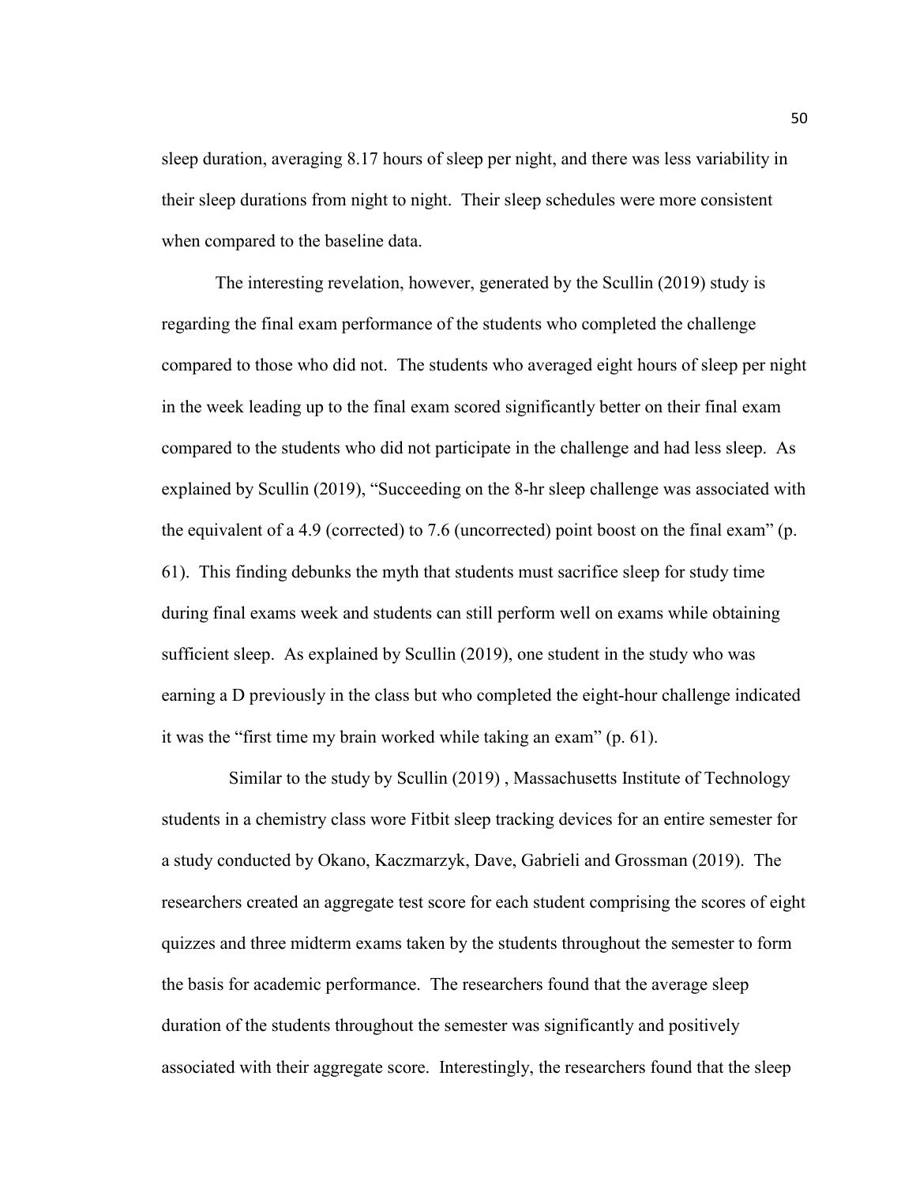sleep duration, averaging 8.17 hours of sleep per night, and there was less variability in their sleep durations from night to night. Their sleep schedules were more consistent when compared to the baseline data.

The interesting revelation, however, generated by the Scullin (2019) study is regarding the final exam performance of the students who completed the challenge compared to those who did not. The students who averaged eight hours of sleep per night in the week leading up to the final exam scored significantly better on their final exam compared to the students who did not participate in the challenge and had less sleep. As explained by Scullin (2019), "Succeeding on the 8-hr sleep challenge was associated with the equivalent of a 4.9 (corrected) to 7.6 (uncorrected) point boost on the final exam" (p. 61). This finding debunks the myth that students must sacrifice sleep for study time during final exams week and students can still perform well on exams while obtaining sufficient sleep. As explained by Scullin (2019), one student in the study who was earning a D previously in the class but who completed the eight-hour challenge indicated it was the "first time my brain worked while taking an exam" (p. 61).

Similar to the study by Scullin (2019) , Massachusetts Institute of Technology students in a chemistry class wore Fitbit sleep tracking devices for an entire semester for a study conducted by Okano, Kaczmarzyk, Dave, Gabrieli and Grossman (2019). The researchers created an aggregate test score for each student comprising the scores of eight quizzes and three midterm exams taken by the students throughout the semester to form the basis for academic performance. The researchers found that the average sleep duration of the students throughout the semester was significantly and positively associated with their aggregate score. Interestingly, the researchers found that the sleep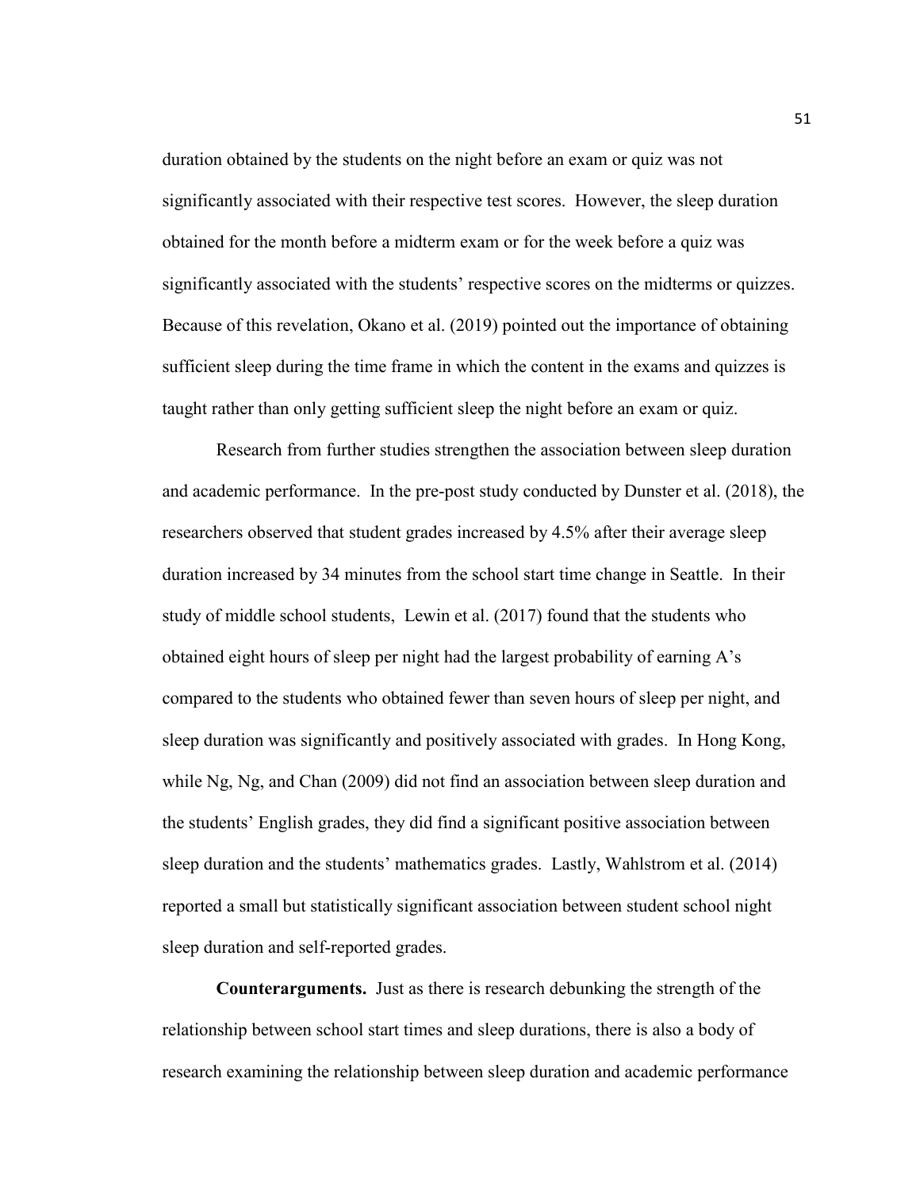duration obtained by the students on the night before an exam or quiz was not significantly associated with their respective test scores. However, the sleep duration obtained for the month before a midterm exam or for the week before a quiz was significantly associated with the students' respective scores on the midterms or quizzes. Because of this revelation, Okano et al. (2019) pointed out the importance of obtaining sufficient sleep during the time frame in which the content in the exams and quizzes is taught rather than only getting sufficient sleep the night before an exam or quiz.

Research from further studies strengthen the association between sleep duration and academic performance. In the pre-post study conducted by Dunster et al. (2018), the researchers observed that student grades increased by 4.5% after their average sleep duration increased by 34 minutes from the school start time change in Seattle. In their study of middle school students, Lewin et al. (2017) found that the students who obtained eight hours of sleep per night had the largest probability of earning A's compared to the students who obtained fewer than seven hours of sleep per night, and sleep duration was significantly and positively associated with grades. In Hong Kong, while Ng, Ng, and Chan (2009) did not find an association between sleep duration and the students' English grades, they did find a significant positive association between sleep duration and the students' mathematics grades. Lastly, Wahlstrom et al. (2014) reported a small but statistically significant association between student school night sleep duration and self-reported grades.

**Counterarguments.** Just as there is research debunking the strength of the relationship between school start times and sleep durations, there is also a body of research examining the relationship between sleep duration and academic performance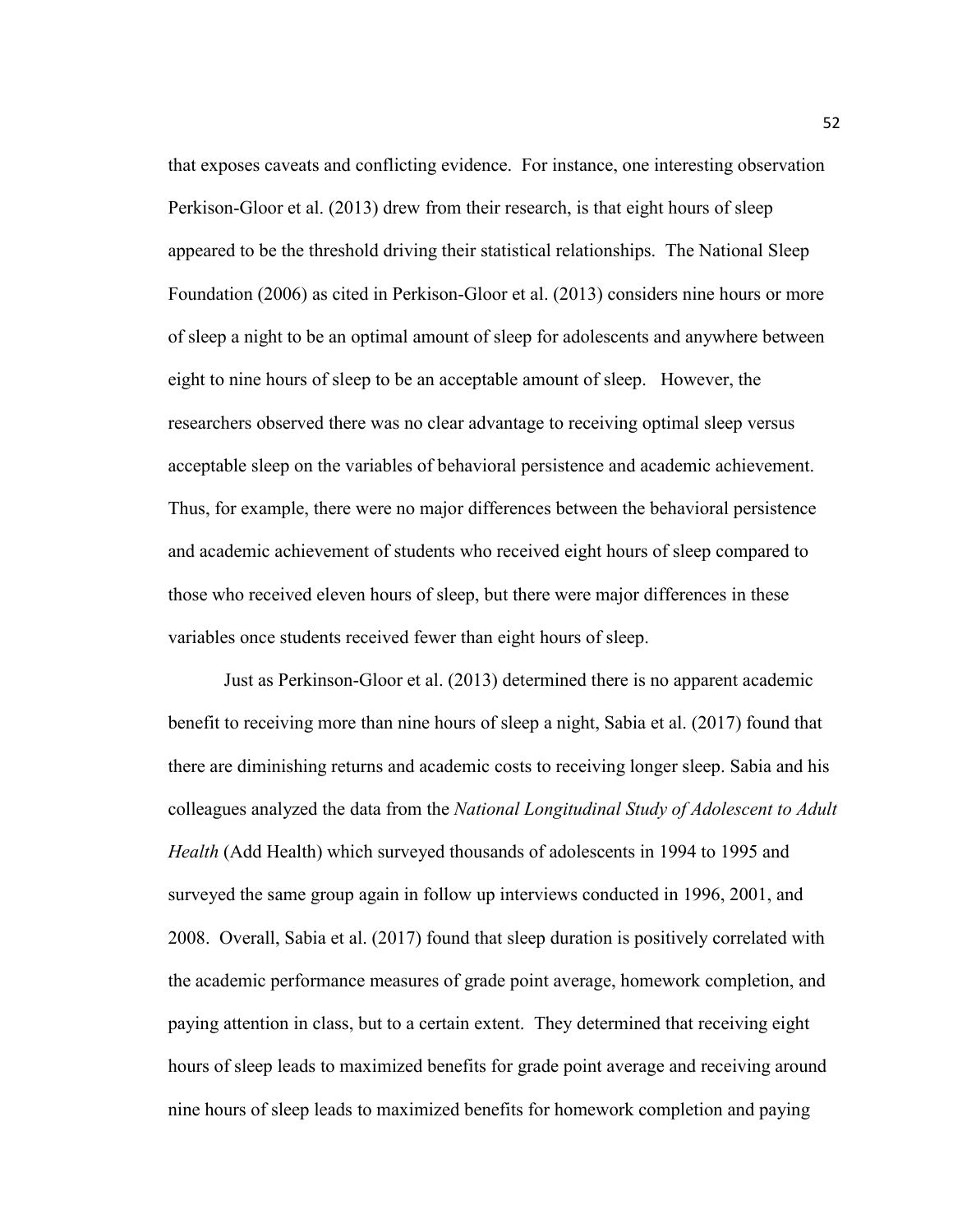that exposes caveats and conflicting evidence. For instance, one interesting observation Perkison-Gloor et al. (2013) drew from their research, is that eight hours of sleep appeared to be the threshold driving their statistical relationships. The National Sleep Foundation (2006) as cited in Perkison-Gloor et al. (2013) considers nine hours or more of sleep a night to be an optimal amount of sleep for adolescents and anywhere between eight to nine hours of sleep to be an acceptable amount of sleep. However, the researchers observed there was no clear advantage to receiving optimal sleep versus acceptable sleep on the variables of behavioral persistence and academic achievement. Thus, for example, there were no major differences between the behavioral persistence and academic achievement of students who received eight hours of sleep compared to those who received eleven hours of sleep, but there were major differences in these variables once students received fewer than eight hours of sleep.

Just as Perkinson-Gloor et al. (2013) determined there is no apparent academic benefit to receiving more than nine hours of sleep a night, Sabia et al. (2017) found that there are diminishing returns and academic costs to receiving longer sleep. Sabia and his colleagues analyzed the data from the *National Longitudinal Study of Adolescent to Adult Health* (Add Health) which surveyed thousands of adolescents in 1994 to 1995 and surveyed the same group again in follow up interviews conducted in 1996, 2001, and 2008. Overall, Sabia et al. (2017) found that sleep duration is positively correlated with the academic performance measures of grade point average, homework completion, and paying attention in class, but to a certain extent. They determined that receiving eight hours of sleep leads to maximized benefits for grade point average and receiving around nine hours of sleep leads to maximized benefits for homework completion and paying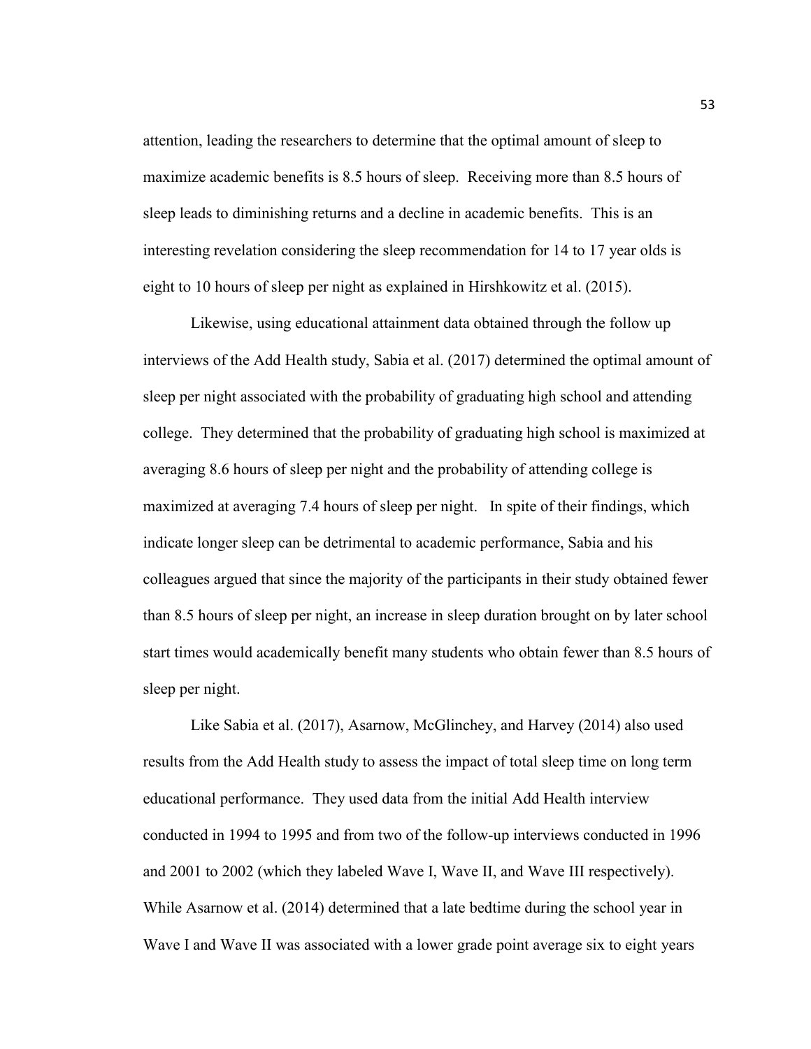attention, leading the researchers to determine that the optimal amount of sleep to maximize academic benefits is 8.5 hours of sleep. Receiving more than 8.5 hours of sleep leads to diminishing returns and a decline in academic benefits. This is an interesting revelation considering the sleep recommendation for 14 to 17 year olds is eight to 10 hours of sleep per night as explained in Hirshkowitz et al. (2015).

Likewise, using educational attainment data obtained through the follow up interviews of the Add Health study, Sabia et al. (2017) determined the optimal amount of sleep per night associated with the probability of graduating high school and attending college. They determined that the probability of graduating high school is maximized at averaging 8.6 hours of sleep per night and the probability of attending college is maximized at averaging 7.4 hours of sleep per night. In spite of their findings, which indicate longer sleep can be detrimental to academic performance, Sabia and his colleagues argued that since the majority of the participants in their study obtained fewer than 8.5 hours of sleep per night, an increase in sleep duration brought on by later school start times would academically benefit many students who obtain fewer than 8.5 hours of sleep per night.

Like Sabia et al. (2017), Asarnow, McGlinchey, and Harvey (2014) also used results from the Add Health study to assess the impact of total sleep time on long term educational performance. They used data from the initial Add Health interview conducted in 1994 to 1995 and from two of the follow-up interviews conducted in 1996 and 2001 to 2002 (which they labeled Wave I, Wave II, and Wave III respectively). While Asarnow et al. (2014) determined that a late bedtime during the school year in Wave I and Wave II was associated with a lower grade point average six to eight years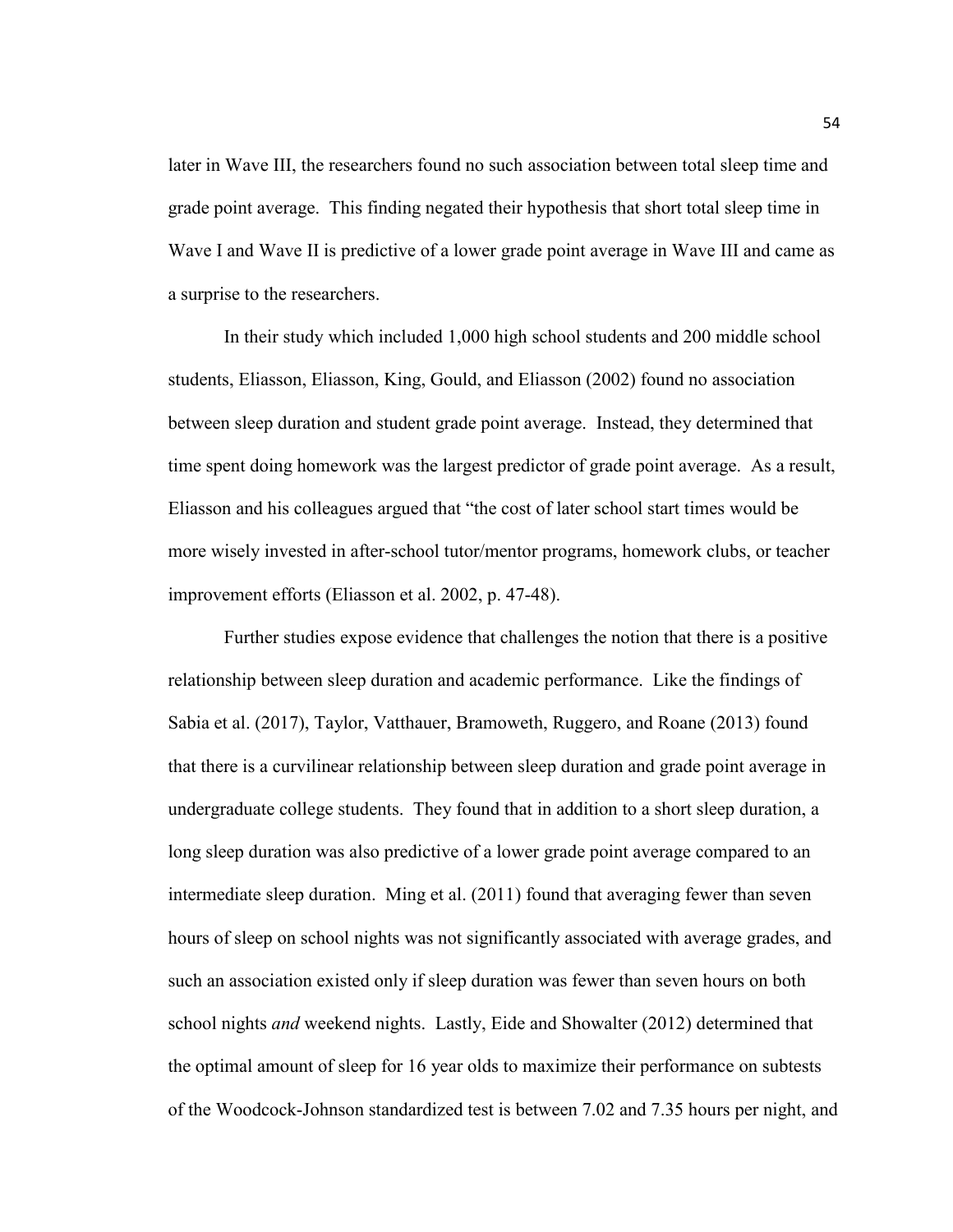later in Wave III, the researchers found no such association between total sleep time and grade point average. This finding negated their hypothesis that short total sleep time in Wave I and Wave II is predictive of a lower grade point average in Wave III and came as a surprise to the researchers.

In their study which included 1,000 high school students and 200 middle school students, Eliasson, Eliasson, King, Gould, and Eliasson (2002) found no association between sleep duration and student grade point average. Instead, they determined that time spent doing homework was the largest predictor of grade point average. As a result, Eliasson and his colleagues argued that "the cost of later school start times would be more wisely invested in after-school tutor/mentor programs, homework clubs, or teacher improvement efforts (Eliasson et al. 2002, p. 47-48).

Further studies expose evidence that challenges the notion that there is a positive relationship between sleep duration and academic performance. Like the findings of Sabia et al. (2017), Taylor, Vatthauer, Bramoweth, Ruggero, and Roane (2013) found that there is a curvilinear relationship between sleep duration and grade point average in undergraduate college students. They found that in addition to a short sleep duration, a long sleep duration was also predictive of a lower grade point average compared to an intermediate sleep duration. Ming et al. (2011) found that averaging fewer than seven hours of sleep on school nights was not significantly associated with average grades, and such an association existed only if sleep duration was fewer than seven hours on both school nights *and* weekend nights. Lastly, Eide and Showalter (2012) determined that the optimal amount of sleep for 16 year olds to maximize their performance on subtests of the Woodcock-Johnson standardized test is between 7.02 and 7.35 hours per night, and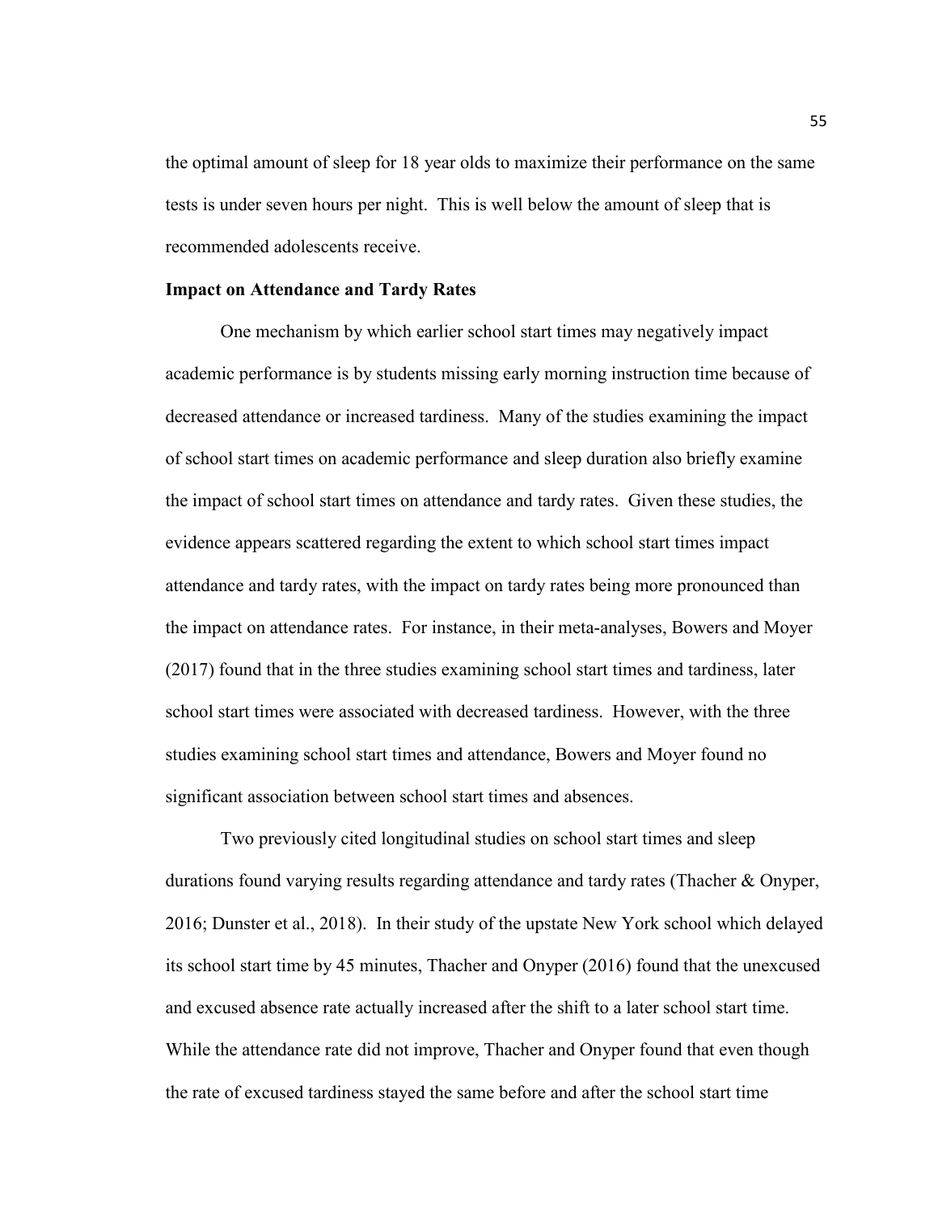the optimal amount of sleep for 18 year olds to maximize their performance on the same tests is under seven hours per night. This is well below the amount of sleep that is recommended adolescents receive.

**Impact on Attendance and Tardy Rates**

One mechanism by which earlier school start times may negatively impact academic performance is by students missing early morning instruction time because of decreased attendance or increased tardiness. Many of the studies examining the impact of school start times on academic performance and sleep duration also briefly examine the impact of school start times on attendance and tardy rates. Given these studies, the evidence appears scattered regarding the extent to which school start times impact attendance and tardy rates, with the impact on tardy rates being more pronounced than the impact on attendance rates. For instance, in their meta-analyses, Bowers and Moyer (2017) found that in the three studies examining school start times and tardiness, later school start times were associated with decreased tardiness. However, with the three studies examining school start times and attendance, Bowers and Moyer found no significant association between school start times and absences.

Two previously cited longitudinal studies on school start times and sleep durations found varying results regarding attendance and tardy rates (Thacher & Onyper, 2016; Dunster et al., 2018). In their study of the upstate New York school which delayed its school start time by 45 minutes, Thacher and Onyper (2016) found that the unexcused and excused absence rate actually increased after the shift to a later school start time. While the attendance rate did not improve, Thacher and Onyper found that even though the rate of excused tardiness stayed the same before and after the school start time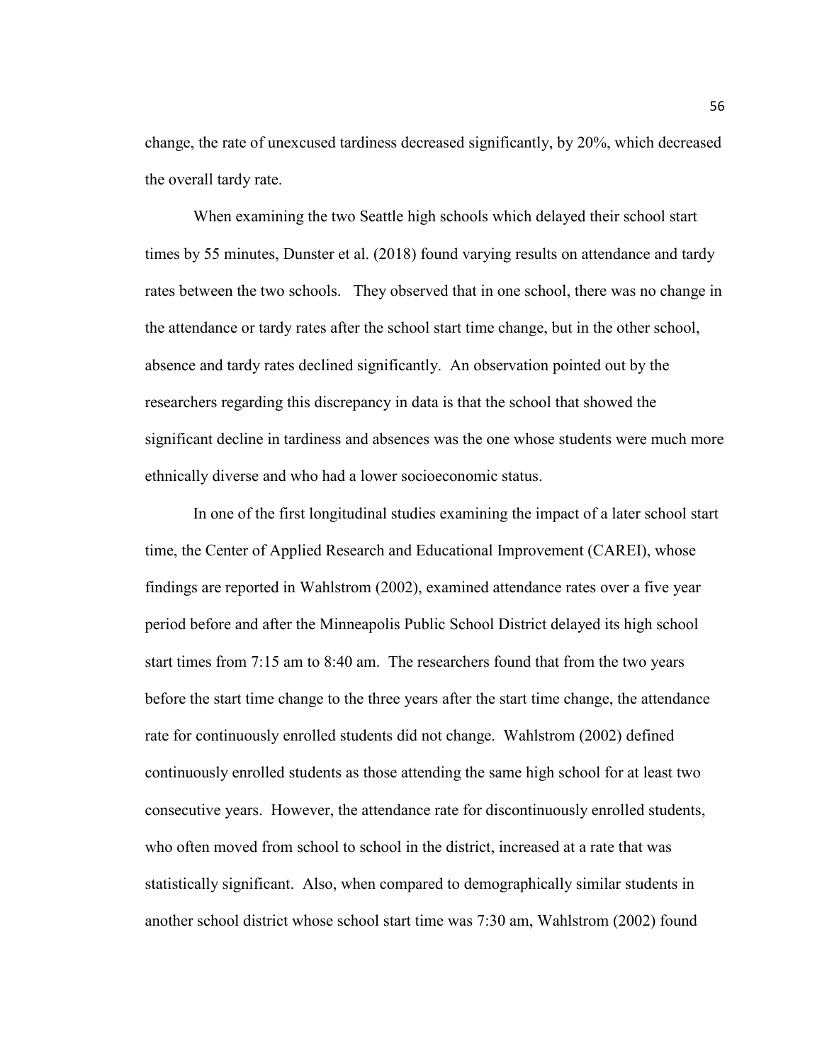change, the rate of unexcused tardiness decreased significantly, by 20%, which decreased the overall tardy rate.

When examining the two Seattle high schools which delayed their school start times by 55 minutes, Dunster et al. (2018) found varying results on attendance and tardy rates between the two schools. They observed that in one school, there was no change in the attendance or tardy rates after the school start time change, but in the other school, absence and tardy rates declined significantly. An observation pointed out by the researchers regarding this discrepancy in data is that the school that showed the significant decline in tardiness and absences was the one whose students were much more ethnically diverse and who had a lower socioeconomic status.

In one of the first longitudinal studies examining the impact of a later school start time, the Center of Applied Research and Educational Improvement (CAREI), whose findings are reported in Wahlstrom (2002), examined attendance rates over a five year period before and after the Minneapolis Public School District delayed its high school start times from 7:15 am to 8:40 am. The researchers found that from the two years before the start time change to the three years after the start time change, the attendance rate for continuously enrolled students did not change. Wahlstrom (2002) defined continuously enrolled students as those attending the same high school for at least two consecutive years. However, the attendance rate for discontinuously enrolled students, who often moved from school to school in the district, increased at a rate that was statistically significant. Also, when compared to demographically similar students in another school district whose school start time was 7:30 am, Wahlstrom (2002) found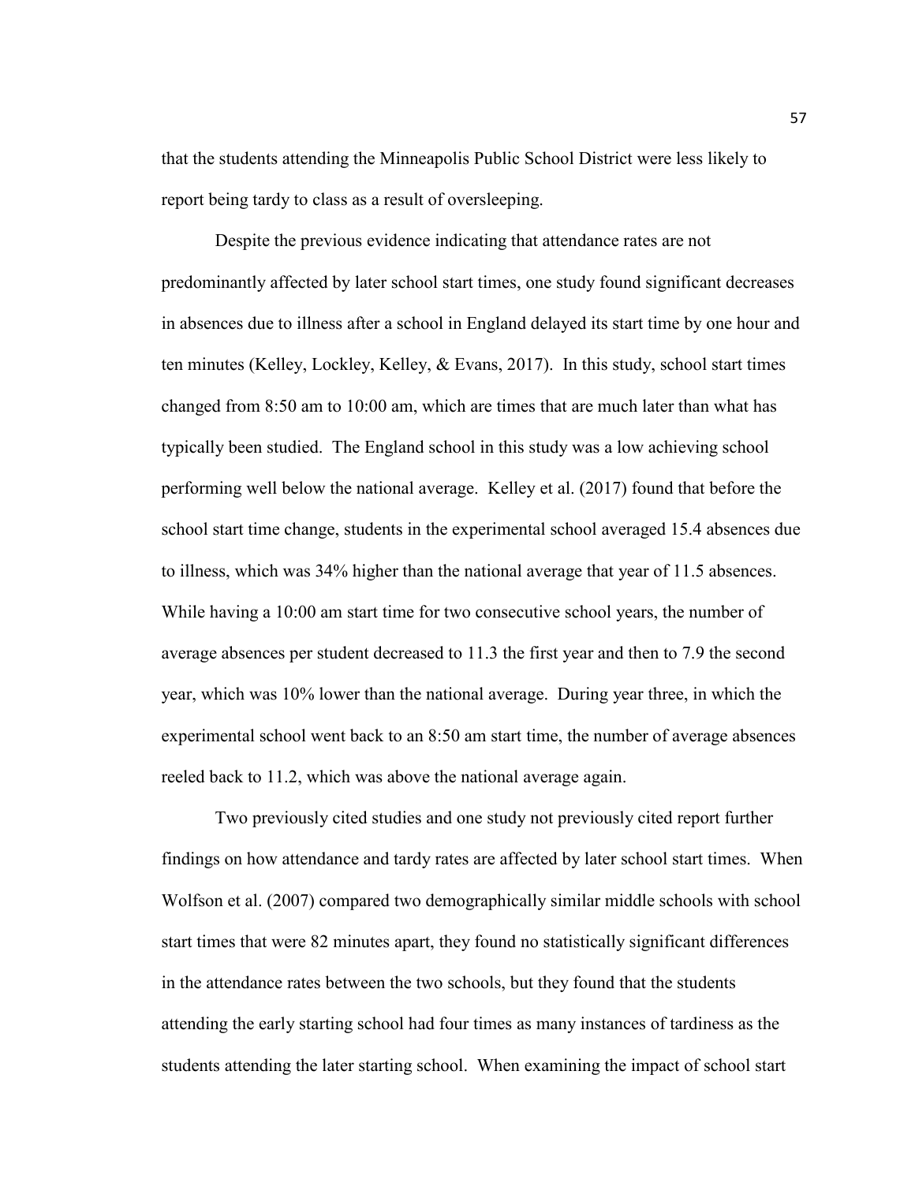that the students attending the Minneapolis Public School District were less likely to report being tardy to class as a result of oversleeping.

Despite the previous evidence indicating that attendance rates are not predominantly affected by later school start times, one study found significant decreases in absences due to illness after a school in England delayed its start time by one hour and ten minutes (Kelley, Lockley, Kelley, & Evans, 2017). In this study, school start times changed from 8:50 am to 10:00 am, which are times that are much later than what has typically been studied. The England school in this study was a low achieving school performing well below the national average. Kelley et al. (2017) found that before the school start time change, students in the experimental school averaged 15.4 absences due to illness, which was 34% higher than the national average that year of 11.5 absences. While having a 10:00 am start time for two consecutive school years, the number of average absences per student decreased to 11.3 the first year and then to 7.9 the second year, which was 10% lower than the national average. During year three, in which the experimental school went back to an 8:50 am start time, the number of average absences reeled back to 11.2, which was above the national average again.

Two previously cited studies and one study not previously cited report further findings on how attendance and tardy rates are affected by later school start times. When Wolfson et al. (2007) compared two demographically similar middle schools with school start times that were 82 minutes apart, they found no statistically significant differences in the attendance rates between the two schools, but they found that the students attending the early starting school had four times as many instances of tardiness as the students attending the later starting school. When examining the impact of school start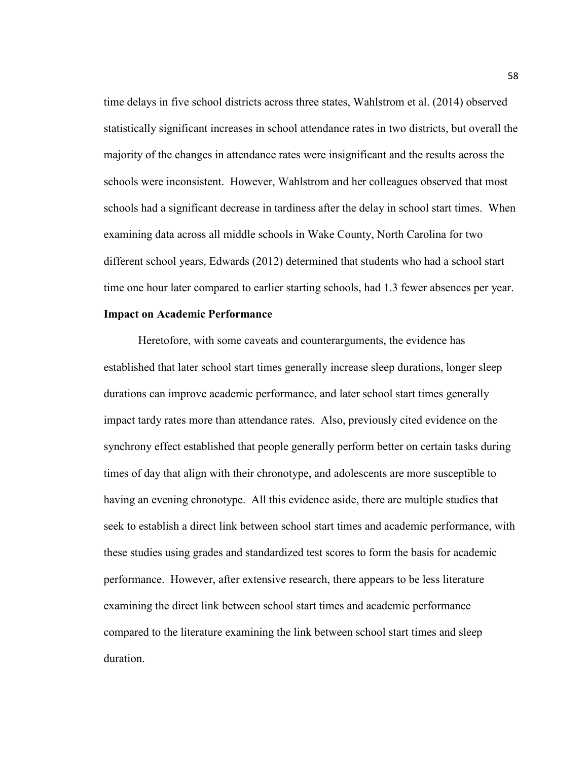time delays in five school districts across three states, Wahlstrom et al. (2014) observed statistically significant increases in school attendance rates in two districts, but overall the majority of the changes in attendance rates were insignificant and the results across the schools were inconsistent. However, Wahlstrom and her colleagues observed that most schools had a significant decrease in tardiness after the delay in school start times. When examining data across all middle schools in Wake County, North Carolina for two different school years, Edwards (2012) determined that students who had a school start time one hour later compared to earlier starting schools, had 1.3 fewer absences per year.

**Impact on Academic Performance**

Heretofore, with some caveats and counterarguments, the evidence has established that later school start times generally increase sleep durations, longer sleep durations can improve academic performance, and later school start times generally impact tardy rates more than attendance rates. Also, previously cited evidence on the synchrony effect established that people generally perform better on certain tasks during times of day that align with their chronotype, and adolescents are more susceptible to having an evening chronotype. All this evidence aside, there are multiple studies that seek to establish a direct link between school start times and academic performance, with these studies using grades and standardized test scores to form the basis for academic performance. However, after extensive research, there appears to be less literature examining the direct link between school start times and academic performance compared to the literature examining the link between school start times and sleep duration.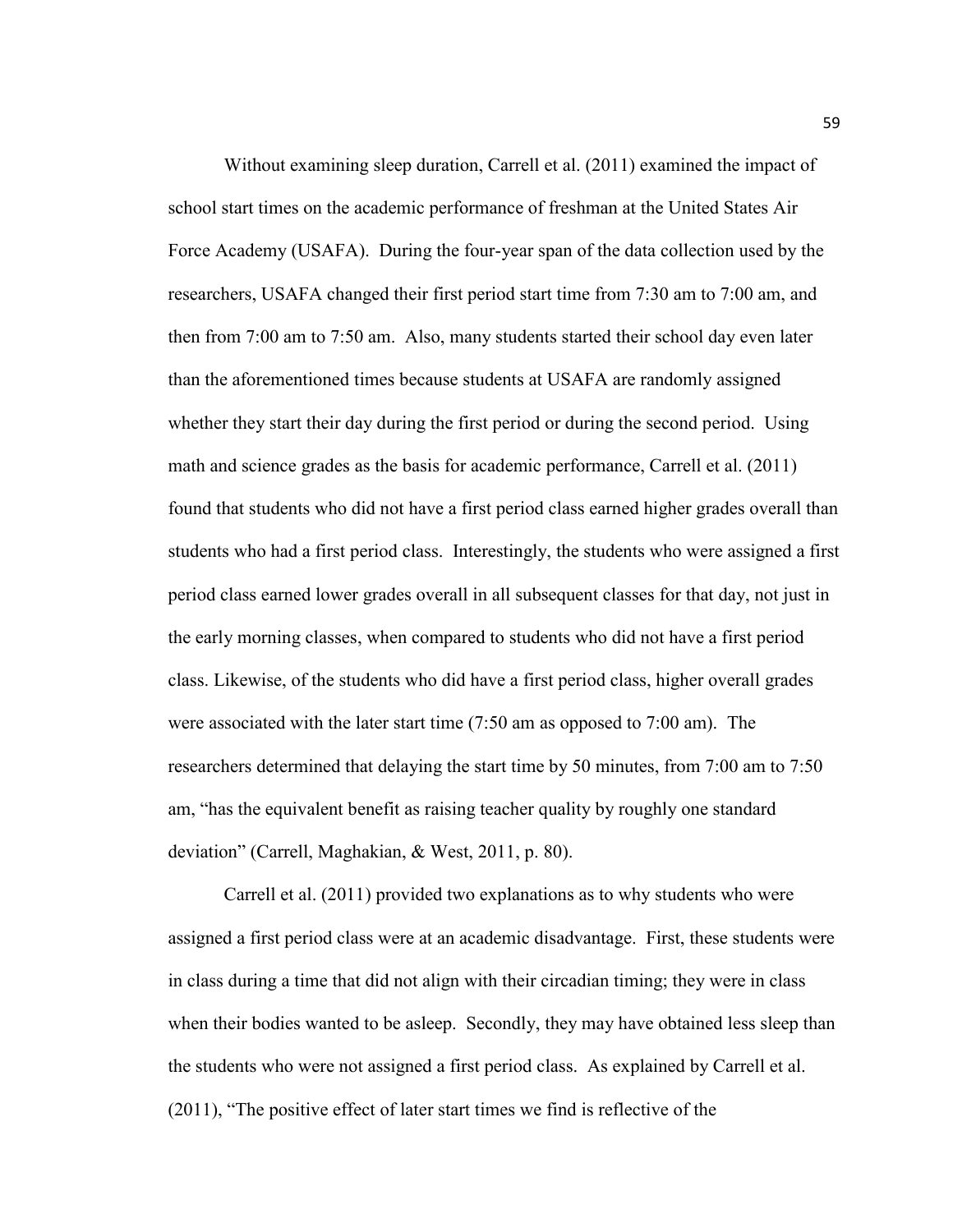Without examining sleep duration, Carrell et al. (2011) examined the impact of school start times on the academic performance of freshman at the United States Air Force Academy (USAFA). During the four-year span of the data collection used by the researchers, USAFA changed their first period start time from 7:30 am to 7:00 am, and then from 7:00 am to 7:50 am. Also, many students started their school day even later than the aforementioned times because students at USAFA are randomly assigned whether they start their day during the first period or during the second period. Using math and science grades as the basis for academic performance, Carrell et al. (2011) found that students who did not have a first period class earned higher grades overall than students who had a first period class. Interestingly, the students who were assigned a first period class earned lower grades overall in all subsequent classes for that day, not just in the early morning classes, when compared to students who did not have a first period class. Likewise, of the students who did have a first period class, higher overall grades were associated with the later start time (7:50 am as opposed to 7:00 am). The researchers determined that delaying the start time by 50 minutes, from 7:00 am to 7:50 am, "has the equivalent benefit as raising teacher quality by roughly one standard deviation" (Carrell, Maghakian, & West, 2011, p. 80).

Carrell et al. (2011) provided two explanations as to why students who were assigned a first period class were at an academic disadvantage. First, these students were in class during a time that did not align with their circadian timing; they were in class when their bodies wanted to be asleep. Secondly, they may have obtained less sleep than the students who were not assigned a first period class. As explained by Carrell et al. (2011), "The positive effect of later start times we find is reflective of the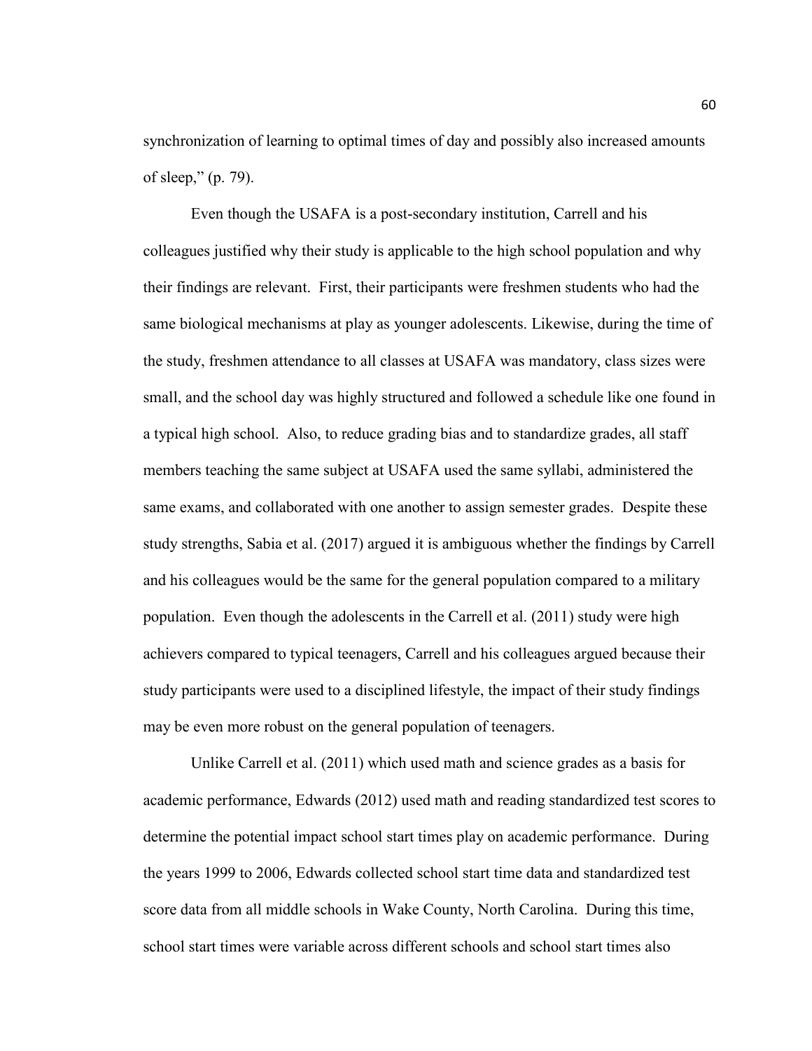synchronization of learning to optimal times of day and possibly also increased amounts of sleep," (p. 79).

Even though the USAFA is a post-secondary institution, Carrell and his colleagues justified why their study is applicable to the high school population and why their findings are relevant. First, their participants were freshmen students who had the same biological mechanisms at play as younger adolescents. Likewise, during the time of the study, freshmen attendance to all classes at USAFA was mandatory, class sizes were small, and the school day was highly structured and followed a schedule like one found in a typical high school. Also, to reduce grading bias and to standardize grades, all staff members teaching the same subject at USAFA used the same syllabi, administered the same exams, and collaborated with one another to assign semester grades. Despite these study strengths, Sabia et al. (2017) argued it is ambiguous whether the findings by Carrell and his colleagues would be the same for the general population compared to a military population. Even though the adolescents in the Carrell et al. (2011) study were high achievers compared to typical teenagers, Carrell and his colleagues argued because their study participants were used to a disciplined lifestyle, the impact of their study findings may be even more robust on the general population of teenagers.

Unlike Carrell et al. (2011) which used math and science grades as a basis for academic performance, Edwards (2012) used math and reading standardized test scores to determine the potential impact school start times play on academic performance. During the years 1999 to 2006, Edwards collected school start time data and standardized test score data from all middle schools in Wake County, North Carolina. During this time, school start times were variable across different schools and school start times also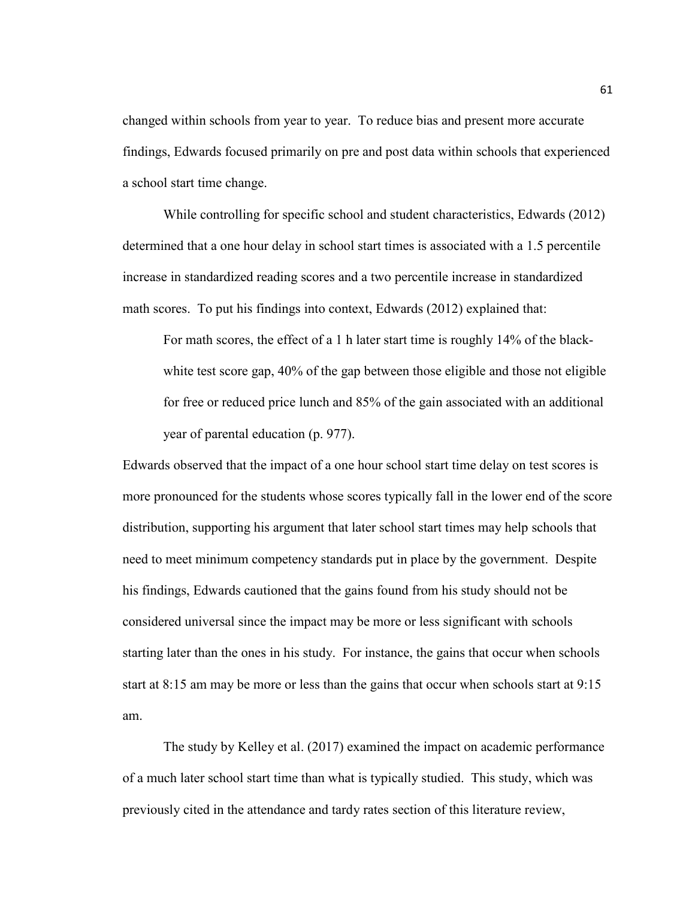changed within schools from year to year. To reduce bias and present more accurate findings, Edwards focused primarily on pre and post data within schools that experienced a school start time change.

While controlling for specific school and student characteristics, Edwards (2012) determined that a one hour delay in school start times is associated with a 1.5 percentile increase in standardized reading scores and a two percentile increase in standardized math scores. To put his findings into context, Edwards (2012) explained that:

> For math scores, the effect of a 1 h later start time is roughly 14% of the black-white test score gap, 40% of the gap between those eligible and those not eligible for free or reduced price lunch and 85% of the gain associated with an additional year of parental education (p. 977).

Edwards observed that the impact of a one hour school start time delay on test scores is more pronounced for the students whose scores typically fall in the lower end of the score distribution, supporting his argument that later school start times may help schools that need to meet minimum competency standards put in place by the government. Despite his findings, Edwards cautioned that the gains found from his study should not be considered universal since the impact may be more or less significant with schools starting later than the ones in his study. For instance, the gains that occur when schools start at 8:15 am may be more or less than the gains that occur when schools start at 9:15 am.

The study by Kelley et al. (2017) examined the impact on academic performance of a much later school start time than what is typically studied. This study, which was previously cited in the attendance and tardy rates section of this literature review,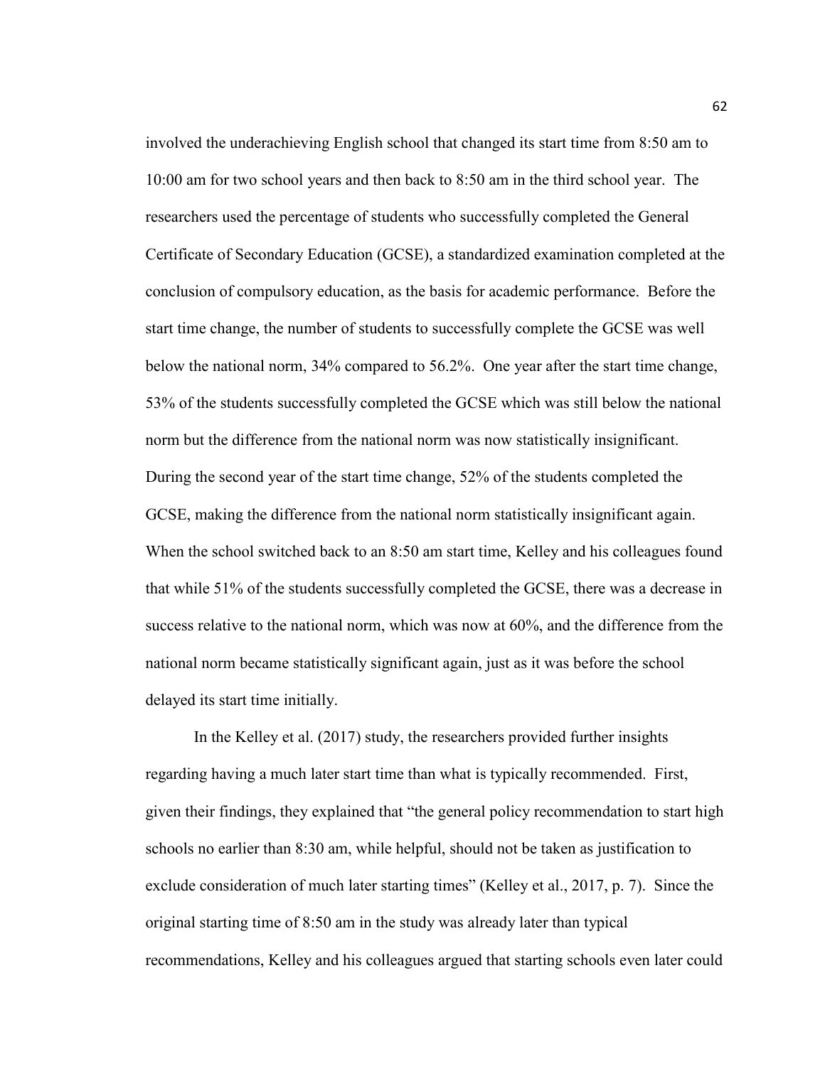involved the underachieving English school that changed its start time from 8:50 am to 10:00 am for two school years and then back to 8:50 am in the third school year. The researchers used the percentage of students who successfully completed the General Certificate of Secondary Education (GCSE), a standardized examination completed at the conclusion of compulsory education, as the basis for academic performance. Before the start time change, the number of students to successfully complete the GCSE was well below the national norm, 34% compared to 56.2%. One year after the start time change, 53% of the students successfully completed the GCSE which was still below the national norm but the difference from the national norm was now statistically insignificant. During the second year of the start time change, 52% of the students completed the GCSE, making the difference from the national norm statistically insignificant again. When the school switched back to an 8:50 am start time, Kelley and his colleagues found that while 51% of the students successfully completed the GCSE, there was a decrease in success relative to the national norm, which was now at 60%, and the difference from the national norm became statistically significant again, just as it was before the school delayed its start time initially.

In the Kelley et al. (2017) study, the researchers provided further insights regarding having a much later start time than what is typically recommended. First, given their findings, they explained that "the general policy recommendation to start high schools no earlier than 8:30 am, while helpful, should not be taken as justification to exclude consideration of much later starting times" (Kelley et al., 2017, p. 7). Since the original starting time of 8:50 am in the study was already later than typical recommendations, Kelley and his colleagues argued that starting schools even later could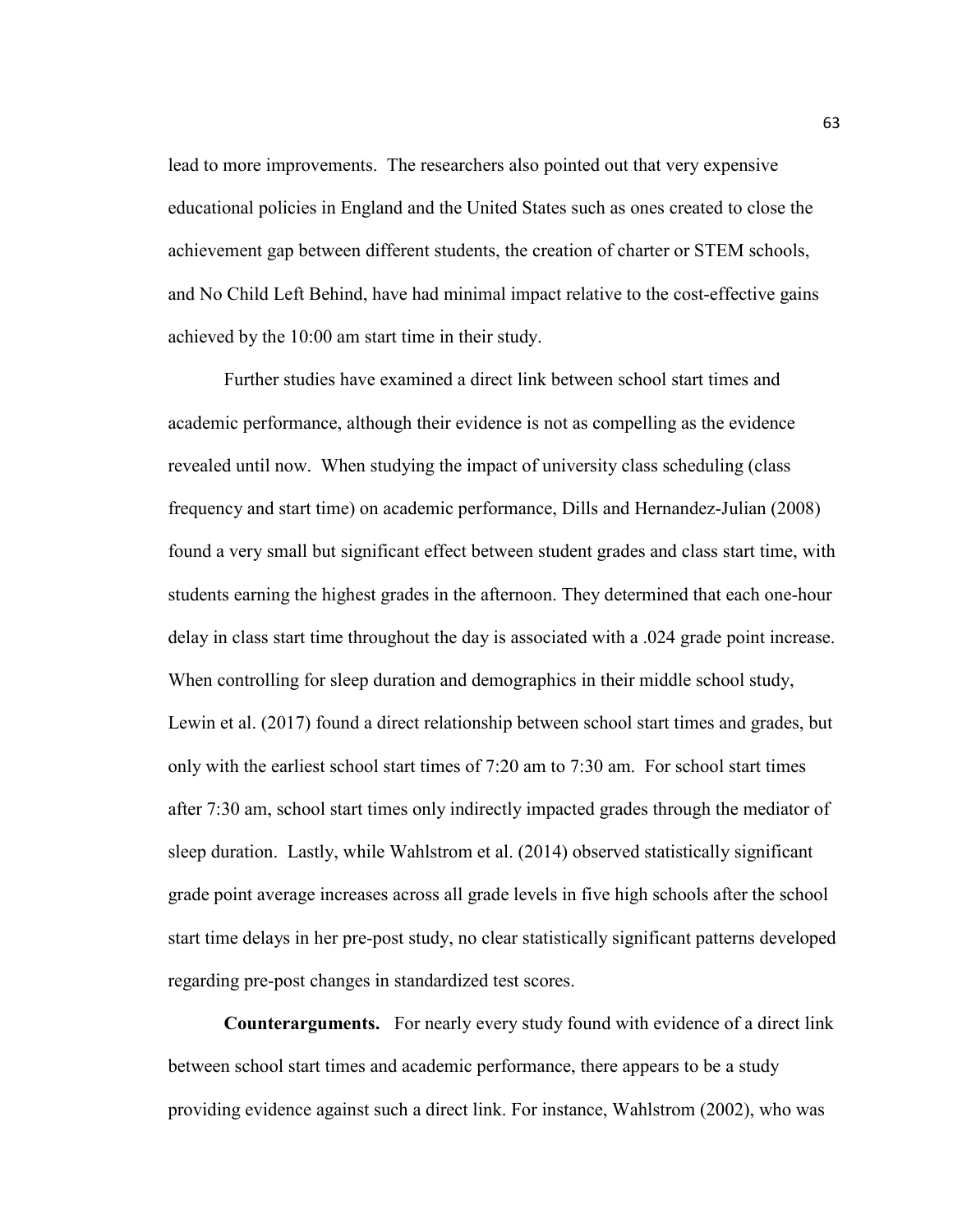lead to more improvements. The researchers also pointed out that very expensive educational policies in England and the United States such as ones created to close the achievement gap between different students, the creation of charter or STEM schools, and No Child Left Behind, have had minimal impact relative to the cost-effective gains achieved by the 10:00 am start time in their study.

Further studies have examined a direct link between school start times and academic performance, although their evidence is not as compelling as the evidence revealed until now. When studying the impact of university class scheduling (class frequency and start time) on academic performance, Dills and Hernandez-Julian (2008) found a very small but significant effect between student grades and class start time, with students earning the highest grades in the afternoon. They determined that each one-hour delay in class start time throughout the day is associated with a .024 grade point increase. When controlling for sleep duration and demographics in their middle school study, Lewin et al. (2017) found a direct relationship between school start times and grades, but only with the earliest school start times of 7:20 am to 7:30 am. For school start times after 7:30 am, school start times only indirectly impacted grades through the mediator of sleep duration. Lastly, while Wahlstrom et al. (2014) observed statistically significant grade point average increases across all grade levels in five high schools after the school start time delays in her pre-post study, no clear statistically significant patterns developed regarding pre-post changes in standardized test scores.

**Counterarguments.** For nearly every study found with evidence of a direct link between school start times and academic performance, there appears to be a study providing evidence against such a direct link. For instance, Wahlstrom (2002), who was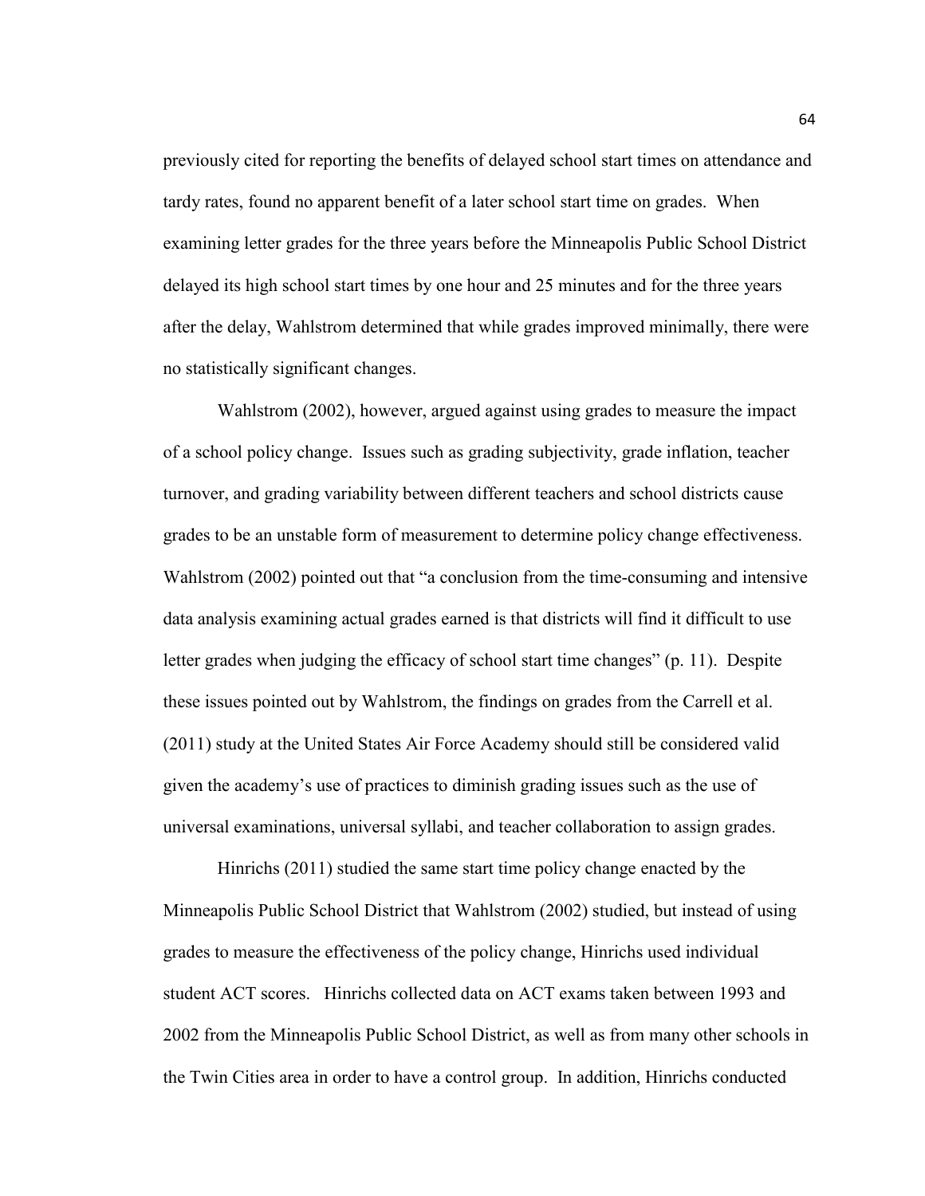previously cited for reporting the benefits of delayed school start times on attendance and tardy rates, found no apparent benefit of a later school start time on grades. When examining letter grades for the three years before the Minneapolis Public School District delayed its high school start times by one hour and 25 minutes and for the three years after the delay, Wahlstrom determined that while grades improved minimally, there were no statistically significant changes.

Wahlstrom (2002), however, argued against using grades to measure the impact of a school policy change. Issues such as grading subjectivity, grade inflation, teacher turnover, and grading variability between different teachers and school districts cause grades to be an unstable form of measurement to determine policy change effectiveness. Wahlstrom (2002) pointed out that "a conclusion from the time-consuming and intensive data analysis examining actual grades earned is that districts will find it difficult to use letter grades when judging the efficacy of school start time changes" (p. 11). Despite these issues pointed out by Wahlstrom, the findings on grades from the Carrell et al. (2011) study at the United States Air Force Academy should still be considered valid given the academy's use of practices to diminish grading issues such as the use of universal examinations, universal syllabi, and teacher collaboration to assign grades.

Hinrichs (2011) studied the same start time policy change enacted by the Minneapolis Public School District that Wahlstrom (2002) studied, but instead of using grades to measure the effectiveness of the policy change, Hinrichs used individual student ACT scores. Hinrichs collected data on ACT exams taken between 1993 and 2002 from the Minneapolis Public School District, as well as from many other schools in the Twin Cities area in order to have a control group. In addition, Hinrichs conducted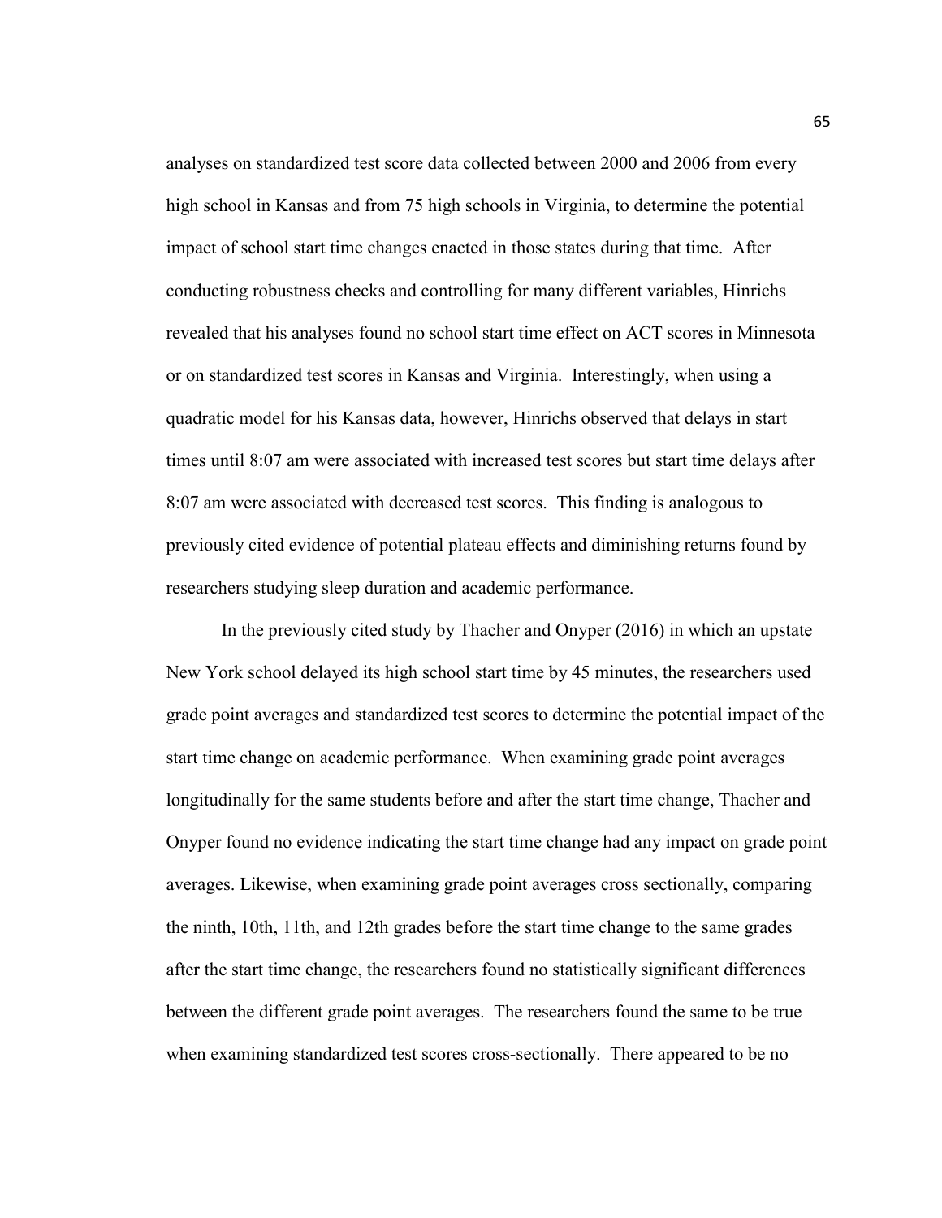analyses on standardized test score data collected between 2000 and 2006 from every high school in Kansas and from 75 high schools in Virginia, to determine the potential impact of school start time changes enacted in those states during that time. After conducting robustness checks and controlling for many different variables, Hinrichs revealed that his analyses found no school start time effect on ACT scores in Minnesota or on standardized test scores in Kansas and Virginia. Interestingly, when using a quadratic model for his Kansas data, however, Hinrichs observed that delays in start times until 8:07 am were associated with increased test scores but start time delays after 8:07 am were associated with decreased test scores. This finding is analogous to previously cited evidence of potential plateau effects and diminishing returns found by researchers studying sleep duration and academic performance.

In the previously cited study by Thacher and Onyper (2016) in which an upstate New York school delayed its high school start time by 45 minutes, the researchers used grade point averages and standardized test scores to determine the potential impact of the start time change on academic performance. When examining grade point averages longitudinally for the same students before and after the start time change, Thacher and Onyper found no evidence indicating the start time change had any impact on grade point averages. Likewise, when examining grade point averages cross sectionally, comparing the ninth, 10th, 11th, and 12th grades before the start time change to the same grades after the start time change, the researchers found no statistically significant differences between the different grade point averages. The researchers found the same to be true when examining standardized test scores cross-sectionally. There appeared to be no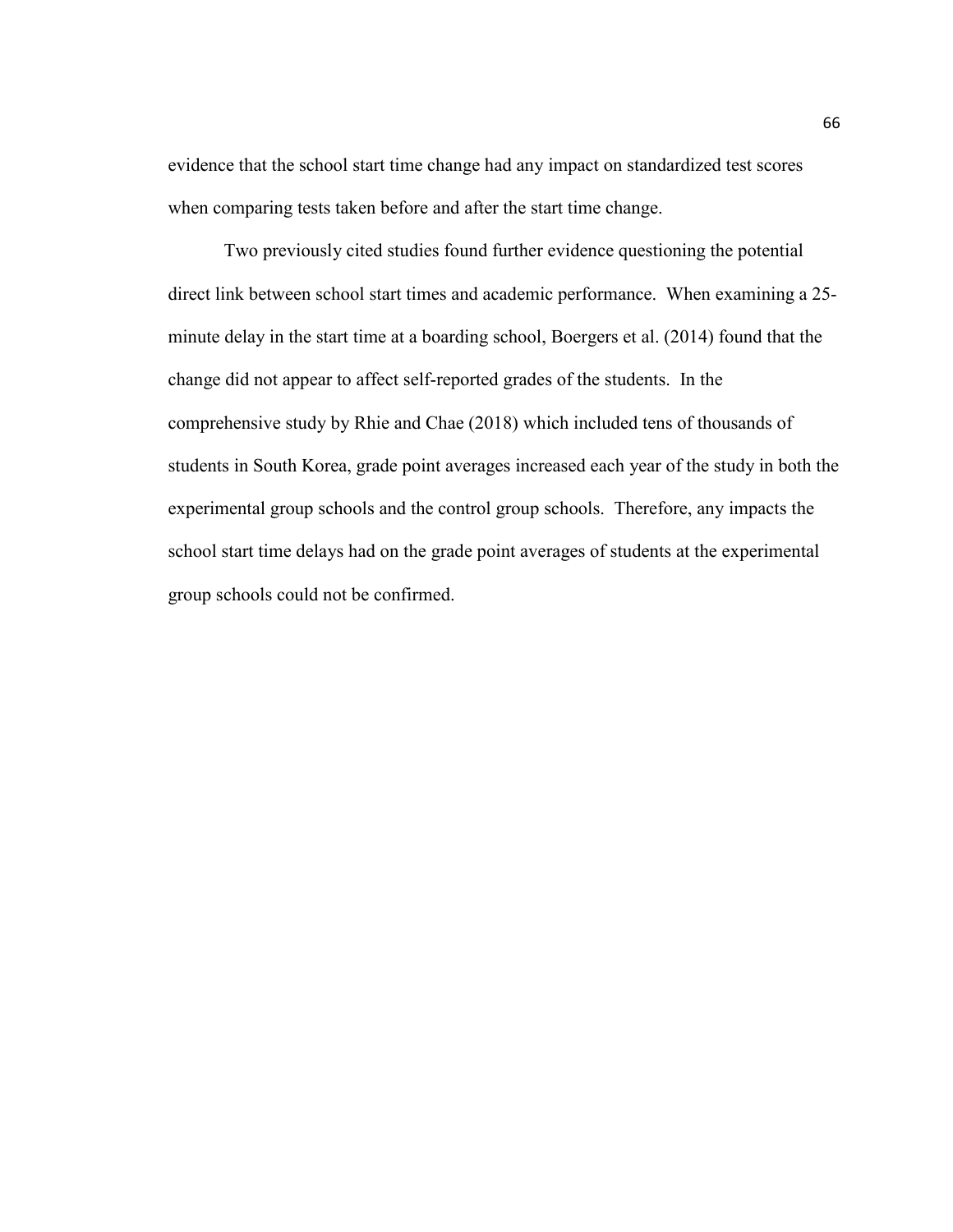evidence that the school start time change had any impact on standardized test scores when comparing tests taken before and after the start time change.

Two previously cited studies found further evidence questioning the potential direct link between school start times and academic performance. When examining a 25-minute delay in the start time at a boarding school, Boergers et al. (2014) found that the change did not appear to affect self-reported grades of the students. In the comprehensive study by Rhie and Chae (2018) which included tens of thousands of students in South Korea, grade point averages increased each year of the study in both the experimental group schools and the control group schools. Therefore, any impacts the school start time delays had on the grade point averages of students at the experimental group schools could not be confirmed.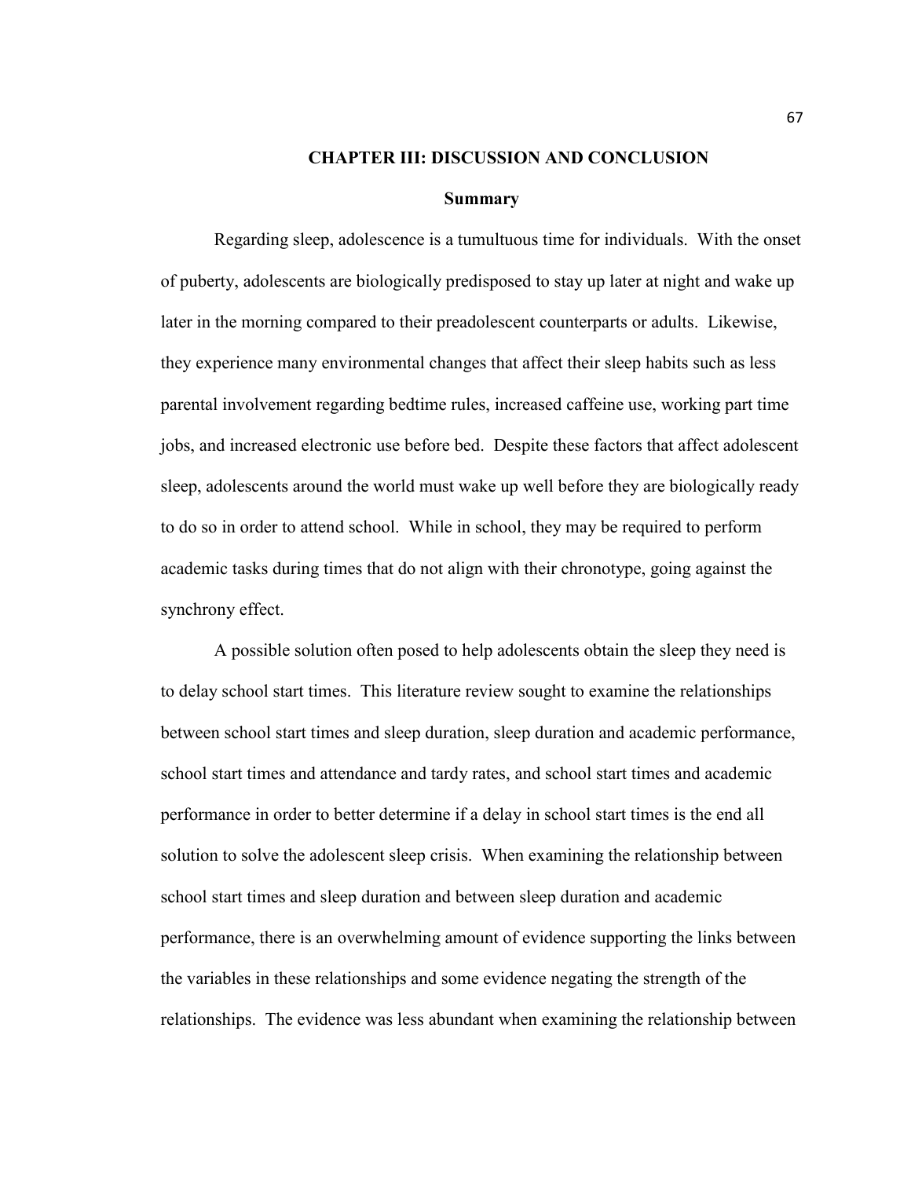# CHAPTER III: DISCUSSION AND CONCLUSION

## Summary

Regarding sleep, adolescence is a tumultuous time for individuals. With the onset of puberty, adolescents are biologically predisposed to stay up later at night and wake up later in the morning compared to their preadolescent counterparts or adults. Likewise, they experience many environmental changes that affect their sleep habits such as less parental involvement regarding bedtime rules, increased caffeine use, working part time jobs, and increased electronic use before bed. Despite these factors that affect adolescent sleep, adolescents around the world must wake up well before they are biologically ready to do so in order to attend school. While in school, they may be required to perform academic tasks during times that do not align with their chronotype, going against the synchrony effect.

A possible solution often posed to help adolescents obtain the sleep they need is to delay school start times. This literature review sought to examine the relationships between school start times and sleep duration, sleep duration and academic performance, school start times and attendance and tardy rates, and school start times and academic performance in order to better determine if a delay in school start times is the end all solution to solve the adolescent sleep crisis. When examining the relationship between school start times and sleep duration and between sleep duration and academic performance, there is an overwhelming amount of evidence supporting the links between the variables in these relationships and some evidence negating the strength of the relationships. The evidence was less abundant when examining the relationship between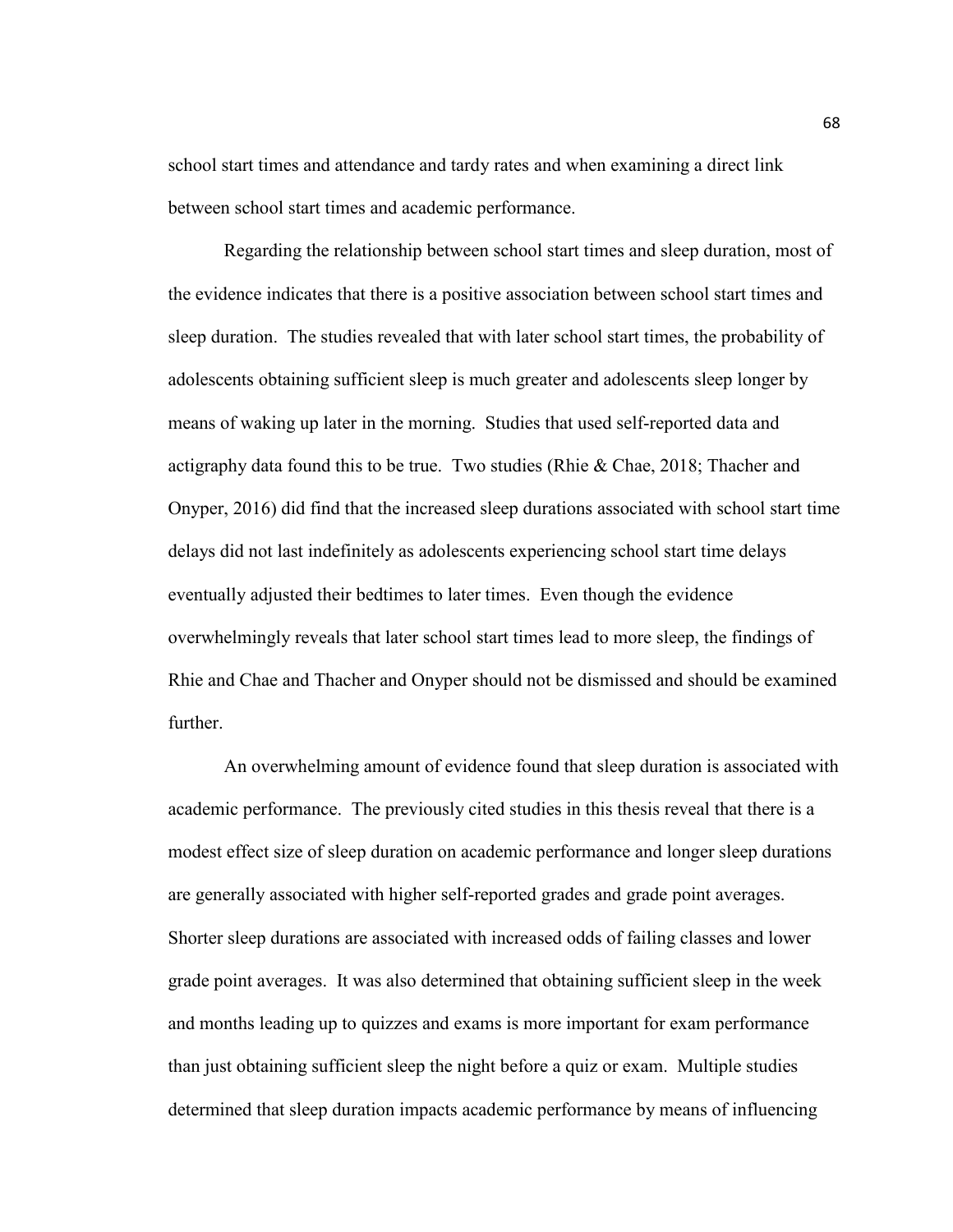school start times and attendance and tardy rates and when examining a direct link between school start times and academic performance.

Regarding the relationship between school start times and sleep duration, most of the evidence indicates that there is a positive association between school start times and sleep duration. The studies revealed that with later school start times, the probability of adolescents obtaining sufficient sleep is much greater and adolescents sleep longer by means of waking up later in the morning. Studies that used self-reported data and actigraphy data found this to be true. Two studies (Rhie & Chae, 2018; Thacher and Onyper, 2016) did find that the increased sleep durations associated with school start time delays did not last indefinitely as adolescents experiencing school start time delays eventually adjusted their bedtimes to later times. Even though the evidence overwhelmingly reveals that later school start times lead to more sleep, the findings of Rhie and Chae and Thacher and Onyper should not be dismissed and should be examined further.

An overwhelming amount of evidence found that sleep duration is associated with academic performance. The previously cited studies in this thesis reveal that there is a modest effect size of sleep duration on academic performance and longer sleep durations are generally associated with higher self-reported grades and grade point averages. Shorter sleep durations are associated with increased odds of failing classes and lower grade point averages. It was also determined that obtaining sufficient sleep in the week and months leading up to quizzes and exams is more important for exam performance than just obtaining sufficient sleep the night before a quiz or exam. Multiple studies determined that sleep duration impacts academic performance by means of influencing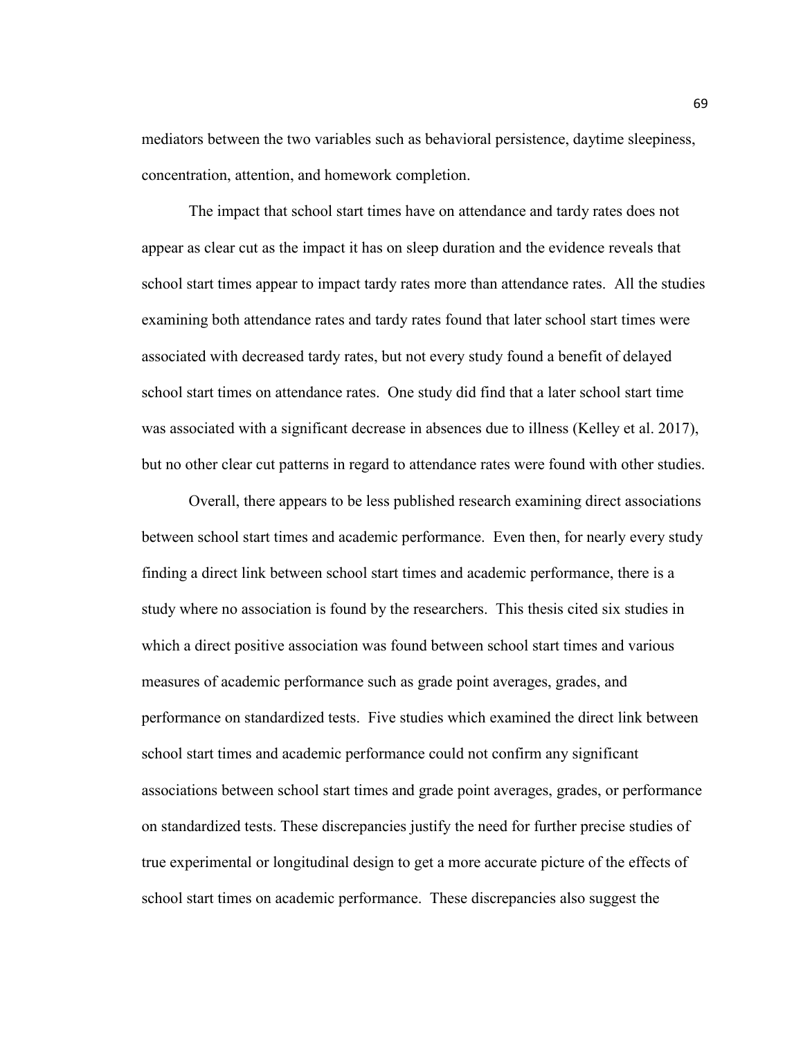mediators between the two variables such as behavioral persistence, daytime sleepiness, concentration, attention, and homework completion.

The impact that school start times have on attendance and tardy rates does not appear as clear cut as the impact it has on sleep duration and the evidence reveals that school start times appear to impact tardy rates more than attendance rates. All the studies examining both attendance rates and tardy rates found that later school start times were associated with decreased tardy rates, but not every study found a benefit of delayed school start times on attendance rates. One study did find that a later school start time was associated with a significant decrease in absences due to illness (Kelley et al. 2017), but no other clear cut patterns in regard to attendance rates were found with other studies.

Overall, there appears to be less published research examining direct associations between school start times and academic performance. Even then, for nearly every study finding a direct link between school start times and academic performance, there is a study where no association is found by the researchers. This thesis cited six studies in which a direct positive association was found between school start times and various measures of academic performance such as grade point averages, grades, and performance on standardized tests. Five studies which examined the direct link between school start times and academic performance could not confirm any significant associations between school start times and grade point averages, grades, or performance on standardized tests. These discrepancies justify the need for further precise studies of true experimental or longitudinal design to get a more accurate picture of the effects of school start times on academic performance. These discrepancies also suggest the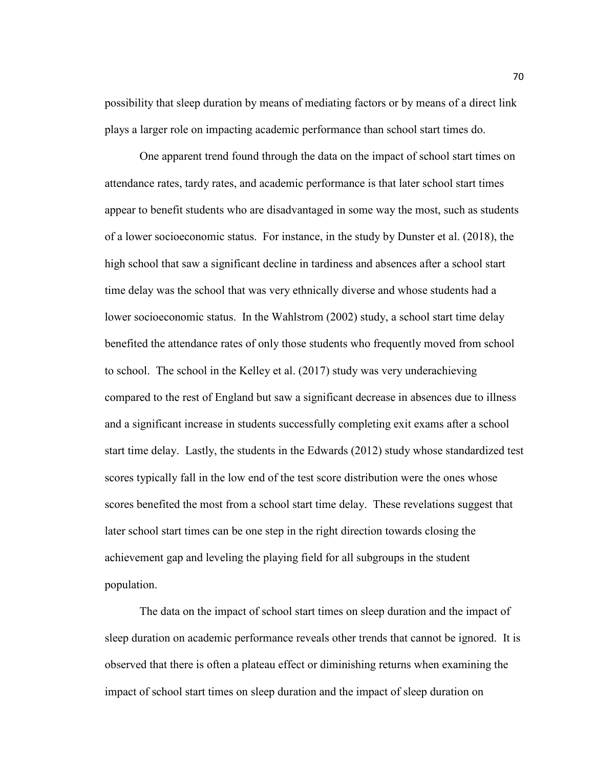possibility that sleep duration by means of mediating factors or by means of a direct link plays a larger role on impacting academic performance than school start times do.

One apparent trend found through the data on the impact of school start times on attendance rates, tardy rates, and academic performance is that later school start times appear to benefit students who are disadvantaged in some way the most, such as students of a lower socioeconomic status. For instance, in the study by Dunster et al. (2018), the high school that saw a significant decline in tardiness and absences after a school start time delay was the school that was very ethnically diverse and whose students had a lower socioeconomic status. In the Wahlstrom (2002) study, a school start time delay benefited the attendance rates of only those students who frequently moved from school to school. The school in the Kelley et al. (2017) study was very underachieving compared to the rest of England but saw a significant decrease in absences due to illness and a significant increase in students successfully completing exit exams after a school start time delay. Lastly, the students in the Edwards (2012) study whose standardized test scores typically fall in the low end of the test score distribution were the ones whose scores benefited the most from a school start time delay. These revelations suggest that later school start times can be one step in the right direction towards closing the achievement gap and leveling the playing field for all subgroups in the student population.

The data on the impact of school start times on sleep duration and the impact of sleep duration on academic performance reveals other trends that cannot be ignored. It is observed that there is often a plateau effect or diminishing returns when examining the impact of school start times on sleep duration and the impact of sleep duration on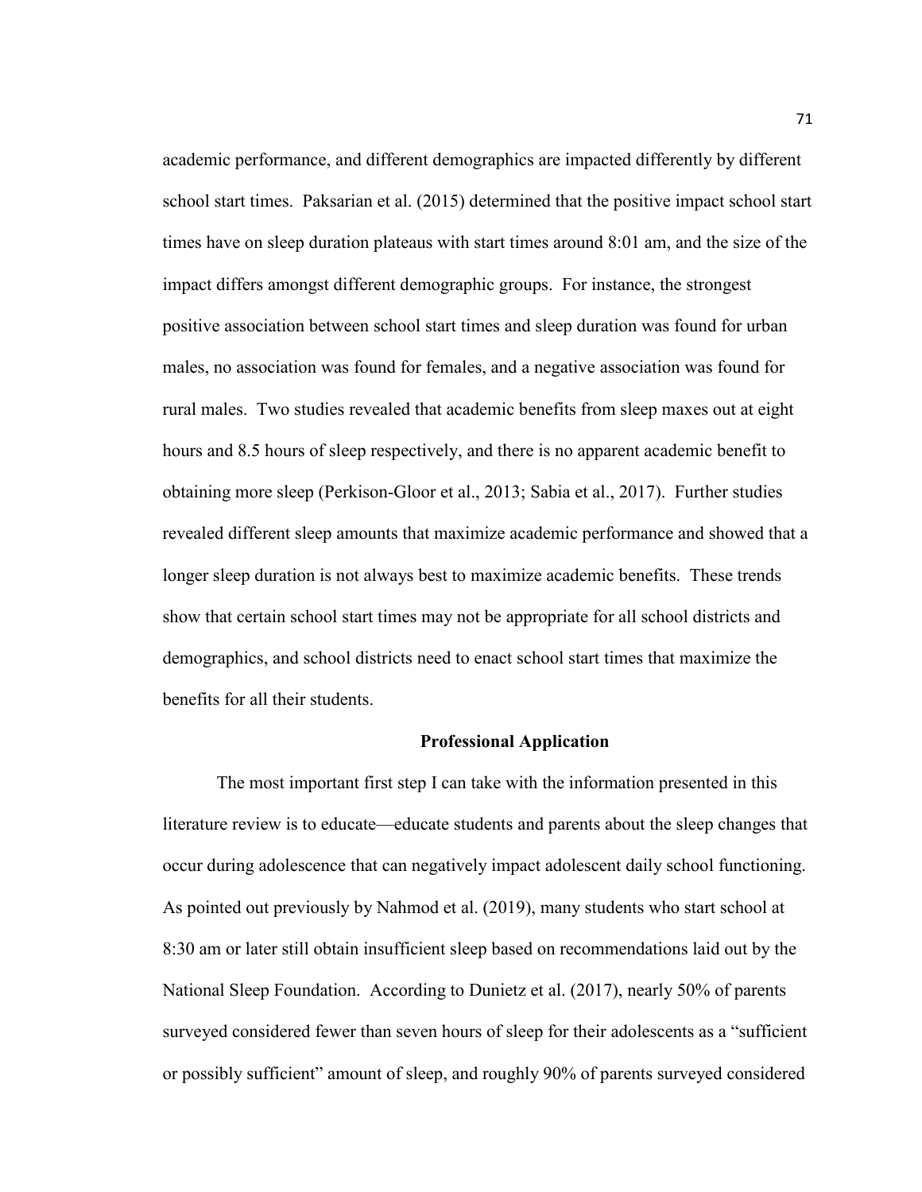academic performance, and different demographics are impacted differently by different school start times. Paksarian et al. (2015) determined that the positive impact school start times have on sleep duration plateaus with start times around 8:01 am, and the size of the impact differs amongst different demographic groups. For instance, the strongest positive association between school start times and sleep duration was found for urban males, no association was found for females, and a negative association was found for rural males. Two studies revealed that academic benefits from sleep maxes out at eight hours and 8.5 hours of sleep respectively, and there is no apparent academic benefit to obtaining more sleep (Perkison-Gloor et al., 2013; Sabia et al., 2017). Further studies revealed different sleep amounts that maximize academic performance and showed that a longer sleep duration is not always best to maximize academic benefits. These trends show that certain school start times may not be appropriate for all school districts and demographics, and school districts need to enact school start times that maximize the benefits for all their students.

## Professional Application

The most important first step I can take with the information presented in this literature review is to educate—educate students and parents about the sleep changes that occur during adolescence that can negatively impact adolescent daily school functioning. As pointed out previously by Nahmod et al. (2019), many students who start school at 8:30 am or later still obtain insufficient sleep based on recommendations laid out by the National Sleep Foundation. According to Dunietz et al. (2017), nearly 50% of parents surveyed considered fewer than seven hours of sleep for their adolescents as a "sufficient or possibly sufficient" amount of sleep, and roughly 90% of parents surveyed considered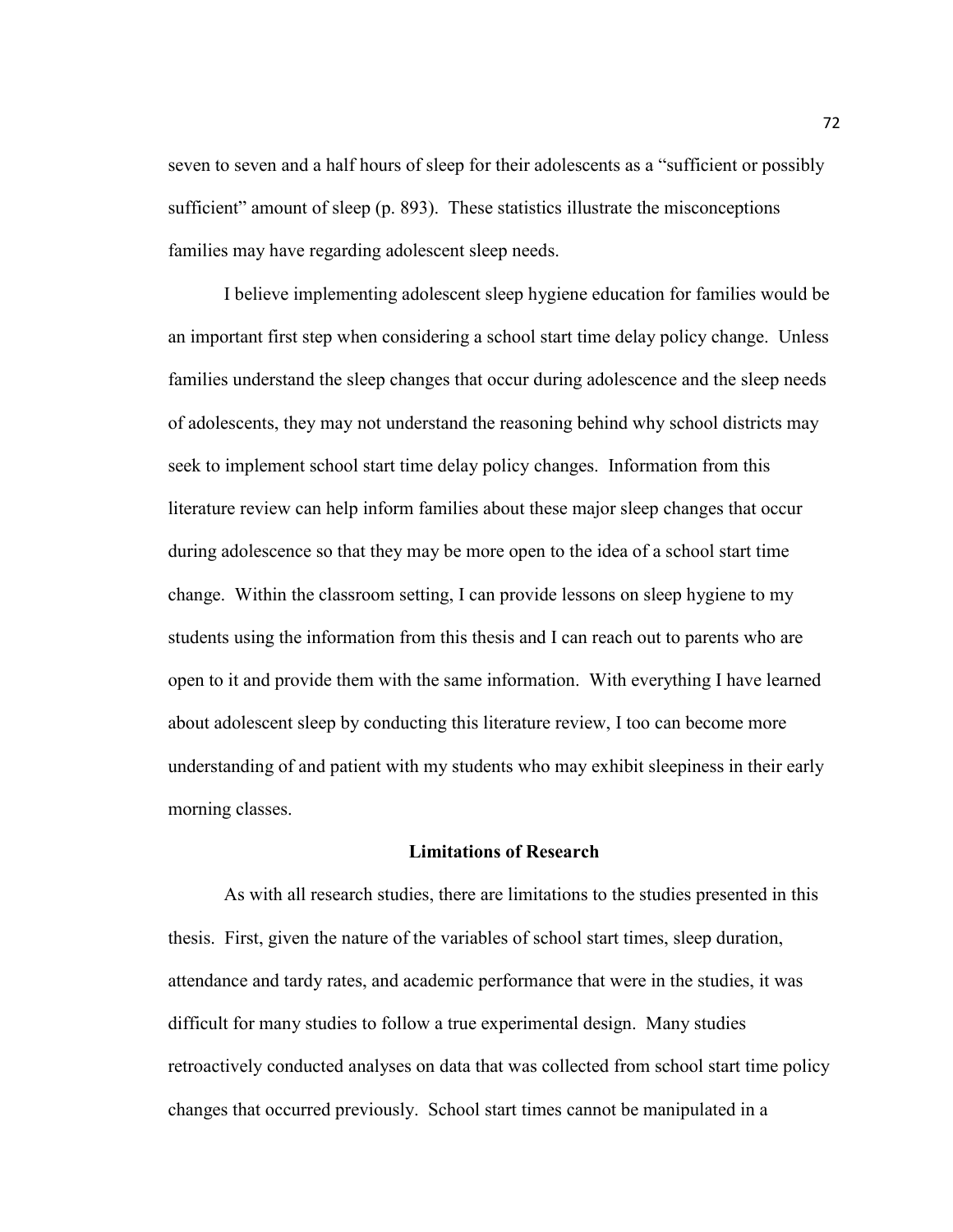seven to seven and a half hours of sleep for their adolescents as a "sufficient or possibly sufficient" amount of sleep (p. 893). These statistics illustrate the misconceptions families may have regarding adolescent sleep needs.

I believe implementing adolescent sleep hygiene education for families would be an important first step when considering a school start time delay policy change. Unless families understand the sleep changes that occur during adolescence and the sleep needs of adolescents, they may not understand the reasoning behind why school districts may seek to implement school start time delay policy changes. Information from this literature review can help inform families about these major sleep changes that occur during adolescence so that they may be more open to the idea of a school start time change. Within the classroom setting, I can provide lessons on sleep hygiene to my students using the information from this thesis and I can reach out to parents who are open to it and provide them with the same information. With everything I have learned about adolescent sleep by conducting this literature review, I too can become more understanding of and patient with my students who may exhibit sleepiness in their early morning classes.

## Limitations of Research

As with all research studies, there are limitations to the studies presented in this thesis. First, given the nature of the variables of school start times, sleep duration, attendance and tardy rates, and academic performance that were in the studies, it was difficult for many studies to follow a true experimental design. Many studies retroactively conducted analyses on data that was collected from school start time policy changes that occurred previously. School start times cannot be manipulated in a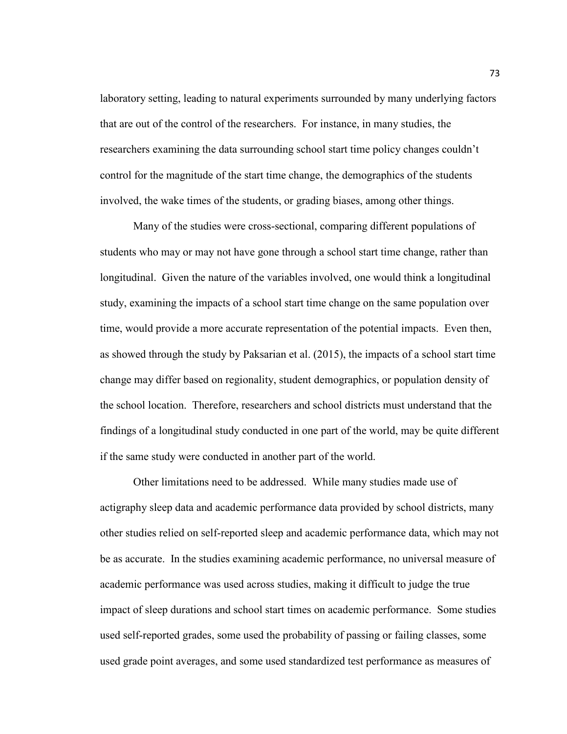laboratory setting, leading to natural experiments surrounded by many underlying factors that are out of the control of the researchers. For instance, in many studies, the researchers examining the data surrounding school start time policy changes couldn't control for the magnitude of the start time change, the demographics of the students involved, the wake times of the students, or grading biases, among other things.

Many of the studies were cross-sectional, comparing different populations of students who may or may not have gone through a school start time change, rather than longitudinal. Given the nature of the variables involved, one would think a longitudinal study, examining the impacts of a school start time change on the same population over time, would provide a more accurate representation of the potential impacts. Even then, as showed through the study by Paksarian et al. (2015), the impacts of a school start time change may differ based on regionality, student demographics, or population density of the school location. Therefore, researchers and school districts must understand that the findings of a longitudinal study conducted in one part of the world, may be quite different if the same study were conducted in another part of the world.

Other limitations need to be addressed. While many studies made use of actigraphy sleep data and academic performance data provided by school districts, many other studies relied on self-reported sleep and academic performance data, which may not be as accurate. In the studies examining academic performance, no universal measure of academic performance was used across studies, making it difficult to judge the true impact of sleep durations and school start times on academic performance. Some studies used self-reported grades, some used the probability of passing or failing classes, some used grade point averages, and some used standardized test performance as measures of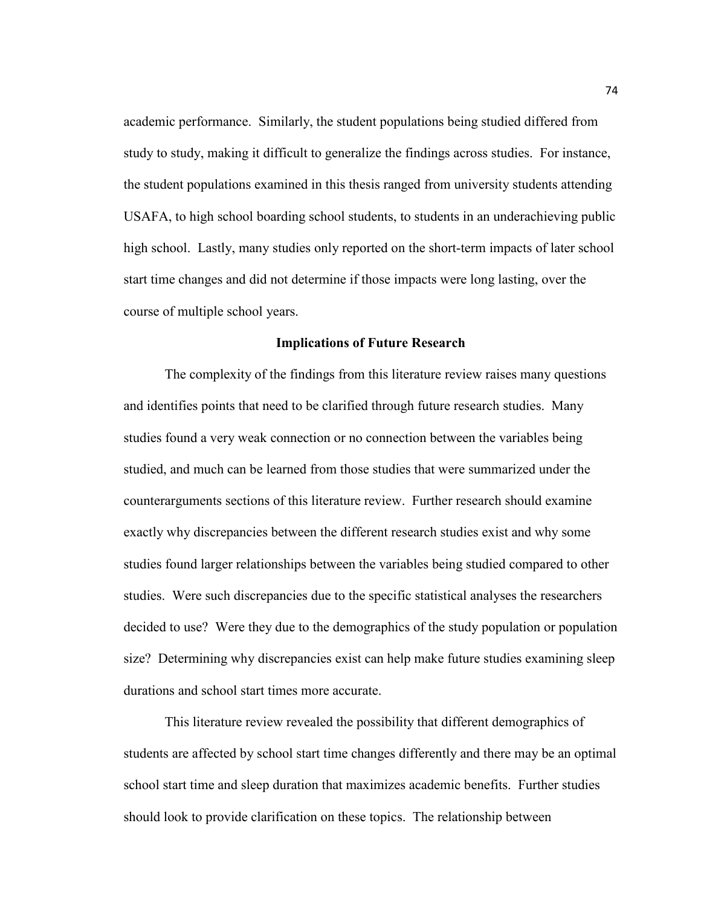academic performance. Similarly, the student populations being studied differed from study to study, making it difficult to generalize the findings across studies. For instance, the student populations examined in this thesis ranged from university students attending USAFA, to high school boarding school students, to students in an underachieving public high school. Lastly, many studies only reported on the short-term impacts of later school start time changes and did not determine if those impacts were long lasting, over the course of multiple school years.

## Implications of Future Research

The complexity of the findings from this literature review raises many questions and identifies points that need to be clarified through future research studies. Many studies found a very weak connection or no connection between the variables being studied, and much can be learned from those studies that were summarized under the counterarguments sections of this literature review. Further research should examine exactly why discrepancies between the different research studies exist and why some studies found larger relationships between the variables being studied compared to other studies. Were such discrepancies due to the specific statistical analyses the researchers decided to use? Were they due to the demographics of the study population or population size? Determining why discrepancies exist can help make future studies examining sleep durations and school start times more accurate.

This literature review revealed the possibility that different demographics of students are affected by school start time changes differently and there may be an optimal school start time and sleep duration that maximizes academic benefits. Further studies should look to provide clarification on these topics. The relationship between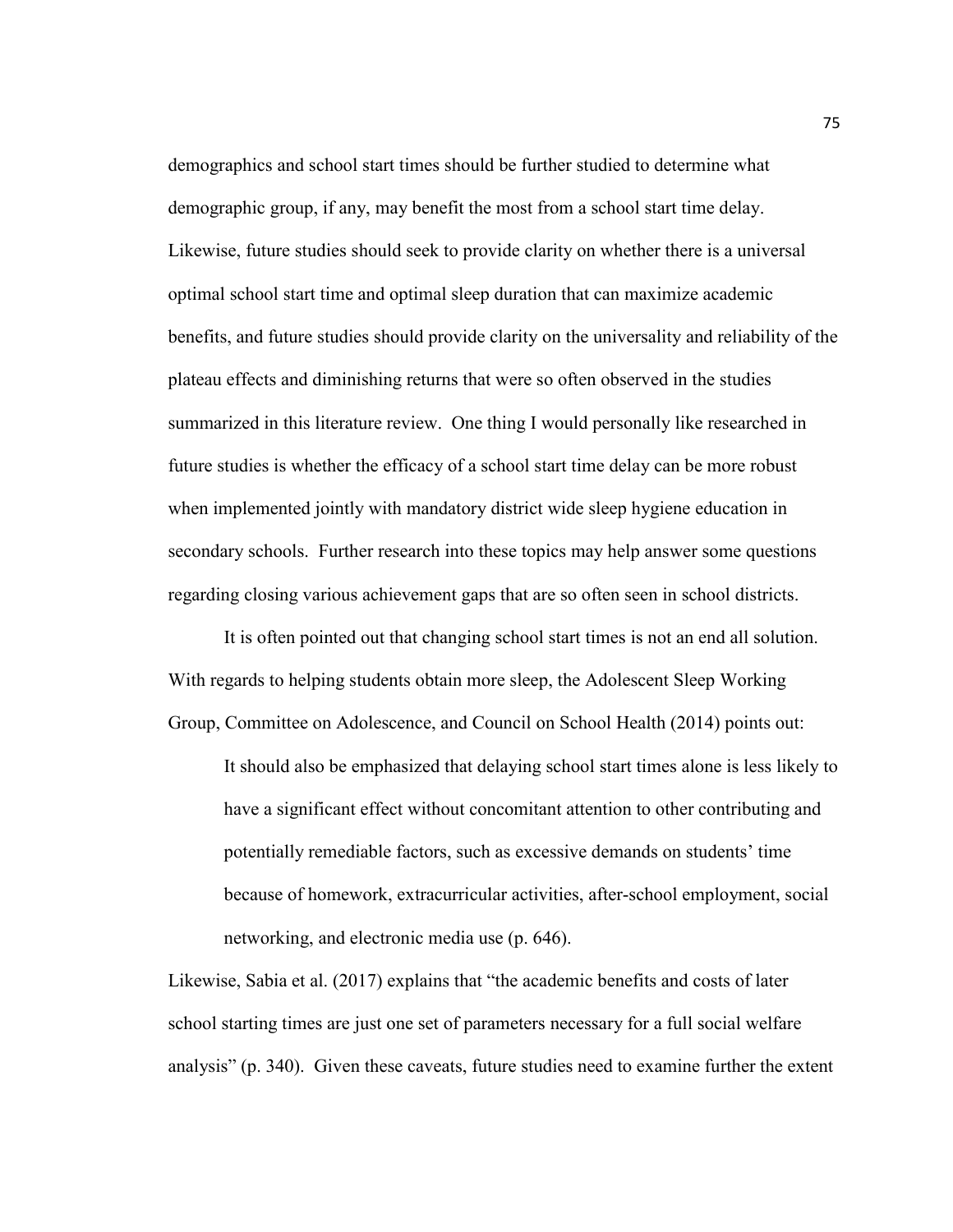demographics and school start times should be further studied to determine what demographic group, if any, may benefit the most from a school start time delay. Likewise, future studies should seek to provide clarity on whether there is a universal optimal school start time and optimal sleep duration that can maximize academic benefits, and future studies should provide clarity on the universality and reliability of the plateau effects and diminishing returns that were so often observed in the studies summarized in this literature review. One thing I would personally like researched in future studies is whether the efficacy of a school start time delay can be more robust when implemented jointly with mandatory district wide sleep hygiene education in secondary schools. Further research into these topics may help answer some questions regarding closing various achievement gaps that are so often seen in school districts.

It is often pointed out that changing school start times is not an end all solution. With regards to helping students obtain more sleep, the Adolescent Sleep Working Group, Committee on Adolescence, and Council on School Health (2014) points out:

> It should also be emphasized that delaying school start times alone is less likely to have a significant effect without concomitant attention to other contributing and potentially remediable factors, such as excessive demands on students' time because of homework, extracurricular activities, after-school employment, social networking, and electronic media use (p. 646).

Likewise, Sabia et al. (2017) explains that "the academic benefits and costs of later school starting times are just one set of parameters necessary for a full social welfare analysis" (p. 340). Given these caveats, future studies need to examine further the extent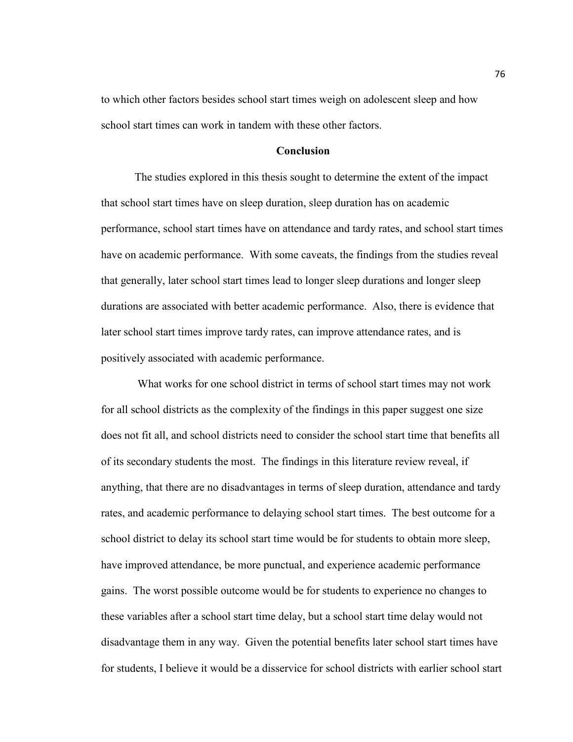to which other factors besides school start times weigh on adolescent sleep and how school start times can work in tandem with these other factors.

## Conclusion

The studies explored in this thesis sought to determine the extent of the impact that school start times have on sleep duration, sleep duration has on academic performance, school start times have on attendance and tardy rates, and school start times have on academic performance. With some caveats, the findings from the studies reveal that generally, later school start times lead to longer sleep durations and longer sleep durations are associated with better academic performance. Also, there is evidence that later school start times improve tardy rates, can improve attendance rates, and is positively associated with academic performance.

What works for one school district in terms of school start times may not work for all school districts as the complexity of the findings in this paper suggest one size does not fit all, and school districts need to consider the school start time that benefits all of its secondary students the most. The findings in this literature review reveal, if anything, that there are no disadvantages in terms of sleep duration, attendance and tardy rates, and academic performance to delaying school start times. The best outcome for a school district to delay its school start time would be for students to obtain more sleep, have improved attendance, be more punctual, and experience academic performance gains. The worst possible outcome would be for students to experience no changes to these variables after a school start time delay, but a school start time delay would not disadvantage them in any way. Given the potential benefits later school start times have for students, I believe it would be a disservice for school districts with earlier school start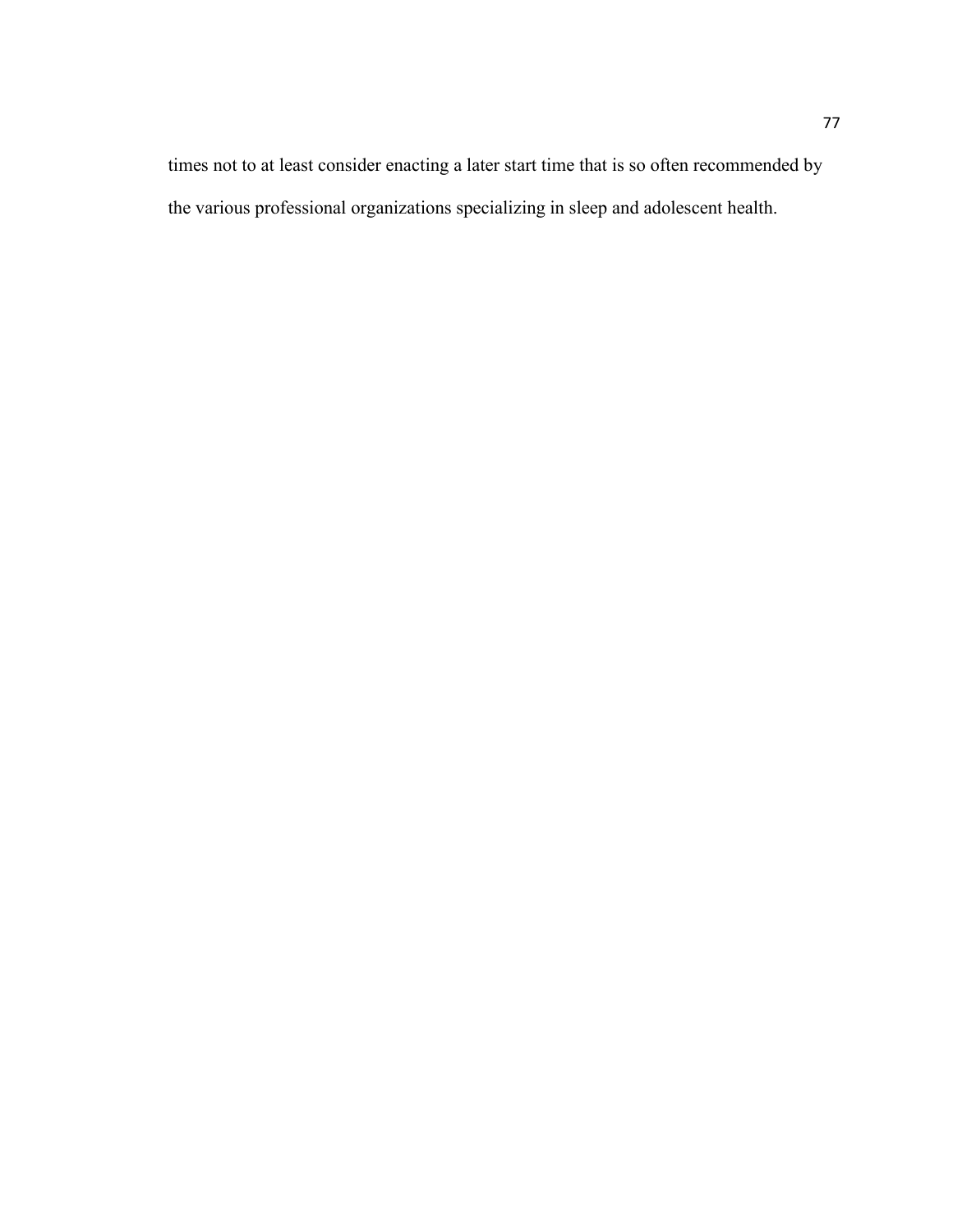times not to at least consider enacting a later start time that is so often recommended by the various professional organizations specializing in sleep and adolescent health.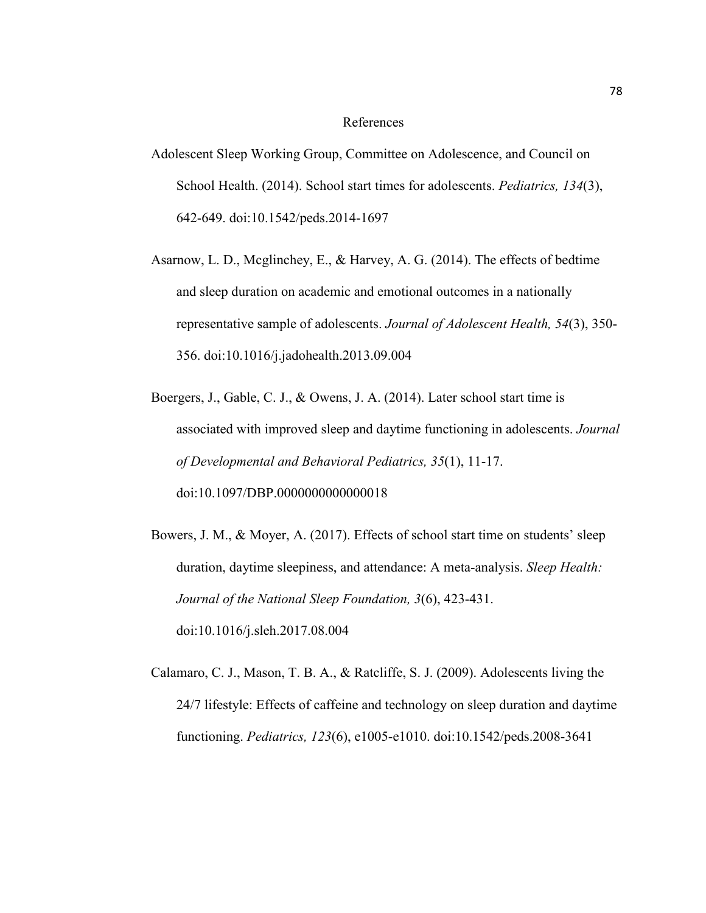# References

Adolescent Sleep Working Group, Committee on Adolescence, and Council on School Health. (2014). School start times for adolescents. *Pediatrics, 134*(3), 642-649. doi:10.1542/peds.2014-1697

Asarnow, L. D., Mcglinchey, E., & Harvey, A. G. (2014). The effects of bedtime and sleep duration on academic and emotional outcomes in a nationally representative sample of adolescents. *Journal of Adolescent Health, 54*(3), 350-356. doi:10.1016/j.jadohealth.2013.09.004

Boergers, J., Gable, C. J., & Owens, J. A. (2014). Later school start time is associated with improved sleep and daytime functioning in adolescents. *Journal of Developmental and Behavioral Pediatrics, 35*(1), 11-17. doi:10.1097/DBP.0000000000000018

Bowers, J. M., & Moyer, A. (2017). Effects of school start time on students' sleep duration, daytime sleepiness, and attendance: A meta-analysis. *Sleep Health: Journal of the National Sleep Foundation, 3*(6), 423-431. doi:10.1016/j.sleh.2017.08.004

Calamaro, C. J., Mason, T. B. A., & Ratcliffe, S. J. (2009). Adolescents living the 24/7 lifestyle: Effects of caffeine and technology on sleep duration and daytime functioning. *Pediatrics, 123*(6), e1005-e1010. doi:10.1542/peds.2008-3641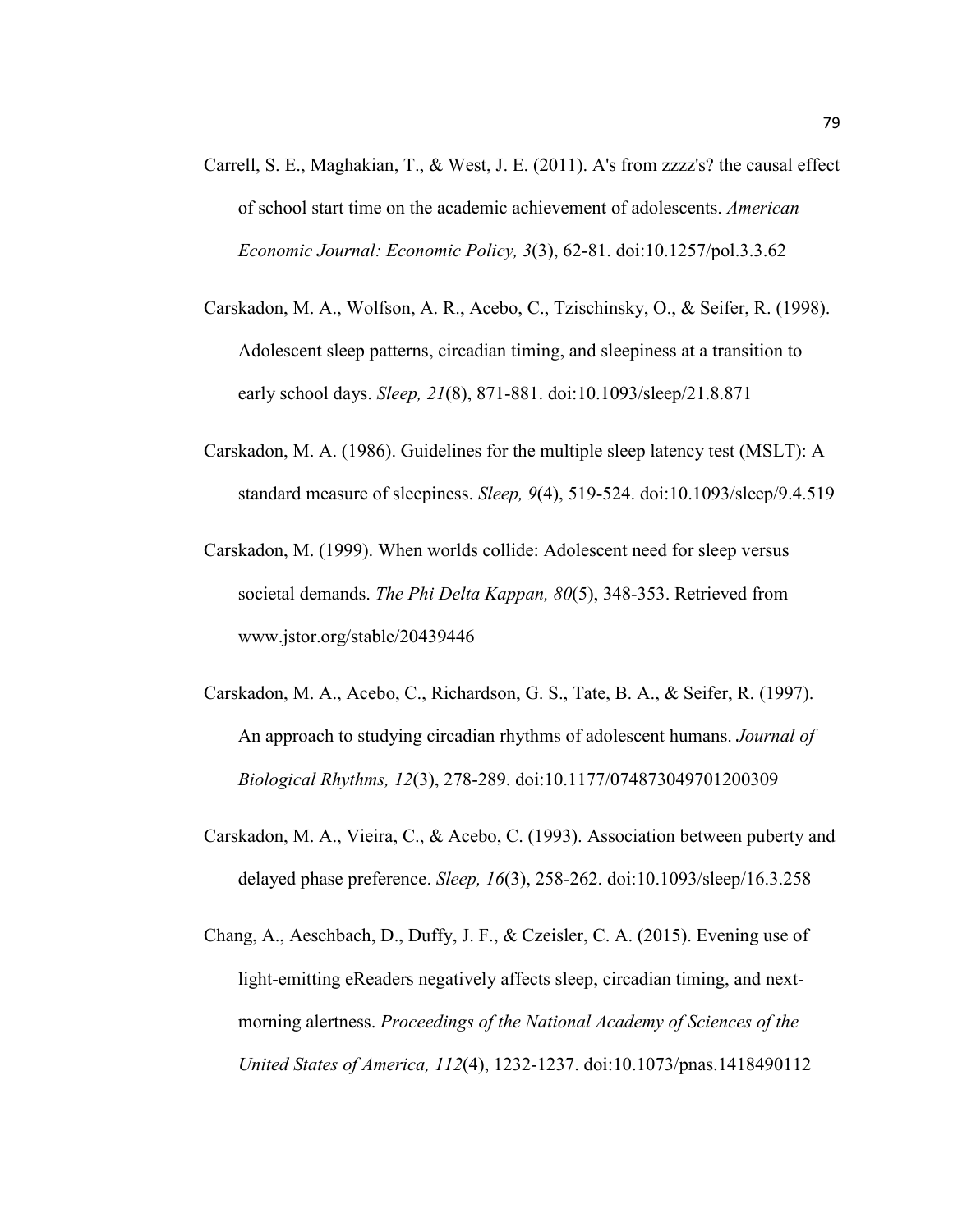Carrell, S. E., Maghakian, T., & West, J. E. (2011). A's from zzzz's? the causal effect of school start time on the academic achievement of adolescents. *American Economic Journal: Economic Policy, 3*(3), 62-81. doi:10.1257/pol.3.3.62

Carskadon, M. A., Wolfson, A. R., Acebo, C., Tzischinsky, O., & Seifer, R. (1998). Adolescent sleep patterns, circadian timing, and sleepiness at a transition to early school days. *Sleep, 21*(8), 871-881. doi:10.1093/sleep/21.8.871

Carskadon, M. A. (1986). Guidelines for the multiple sleep latency test (MSLT): A standard measure of sleepiness. *Sleep, 9*(4), 519-524. doi:10.1093/sleep/9.4.519

Carskadon, M. (1999). When worlds collide: Adolescent need for sleep versus societal demands. *The Phi Delta Kappan, 80*(5), 348-353. Retrieved from www.jstor.org/stable/20439446

Carskadon, M. A., Acebo, C., Richardson, G. S., Tate, B. A., & Seifer, R. (1997). An approach to studying circadian rhythms of adolescent humans. *Journal of Biological Rhythms, 12*(3), 278-289. doi:10.1177/074873049701200309

Carskadon, M. A., Vieira, C., & Acebo, C. (1993). Association between puberty and delayed phase preference. *Sleep, 16*(3), 258-262. doi:10.1093/sleep/16.3.258

Chang, A., Aeschbach, D., Duffy, J. F., & Czeisler, C. A. (2015). Evening use of light-emitting eReaders negatively affects sleep, circadian timing, and next-morning alertness. *Proceedings of the National Academy of Sciences of the United States of America, 112*(4), 1232-1237. doi:10.1073/pnas.1418490112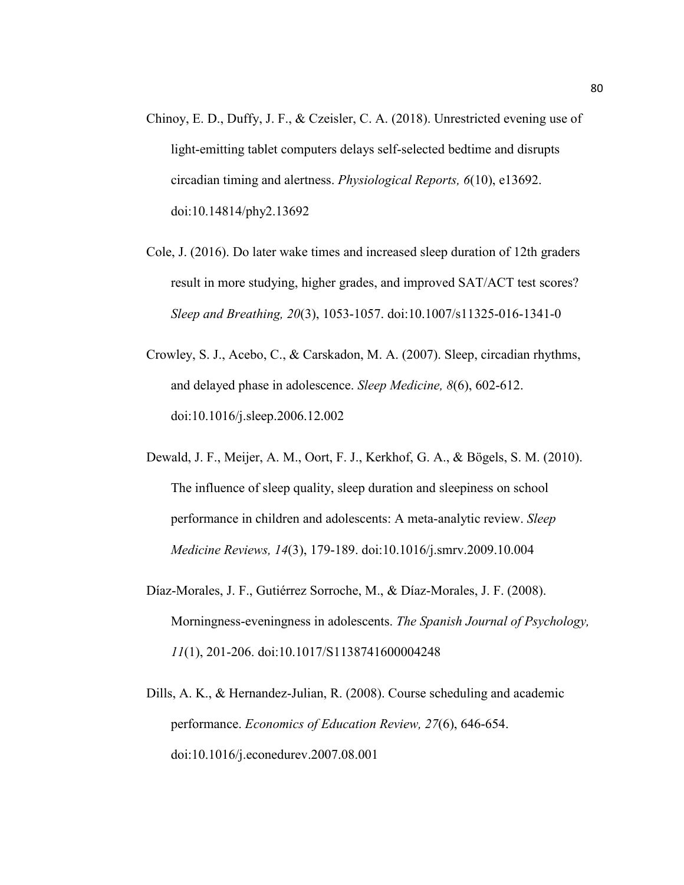Chinoy, E. D., Duffy, J. F., & Czeisler, C. A. (2018). Unrestricted evening use of light-emitting tablet computers delays self-selected bedtime and disrupts circadian timing and alertness. *Physiological Reports, 6*(10), e13692. doi:10.14814/phy2.13692

Cole, J. (2016). Do later wake times and increased sleep duration of 12th graders result in more studying, higher grades, and improved SAT/ACT test scores? *Sleep and Breathing, 20*(3), 1053-1057. doi:10.1007/s11325-016-1341-0

Crowley, S. J., Acebo, C., & Carskadon, M. A. (2007). Sleep, circadian rhythms, and delayed phase in adolescence. *Sleep Medicine, 8*(6), 602-612. doi:10.1016/j.sleep.2006.12.002

Dewald, J. F., Meijer, A. M., Oort, F. J., Kerkhof, G. A., & Bögels, S. M. (2010). The influence of sleep quality, sleep duration and sleepiness on school performance in children and adolescents: A meta-analytic review. *Sleep Medicine Reviews, 14*(3), 179-189. doi:10.1016/j.smrv.2009.10.004

Díaz-Morales, J. F., Gutiérrez Sorroche, M., & Díaz-Morales, J. F. (2008). Morningness-eveningness in adolescents. *The Spanish Journal of Psychology, 11*(1), 201-206. doi:10.1017/S1138741600004248

Dills, A. K., & Hernandez-Julian, R. (2008). Course scheduling and academic performance. *Economics of Education Review, 27*(6), 646-654. doi:10.1016/j.econedurev.2007.08.001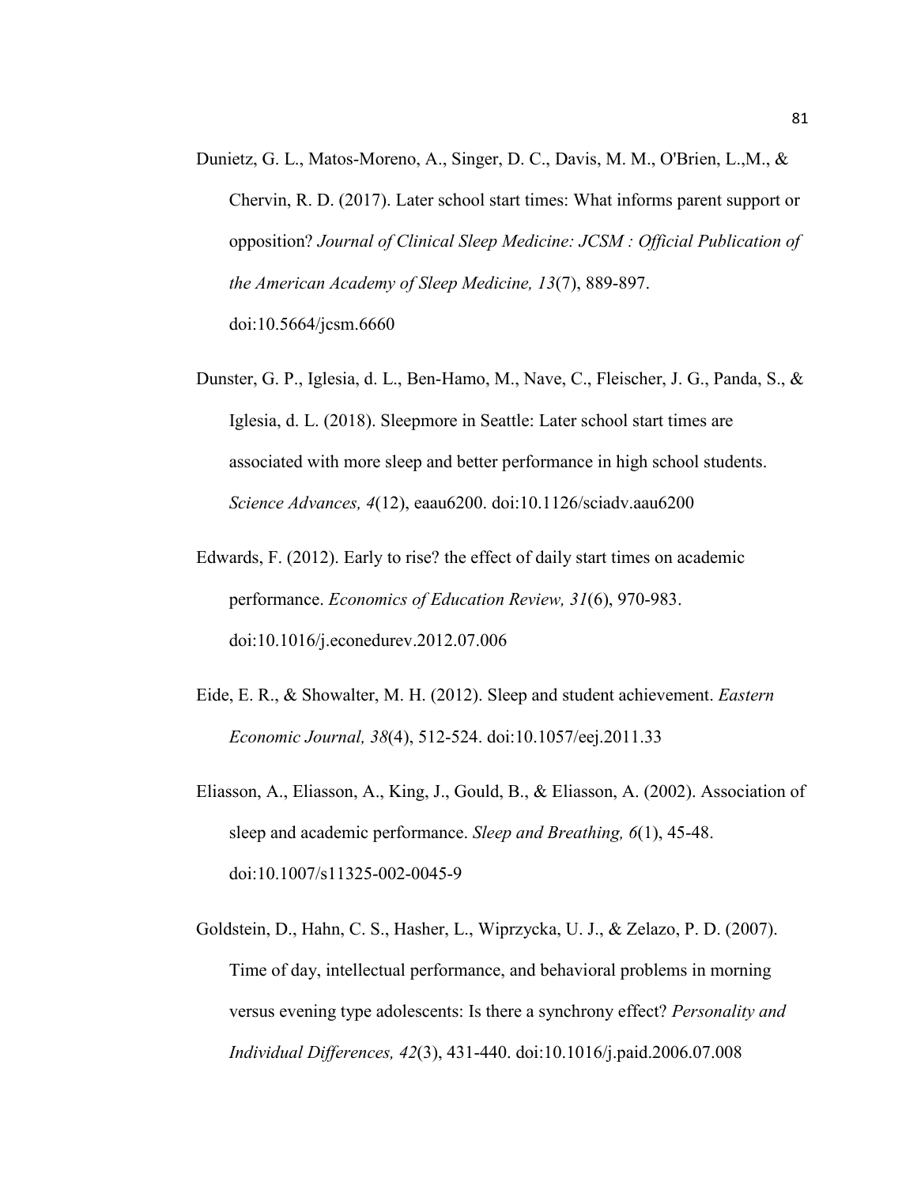Dunietz, G. L., Matos-Moreno, A., Singer, D. C., Davis, M. M., O'Brien, L.,M., & Chervin, R. D. (2017). Later school start times: What informs parent support or opposition? *Journal of Clinical Sleep Medicine: JCSM : Official Publication of the American Academy of Sleep Medicine, 13*(7), 889-897. doi:10.5664/jcsm.6660

Dunster, G. P., Iglesia, d. L., Ben-Hamo, M., Nave, C., Fleischer, J. G., Panda, S., & Iglesia, d. L. (2018). Sleepmore in Seattle: Later school start times are associated with more sleep and better performance in high school students. *Science Advances, 4*(12), eaau6200. doi:10.1126/sciadv.aau6200

Edwards, F. (2012). Early to rise? the effect of daily start times on academic performance. *Economics of Education Review, 31*(6), 970-983. doi:10.1016/j.econedurev.2012.07.006

Eide, E. R., & Showalter, M. H. (2012). Sleep and student achievement. *Eastern Economic Journal, 38*(4), 512-524. doi:10.1057/eej.2011.33

Eliasson, A., Eliasson, A., King, J., Gould, B., & Eliasson, A. (2002). Association of sleep and academic performance. *Sleep and Breathing, 6*(1), 45-48. doi:10.1007/s11325-002-0045-9

Goldstein, D., Hahn, C. S., Hasher, L., Wiprzycka, U. J., & Zelazo, P. D. (2007). Time of day, intellectual performance, and behavioral problems in morning versus evening type adolescents: Is there a synchrony effect? *Personality and Individual Differences, 42*(3), 431-440. doi:10.1016/j.paid.2006.07.008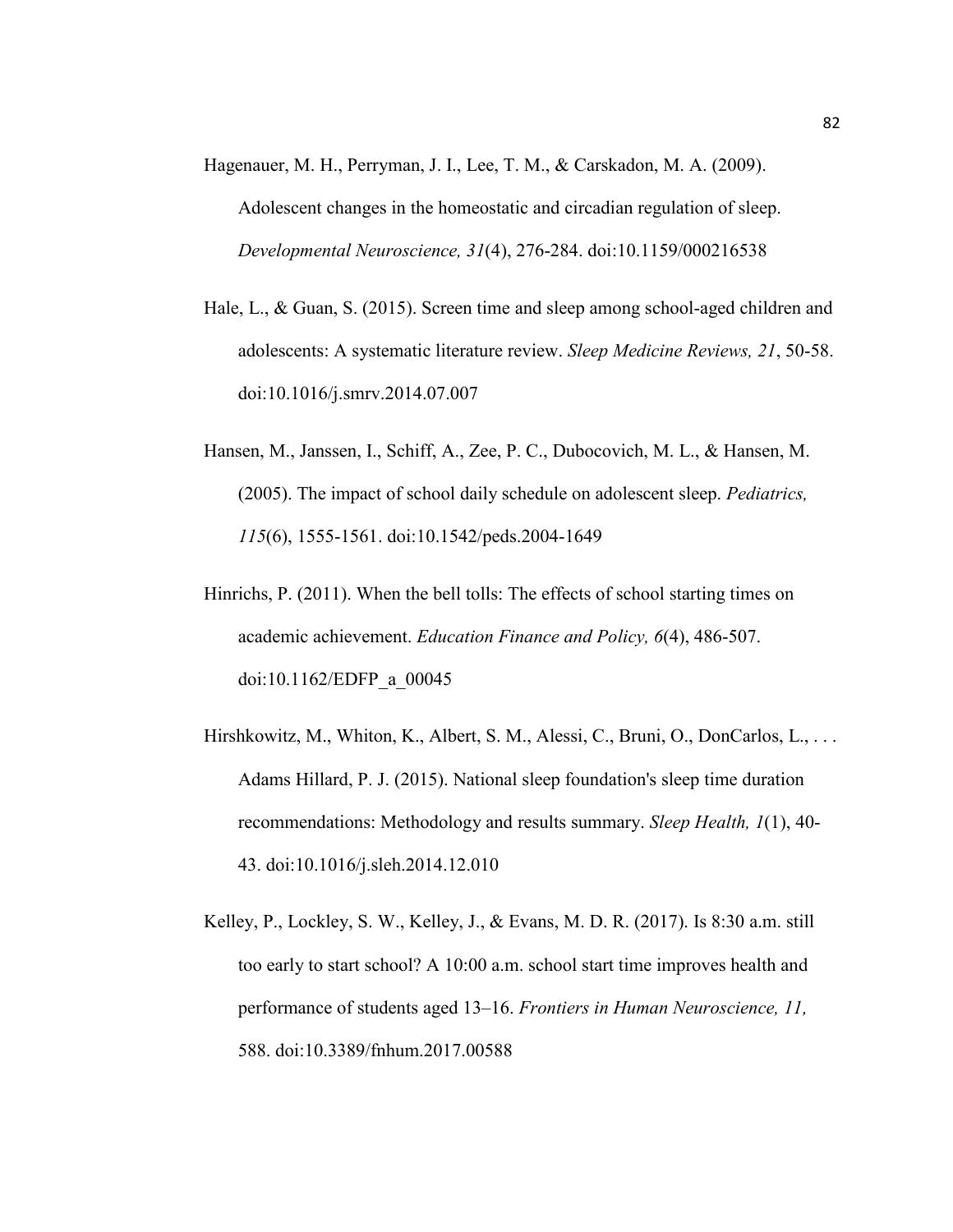Hagenauer, M. H., Perryman, J. I., Lee, T. M., & Carskadon, M. A. (2009). Adolescent changes in the homeostatic and circadian regulation of sleep. *Developmental Neuroscience, 31*(4), 276-284. doi:10.1159/000216538

Hale, L., & Guan, S. (2015). Screen time and sleep among school-aged children and adolescents: A systematic literature review. *Sleep Medicine Reviews, 21*, 50-58. doi:10.1016/j.smrv.2014.07.007

Hansen, M., Janssen, I., Schiff, A., Zee, P. C., Dubocovich, M. L., & Hansen, M. (2005). The impact of school daily schedule on adolescent sleep. *Pediatrics, 115*(6), 1555-1561. doi:10.1542/peds.2004-1649

Hinrichs, P. (2011). When the bell tolls: The effects of school starting times on academic achievement. *Education Finance and Policy, 6*(4), 486-507. doi:10.1162/EDFP_a_00045

Hirshkowitz, M., Whiton, K., Albert, S. M., Alessi, C., Bruni, O., DonCarlos, L., . . . Adams Hillard, P. J. (2015). National sleep foundation's sleep time duration recommendations: Methodology and results summary. *Sleep Health, 1*(1), 40-43. doi:10.1016/j.sleh.2014.12.010

Kelley, P., Lockley, S. W., Kelley, J., & Evans, M. D. R. (2017). Is 8:30 a.m. still too early to start school? A 10:00 a.m. school start time improves health and performance of students aged 13–16. *Frontiers in Human Neuroscience, 11,* 588. doi:10.3389/fnhum.2017.00588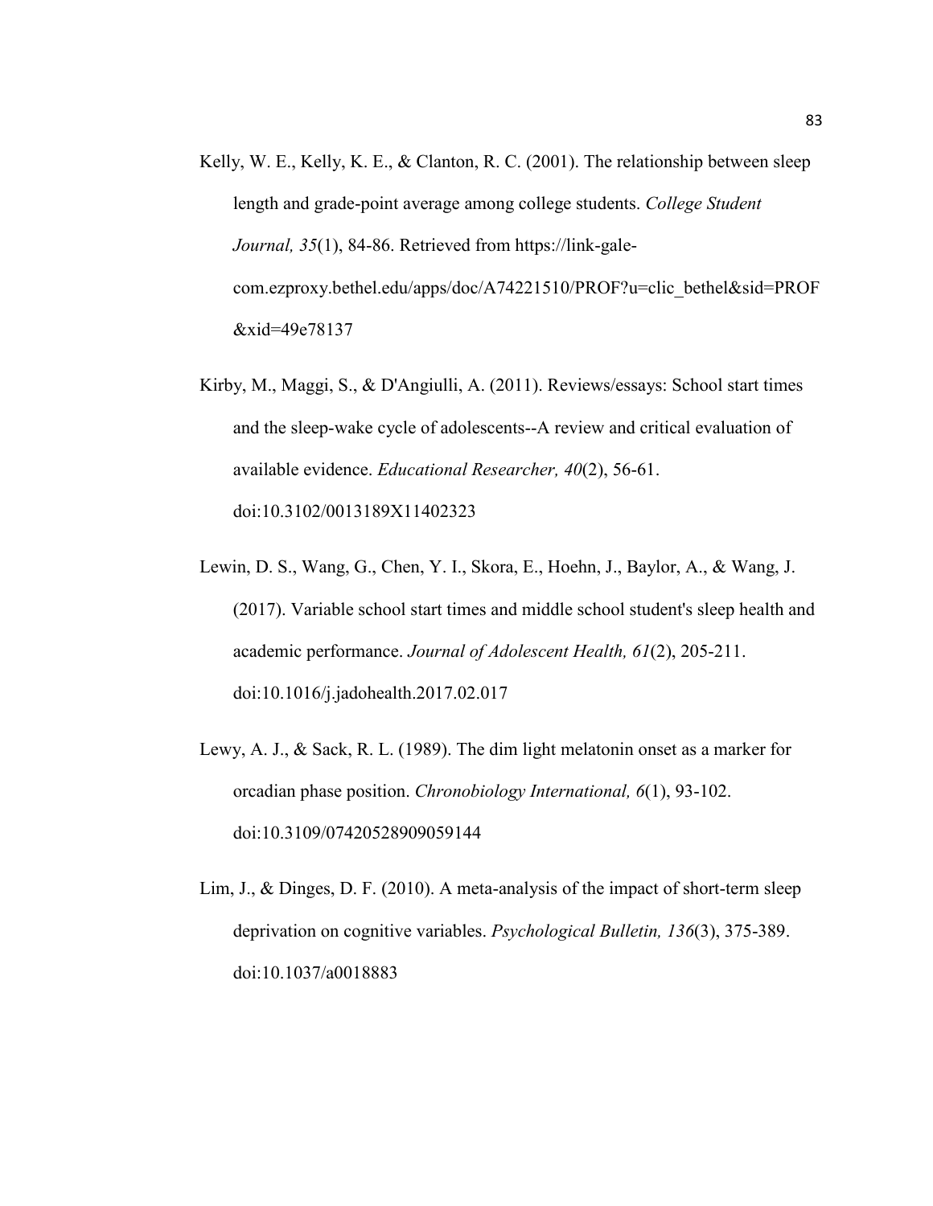Kelly, W. E., Kelly, K. E., & Clanton, R. C. (2001). The relationship between sleep length and grade-point average among college students. *College Student Journal, 35*(1), 84-86. Retrieved from https://link-gale-com.ezproxy.bethel.edu/apps/doc/A74221510/PROF?u=clic_bethel&sid=PROF&xid=49e78137

Kirby, M., Maggi, S., & D'Angiulli, A. (2011). Reviews/essays: School start times and the sleep-wake cycle of adolescents--A review and critical evaluation of available evidence. *Educational Researcher, 40*(2), 56-61. doi:10.3102/0013189X11402323

Lewin, D. S., Wang, G., Chen, Y. I., Skora, E., Hoehn, J., Baylor, A., & Wang, J. (2017). Variable school start times and middle school student's sleep health and academic performance. *Journal of Adolescent Health, 61*(2), 205-211. doi:10.1016/j.jadohealth.2017.02.017

Lewy, A. J., & Sack, R. L. (1989). The dim light melatonin onset as a marker for orcadian phase position. *Chronobiology International, 6*(1), 93-102. doi:10.3109/07420528909059144

Lim, J., & Dinges, D. F. (2010). A meta-analysis of the impact of short-term sleep deprivation on cognitive variables. *Psychological Bulletin, 136*(3), 375-389. doi:10.1037/a0018883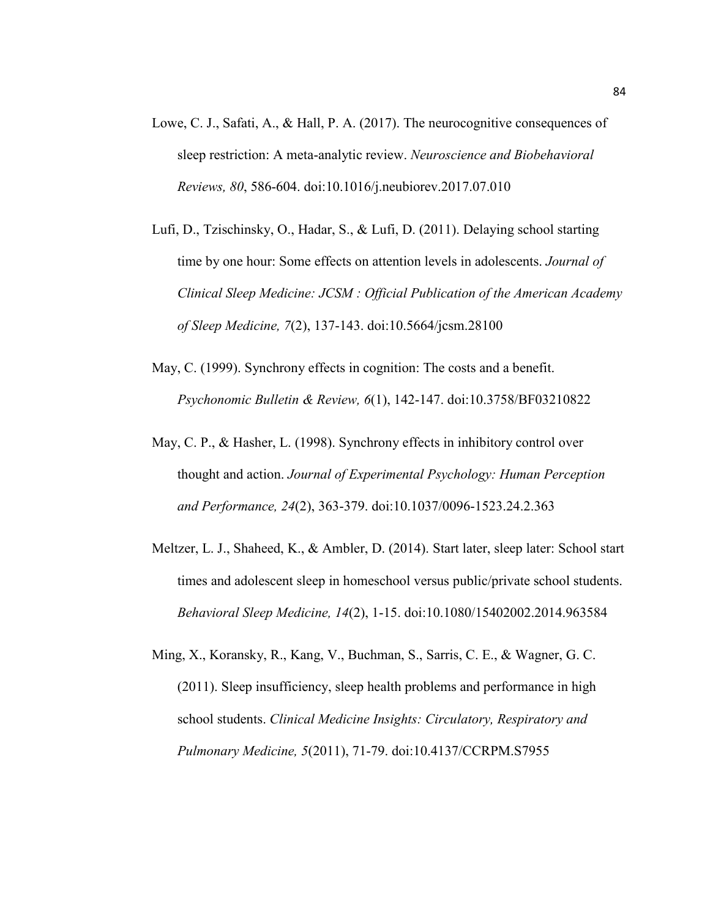Lowe, C. J., Safati, A., & Hall, P. A. (2017). The neurocognitive consequences of sleep restriction: A meta-analytic review. *Neuroscience and Biobehavioral Reviews, 80*, 586-604. doi:10.1016/j.neubiorev.2017.07.010

Lufi, D., Tzischinsky, O., Hadar, S., & Lufi, D. (2011). Delaying school starting time by one hour: Some effects on attention levels in adolescents. *Journal of Clinical Sleep Medicine: JCSM : Official Publication of the American Academy of Sleep Medicine, 7*(2), 137-143. doi:10.5664/jcsm.28100

May, C. (1999). Synchrony effects in cognition: The costs and a benefit. *Psychonomic Bulletin & Review, 6*(1), 142-147. doi:10.3758/BF03210822

May, C. P., & Hasher, L. (1998). Synchrony effects in inhibitory control over thought and action. *Journal of Experimental Psychology: Human Perception and Performance, 24*(2), 363-379. doi:10.1037/0096-1523.24.2.363

Meltzer, L. J., Shaheed, K., & Ambler, D. (2014). Start later, sleep later: School start times and adolescent sleep in homeschool versus public/private school students. *Behavioral Sleep Medicine, 14*(2), 1-15. doi:10.1080/15402002.2014.963584

Ming, X., Koransky, R., Kang, V., Buchman, S., Sarris, C. E., & Wagner, G. C. (2011). Sleep insufficiency, sleep health problems and performance in high school students. *Clinical Medicine Insights: Circulatory, Respiratory and Pulmonary Medicine, 5*(2011), 71-79. doi:10.4137/CCRPM.S7955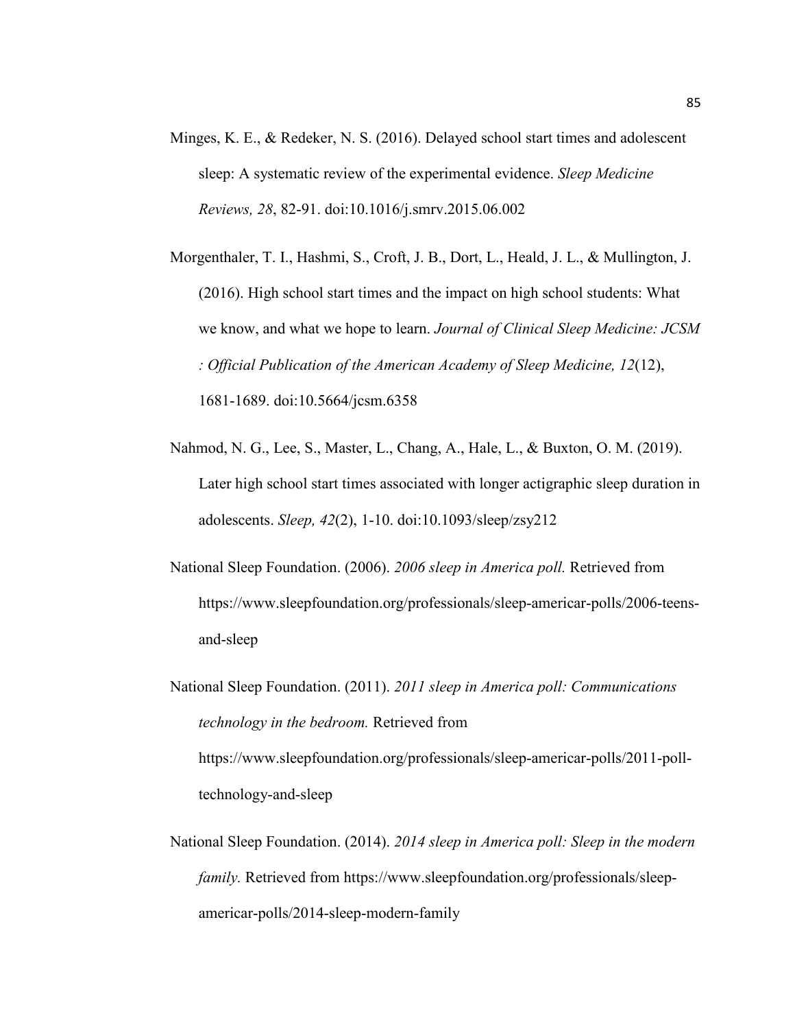Minges, K. E., & Redeker, N. S. (2016). Delayed school start times and adolescent sleep: A systematic review of the experimental evidence. *Sleep Medicine Reviews, 28*, 82-91. doi:10.1016/j.smrv.2015.06.002

Morgenthaler, T. I., Hashmi, S., Croft, J. B., Dort, L., Heald, J. L., & Mullington, J. (2016). High school start times and the impact on high school students: What we know, and what we hope to learn. *Journal of Clinical Sleep Medicine: JCSM : Official Publication of the American Academy of Sleep Medicine, 12*(12), 1681-1689. doi:10.5664/jcsm.6358

Nahmod, N. G., Lee, S., Master, L., Chang, A., Hale, L., & Buxton, O. M. (2019). Later high school start times associated with longer actigraphic sleep duration in adolescents. *Sleep, 42*(2), 1-10. doi:10.1093/sleep/zsy212

National Sleep Foundation. (2006). *2006 sleep in America poll.* Retrieved from https://www.sleepfoundation.org/professionals/sleep-americar-polls/2006-teens-and-sleep

National Sleep Foundation. (2011). *2011 sleep in America poll: Communications technology in the bedroom.* Retrieved from https://www.sleepfoundation.org/professionals/sleep-americar-polls/2011-poll-technology-and-sleep

National Sleep Foundation. (2014). *2014 sleep in America poll: Sleep in the modern family.* Retrieved from https://www.sleepfoundation.org/professionals/sleep-americar-polls/2014-sleep-modern-family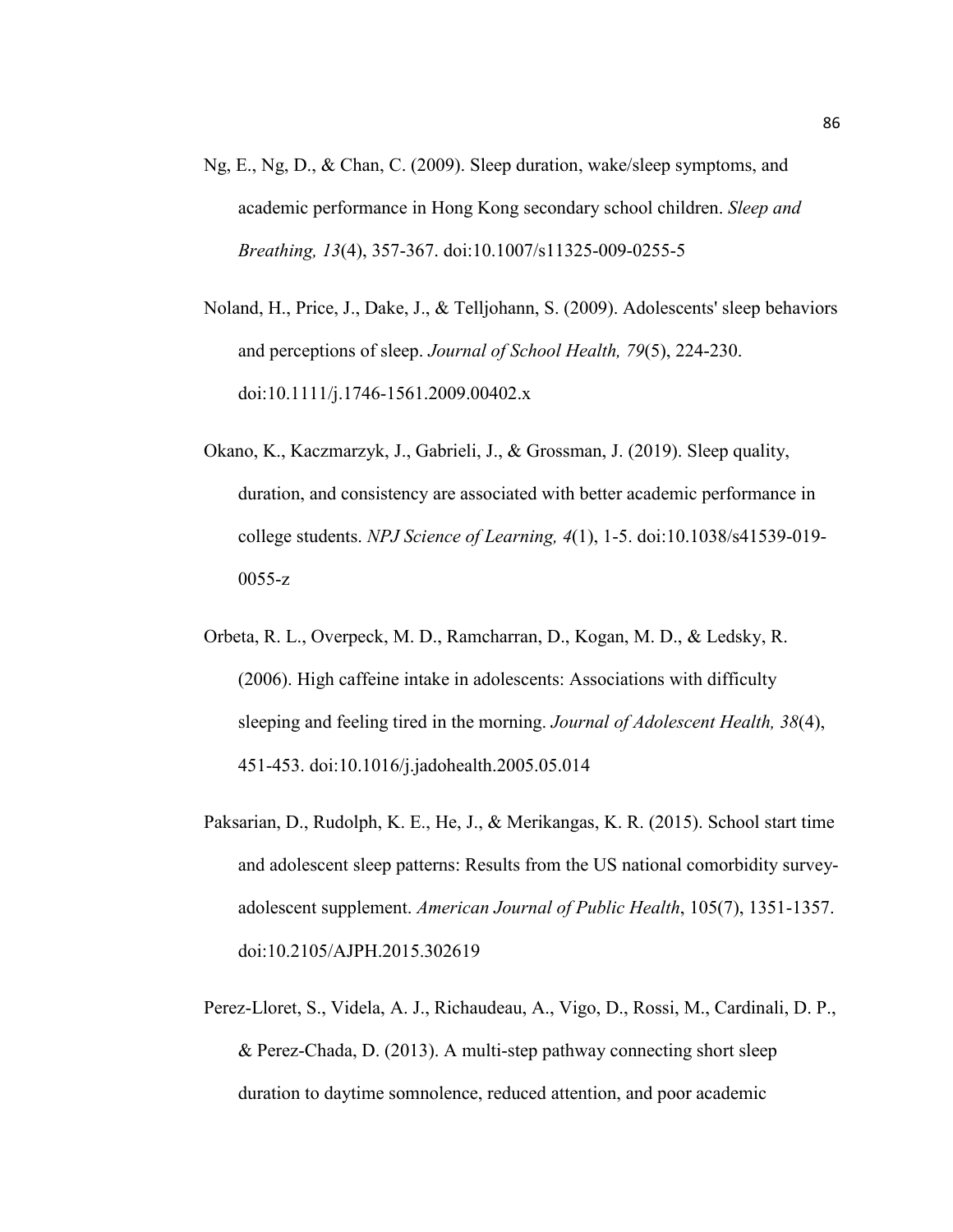Ng, E., Ng, D., & Chan, C. (2009). Sleep duration, wake/sleep symptoms, and academic performance in Hong Kong secondary school children. *Sleep and Breathing, 13*(4), 357-367. doi:10.1007/s11325-009-0255-5

Noland, H., Price, J., Dake, J., & Telljohann, S. (2009). Adolescents' sleep behaviors and perceptions of sleep. *Journal of School Health, 79*(5), 224-230. doi:10.1111/j.1746-1561.2009.00402.x

Okano, K., Kaczmarzyk, J., Gabrieli, J., & Grossman, J. (2019). Sleep quality, duration, and consistency are associated with better academic performance in college students. *NPJ Science of Learning, 4*(1), 1-5. doi:10.1038/s41539-019-0055-z

Orbeta, R. L., Overpeck, M. D., Ramcharran, D., Kogan, M. D., & Ledsky, R. (2006). High caffeine intake in adolescents: Associations with difficulty sleeping and feeling tired in the morning. *Journal of Adolescent Health, 38*(4), 451-453. doi:10.1016/j.jadohealth.2005.05.014

Paksarian, D., Rudolph, K. E., He, J., & Merikangas, K. R. (2015). School start time and adolescent sleep patterns: Results from the US national comorbidity survey-adolescent supplement. *American Journal of Public Health*, 105(7), 1351-1357. doi:10.2105/AJPH.2015.302619

Perez-Lloret, S., Videla, A. J., Richaudeau, A., Vigo, D., Rossi, M., Cardinali, D. P., & Perez-Chada, D. (2013). A multi-step pathway connecting short sleep duration to daytime somnolence, reduced attention, and poor academic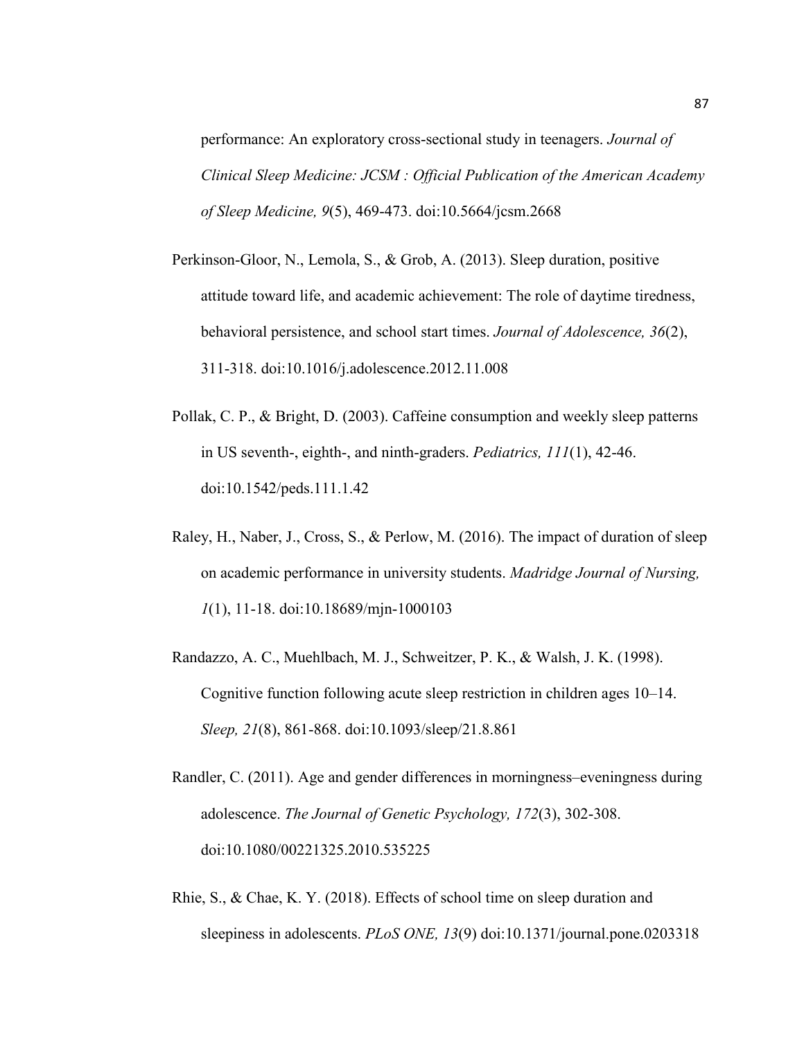performance: An exploratory cross-sectional study in teenagers. *Journal of Clinical Sleep Medicine: JCSM : Official Publication of the American Academy of Sleep Medicine, 9*(5), 469-473. doi:10.5664/jcsm.2668

Perkinson-Gloor, N., Lemola, S., & Grob, A. (2013). Sleep duration, positive attitude toward life, and academic achievement: The role of daytime tiredness, behavioral persistence, and school start times. *Journal of Adolescence, 36*(2), 311-318. doi:10.1016/j.adolescence.2012.11.008

Pollak, C. P., & Bright, D. (2003). Caffeine consumption and weekly sleep patterns in US seventh-, eighth-, and ninth-graders. *Pediatrics, 111*(1), 42-46. doi:10.1542/peds.111.1.42

Raley, H., Naber, J., Cross, S., & Perlow, M. (2016). The impact of duration of sleep on academic performance in university students. *Madridge Journal of Nursing, 1*(1), 11-18. doi:10.18689/mjn-1000103

Randazzo, A. C., Muehlbach, M. J., Schweitzer, P. K., & Walsh, J. K. (1998). Cognitive function following acute sleep restriction in children ages 10–14. *Sleep, 21*(8), 861-868. doi:10.1093/sleep/21.8.861

Randler, C. (2011). Age and gender differences in morningness–eveningness during adolescence. *The Journal of Genetic Psychology, 172*(3), 302-308. doi:10.1080/00221325.2010.535225

Rhie, S., & Chae, K. Y. (2018). Effects of school time on sleep duration and sleepiness in adolescents. *PLoS ONE, 13*(9) doi:10.1371/journal.pone.0203318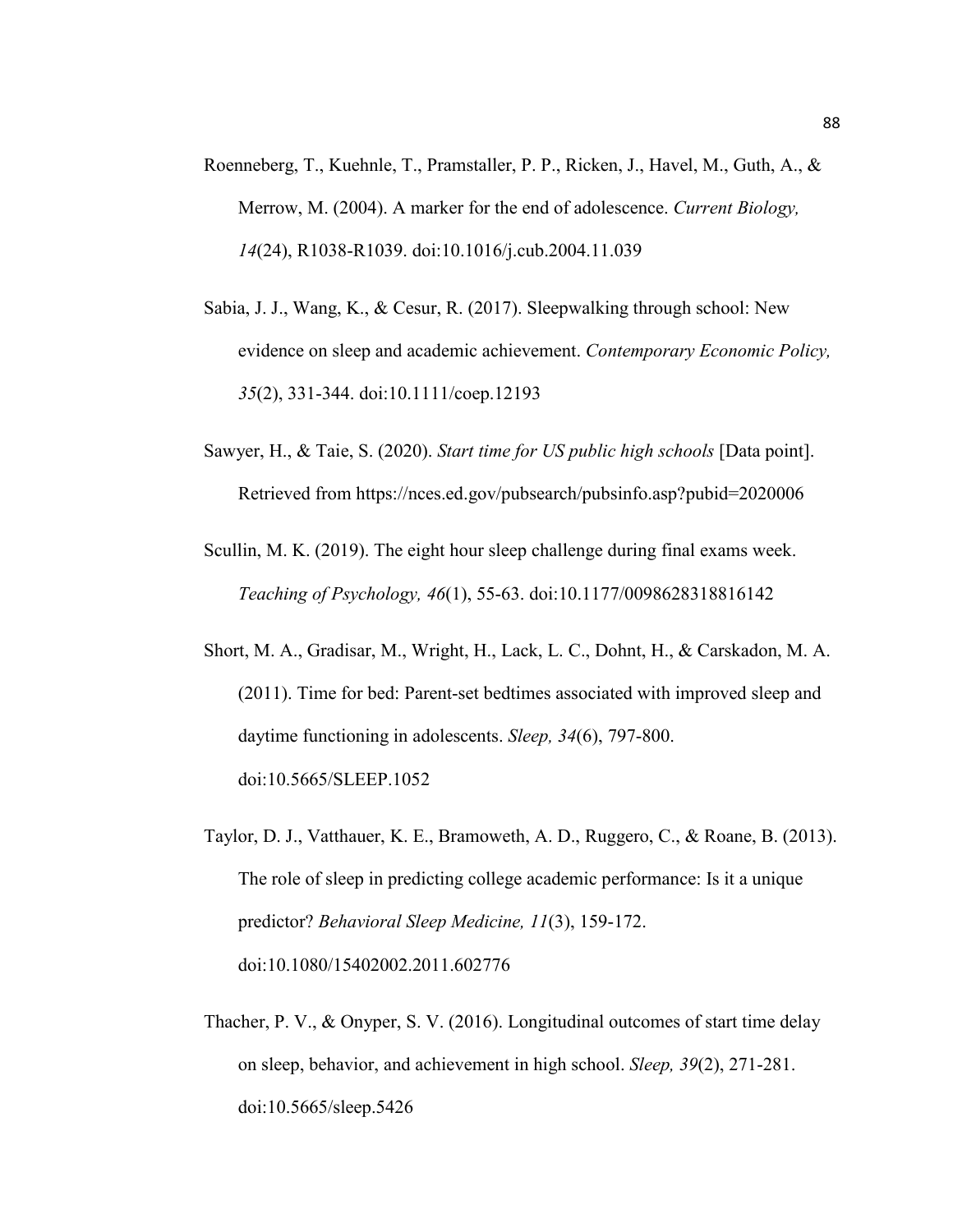Roenneberg, T., Kuehnle, T., Pramstaller, P. P., Ricken, J., Havel, M., Guth, A., & Merrow, M. (2004). A marker for the end of adolescence. *Current Biology, 14*(24), R1038-R1039. doi:10.1016/j.cub.2004.11.039

Sabia, J. J., Wang, K., & Cesur, R. (2017). Sleepwalking through school: New evidence on sleep and academic achievement. *Contemporary Economic Policy, 35*(2), 331-344. doi:10.1111/coep.12193

Sawyer, H., & Taie, S. (2020). *Start time for US public high schools* [Data point]. Retrieved from https://nces.ed.gov/pubsearch/pubsinfo.asp?pubid=2020006

Scullin, M. K. (2019). The eight hour sleep challenge during final exams week. *Teaching of Psychology, 46*(1), 55-63. doi:10.1177/0098628318816142

Short, M. A., Gradisar, M., Wright, H., Lack, L. C., Dohnt, H., & Carskadon, M. A. (2011). Time for bed: Parent-set bedtimes associated with improved sleep and daytime functioning in adolescents. *Sleep, 34*(6), 797-800. doi:10.5665/SLEEP.1052

Taylor, D. J., Vatthauer, K. E., Bramoweth, A. D., Ruggero, C., & Roane, B. (2013). The role of sleep in predicting college academic performance: Is it a unique predictor? *Behavioral Sleep Medicine, 11*(3), 159-172. doi:10.1080/15402002.2011.602776

Thacher, P. V., & Onyper, S. V. (2016). Longitudinal outcomes of start time delay on sleep, behavior, and achievement in high school. *Sleep, 39*(2), 271-281. doi:10.5665/sleep.5426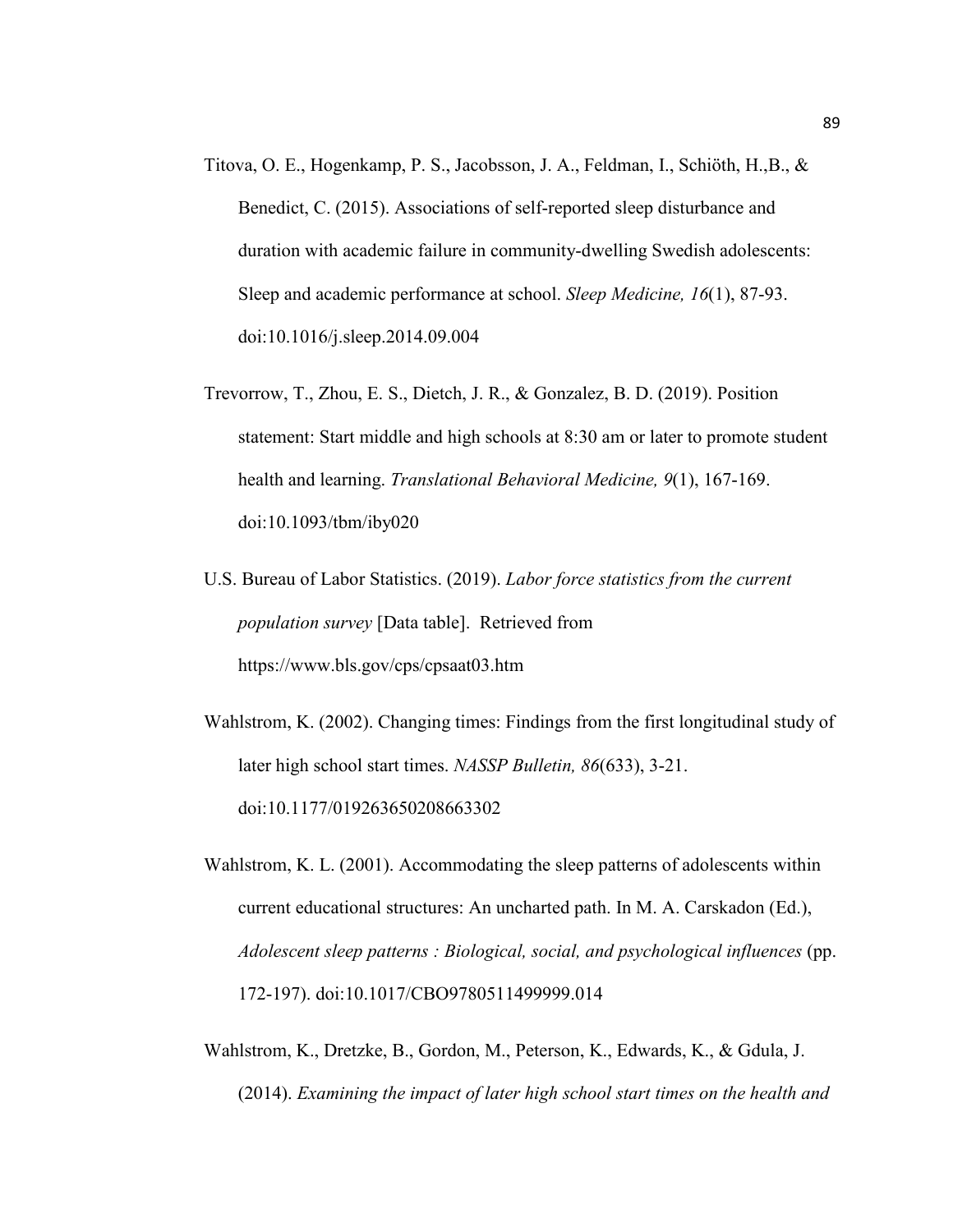Titova, O. E., Hogenkamp, P. S., Jacobsson, J. A., Feldman, I., Schiöth, H.,B., & Benedict, C. (2015). Associations of self-reported sleep disturbance and duration with academic failure in community-dwelling Swedish adolescents: Sleep and academic performance at school. *Sleep Medicine, 16*(1), 87-93. doi:10.1016/j.sleep.2014.09.004

Trevorrow, T., Zhou, E. S., Dietch, J. R., & Gonzalez, B. D. (2019). Position statement: Start middle and high schools at 8:30 am or later to promote student health and learning. *Translational Behavioral Medicine, 9*(1), 167-169. doi:10.1093/tbm/iby020

U.S. Bureau of Labor Statistics. (2019). *Labor force statistics from the current population survey* [Data table]. Retrieved from https://www.bls.gov/cps/cpsaat03.htm

Wahlstrom, K. (2002). Changing times: Findings from the first longitudinal study of later high school start times. *NASSP Bulletin, 86*(633), 3-21. doi:10.1177/019263650208663302

Wahlstrom, K. L. (2001). Accommodating the sleep patterns of adolescents within current educational structures: An uncharted path. In M. A. Carskadon (Ed.), *Adolescent sleep patterns : Biological, social, and psychological influences* (pp. 172-197). doi:10.1017/CBO9780511499999.014

Wahlstrom, K., Dretzke, B., Gordon, M., Peterson, K., Edwards, K., & Gdula, J. (2014). *Examining the impact of later high school start times on the health and*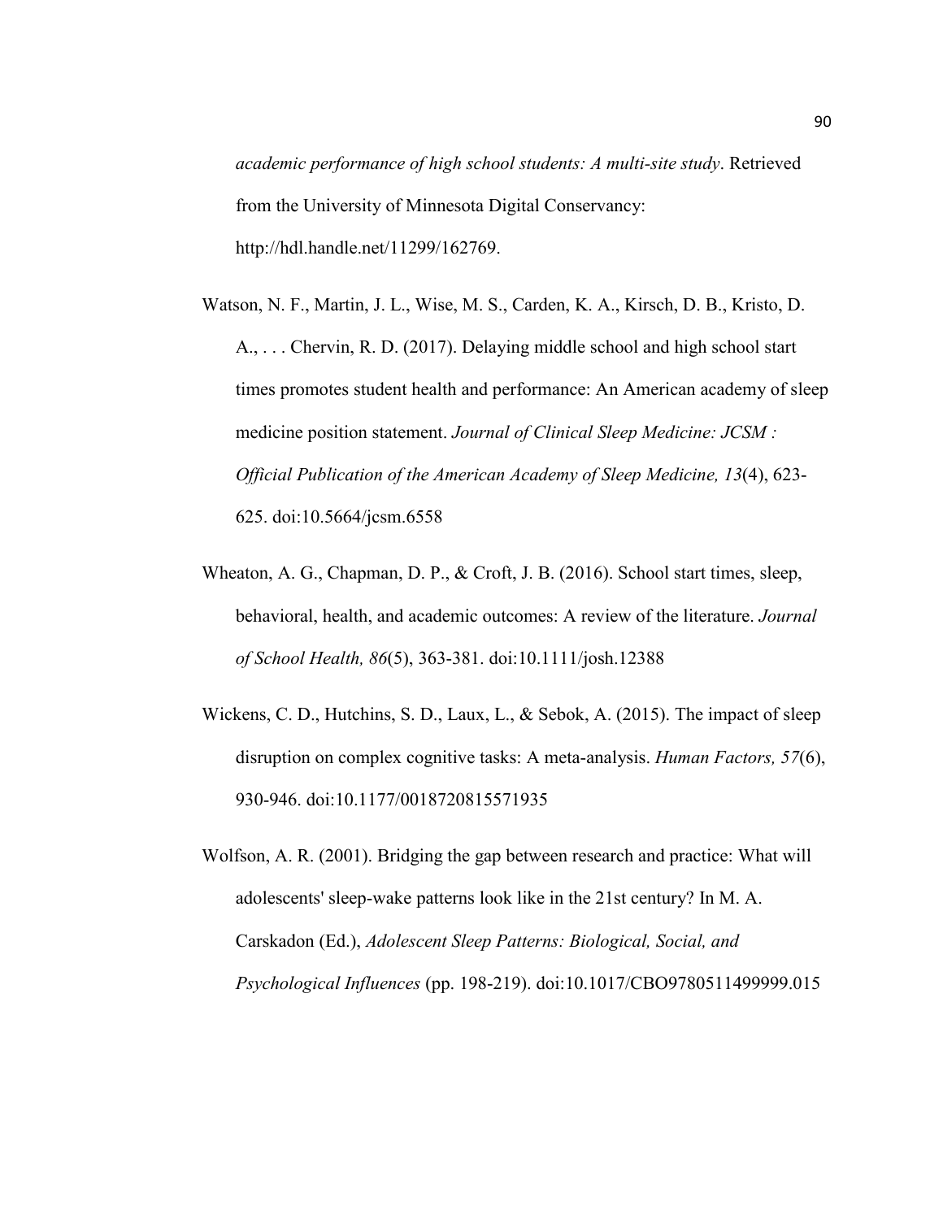*academic performance of high school students: A multi-site study*. Retrieved from the University of Minnesota Digital Conservancy: http://hdl.handle.net/11299/162769.

Watson, N. F., Martin, J. L., Wise, M. S., Carden, K. A., Kirsch, D. B., Kristo, D. A., . . . Chervin, R. D. (2017). Delaying middle school and high school start times promotes student health and performance: An American academy of sleep medicine position statement. *Journal of Clinical Sleep Medicine: JCSM : Official Publication of the American Academy of Sleep Medicine, 13*(4), 623-625. doi:10.5664/jcsm.6558

Wheaton, A. G., Chapman, D. P., & Croft, J. B. (2016). School start times, sleep, behavioral, health, and academic outcomes: A review of the literature. *Journal of School Health, 86*(5), 363-381. doi:10.1111/josh.12388

Wickens, C. D., Hutchins, S. D., Laux, L., & Sebok, A. (2015). The impact of sleep disruption on complex cognitive tasks: A meta-analysis. *Human Factors, 57*(6), 930-946. doi:10.1177/0018720815571935

Wolfson, A. R. (2001). Bridging the gap between research and practice: What will adolescents' sleep-wake patterns look like in the 21st century? In M. A. Carskadon (Ed.), *Adolescent Sleep Patterns: Biological, Social, and Psychological Influences* (pp. 198-219). doi:10.1017/CBO9780511499999.015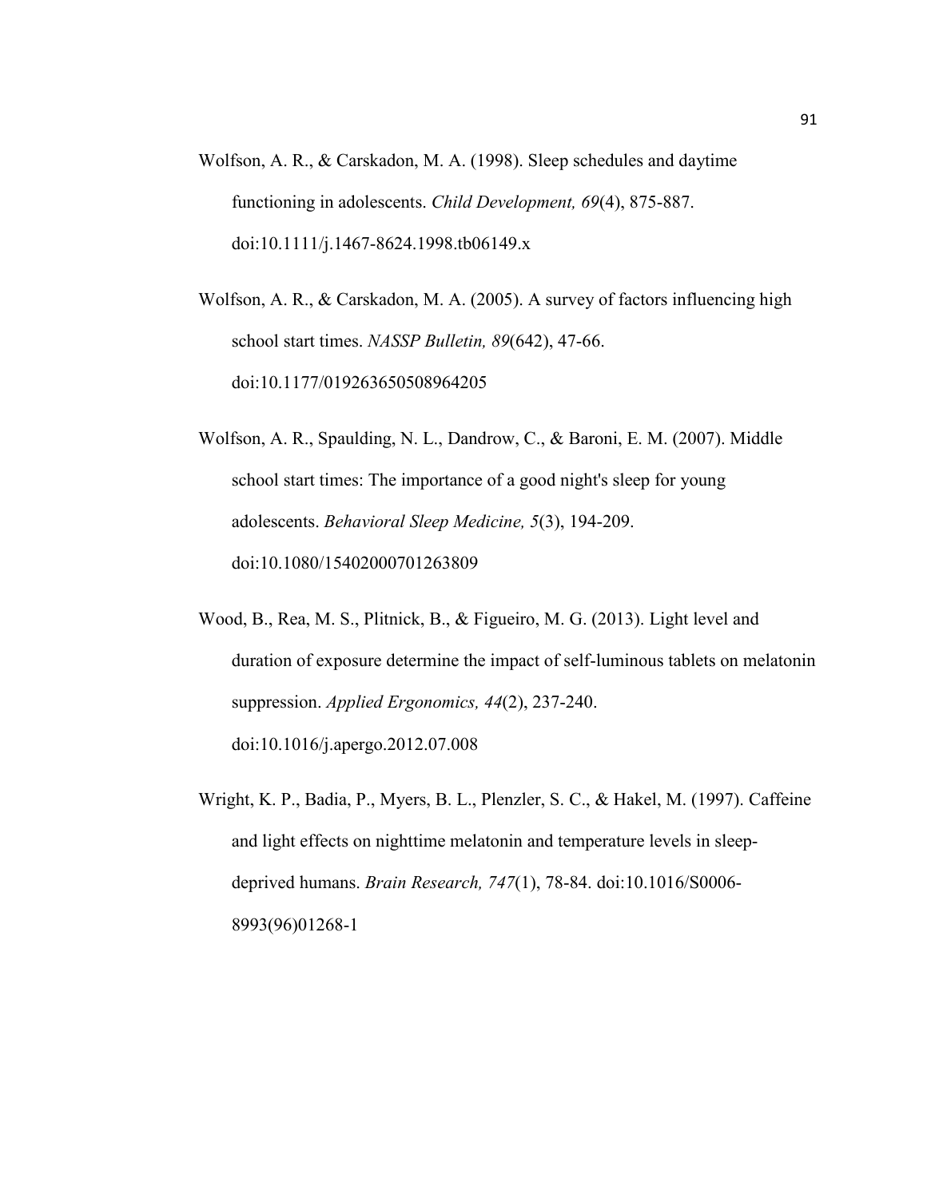Wolfson, A. R., & Carskadon, M. A. (1998). Sleep schedules and daytime functioning in adolescents. *Child Development, 69*(4), 875-887. doi:10.1111/j.1467-8624.1998.tb06149.x

Wolfson, A. R., & Carskadon, M. A. (2005). A survey of factors influencing high school start times. *NASSP Bulletin, 89*(642), 47-66. doi:10.1177/019263650508964205

Wolfson, A. R., Spaulding, N. L., Dandrow, C., & Baroni, E. M. (2007). Middle school start times: The importance of a good night's sleep for young adolescents. *Behavioral Sleep Medicine, 5*(3), 194-209. doi:10.1080/15402000701263809

Wood, B., Rea, M. S., Plitnick, B., & Figueiro, M. G. (2013). Light level and duration of exposure determine the impact of self-luminous tablets on melatonin suppression. *Applied Ergonomics, 44*(2), 237-240. doi:10.1016/j.apergo.2012.07.008

Wright, K. P., Badia, P., Myers, B. L., Plenzler, S. C., & Hakel, M. (1997). Caffeine and light effects on nighttime melatonin and temperature levels in sleep-deprived humans. *Brain Research, 747*(1), 78-84. doi:10.1016/S0006-8993(96)01268-1